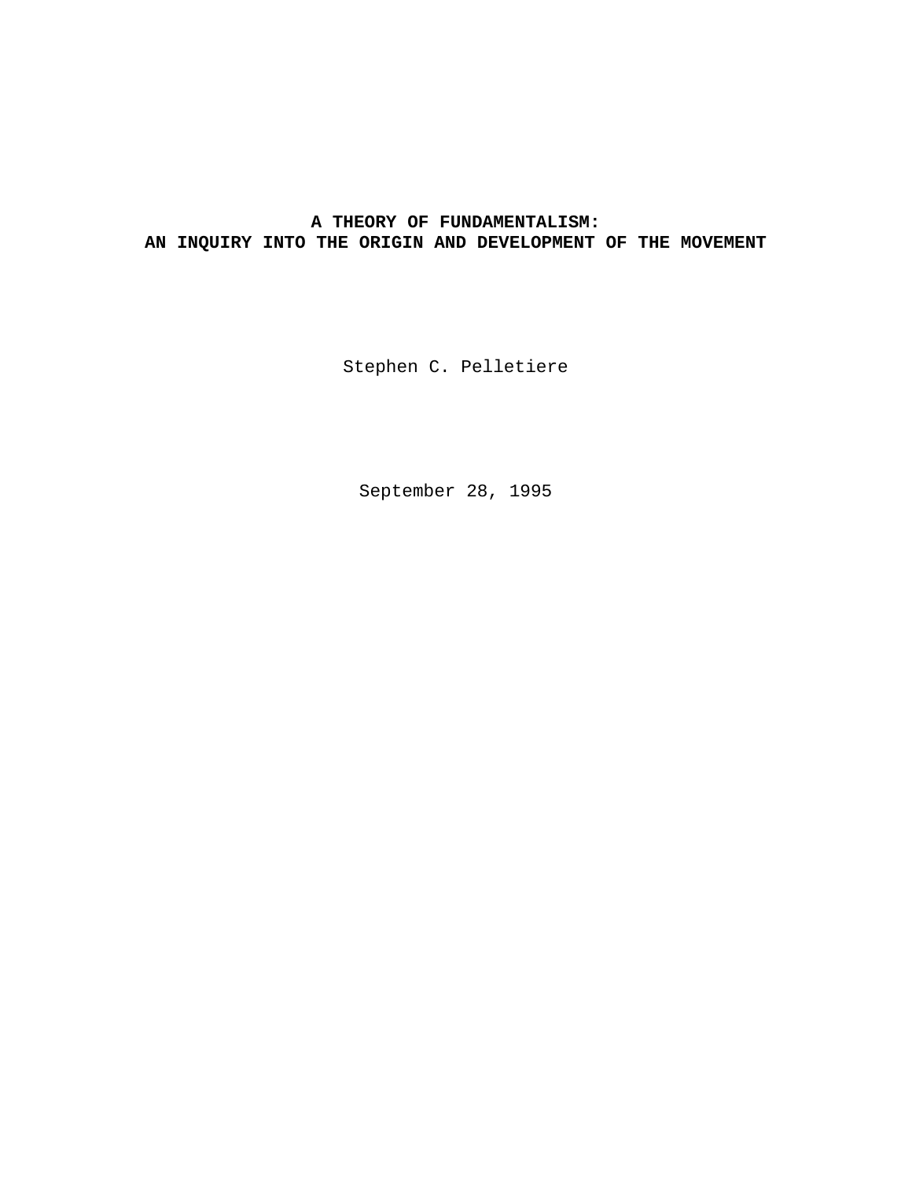# A THEORY OF FUNDAMENTALISM: AN INQUIRY INTO THE ORIGIN AND DEVELOPMENT OF THE MOVEMENT

Stephen C. Pelletiere

September 28, 1995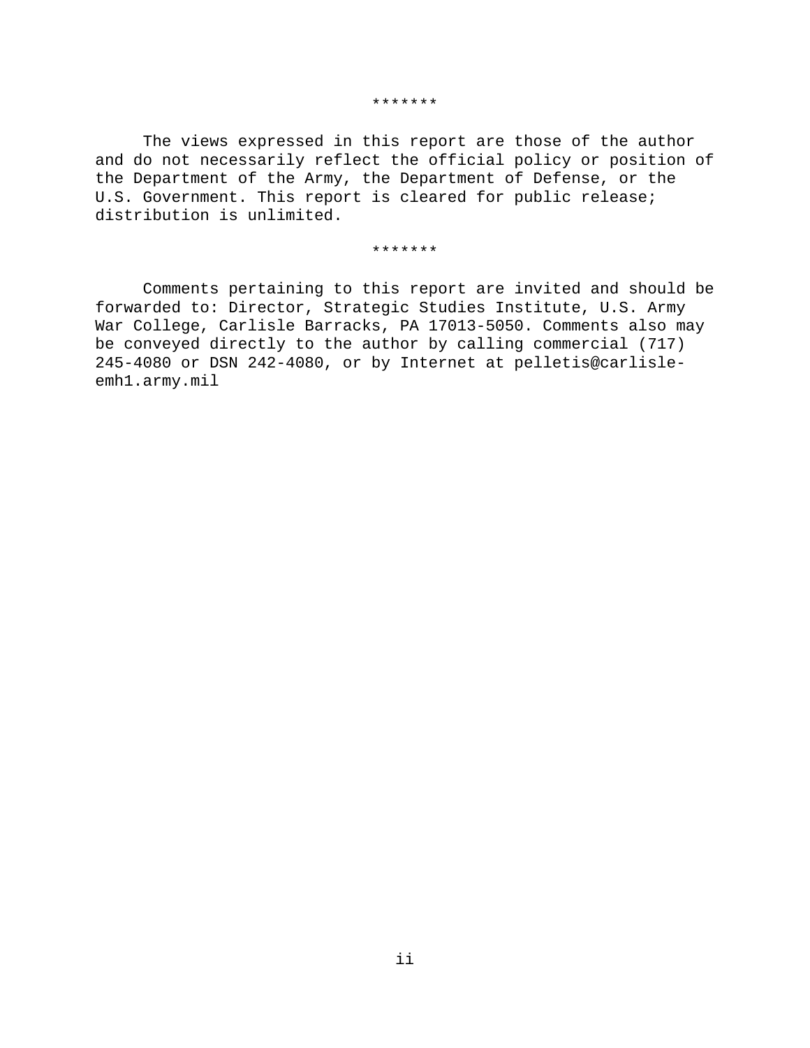*******

The views expressed in this report are those of the author and do not necessarily reflect the official policy or position of the Department of the Army, the Department of Defense, or the U.S. Government. This report is cleared for public release; distribution is unlimited.

*******

Comments pertaining to this report are invited and should be forwarded to: Director, Strategic Studies Institute, U.S. Army War College, Carlisle Barracks, PA 17013-5050. Comments also may be conveyed directly to the author by calling commercial (717) 245-4080 or DSN 242-4080, or by Internet at pelletis@carlisle-emh1.army.mil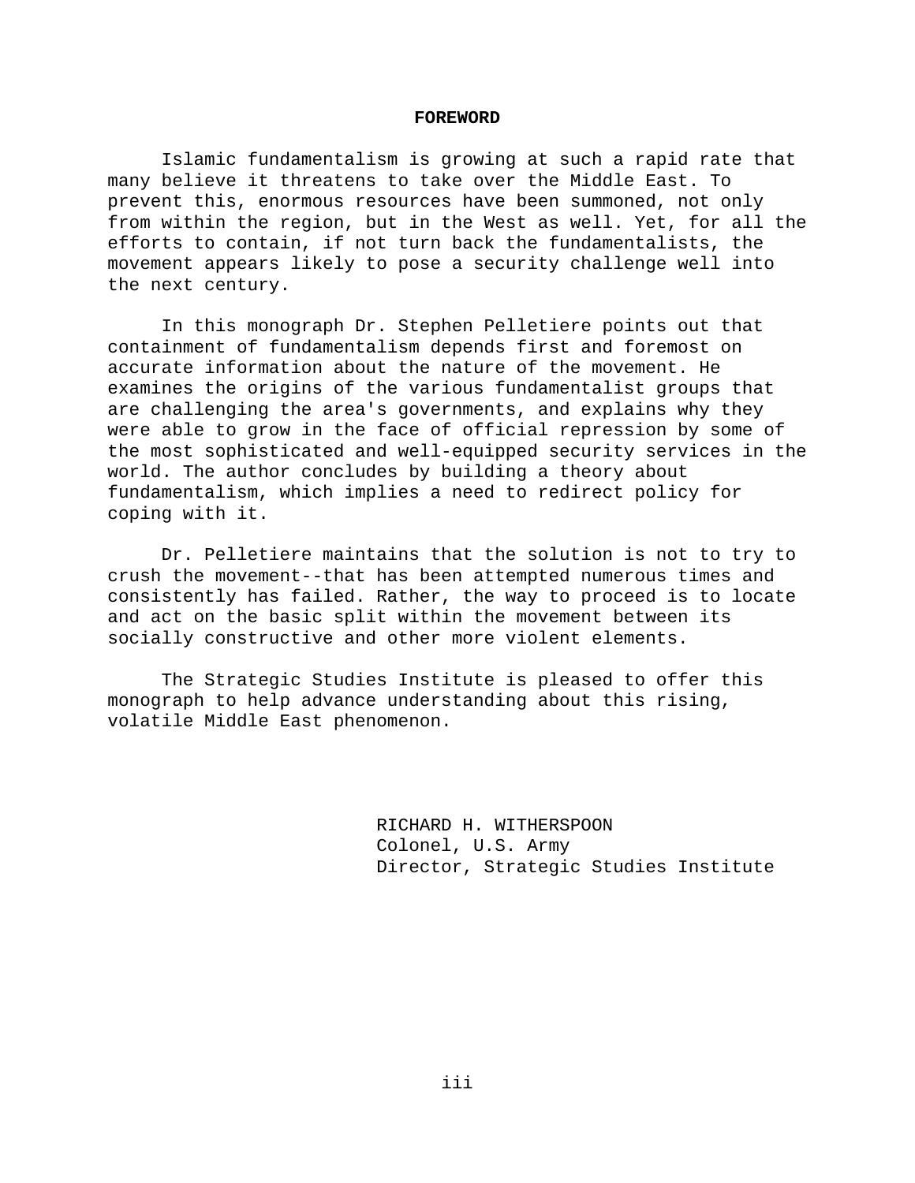# FOREWORD

Islamic fundamentalism is growing at such a rapid rate that many believe it threatens to take over the Middle East. To prevent this, enormous resources have been summoned, not only from within the region, but in the West as well. Yet, for all the efforts to contain, if not turn back the fundamentalists, the movement appears likely to pose a security challenge well into the next century.

In this monograph Dr. Stephen Pelletiere points out that containment of fundamentalism depends first and foremost on accurate information about the nature of the movement. He examines the origins of the various fundamentalist groups that are challenging the area's governments, and explains why they were able to grow in the face of official repression by some of the most sophisticated and well-equipped security services in the world. The author concludes by building a theory about fundamentalism, which implies a need to redirect policy for coping with it.

Dr. Pelletiere maintains that the solution is not to try to crush the movement--that has been attempted numerous times and consistently has failed. Rather, the way to proceed is to locate and act on the basic split within the movement between its socially constructive and other more violent elements.

The Strategic Studies Institute is pleased to offer this monograph to help advance understanding about this rising, volatile Middle East phenomenon.

RICHARD H. WITHERSPOON
Colonel, U.S. Army
Director, Strategic Studies Institute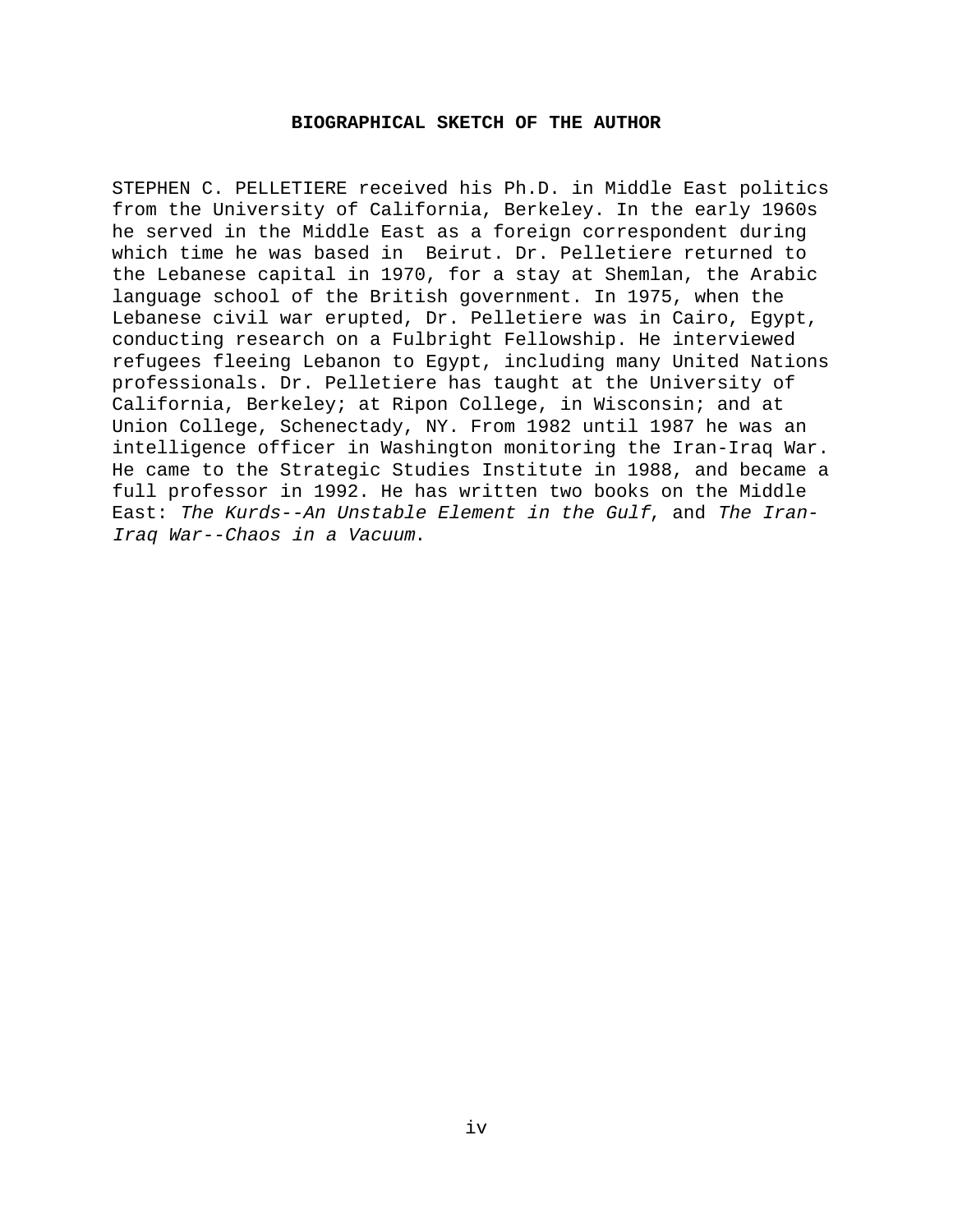## BIOGRAPHICAL SKETCH OF THE AUTHOR

STEPHEN C. PELLETIERE received his Ph.D. in Middle East politics from the University of California, Berkeley. In the early 1960s he served in the Middle East as a foreign correspondent during which time he was based in Beirut. Dr. Pelletiere returned to the Lebanese capital in 1970, for a stay at Shemlan, the Arabic language school of the British government. In 1975, when the Lebanese civil war erupted, Dr. Pelletiere was in Cairo, Egypt, conducting research on a Fulbright Fellowship. He interviewed refugees fleeing Lebanon to Egypt, including many United Nations professionals. Dr. Pelletiere has taught at the University of California, Berkeley; at Ripon College, in Wisconsin; and at Union College, Schenectady, NY. From 1982 until 1987 he was an intelligence officer in Washington monitoring the Iran-Iraq War. He came to the Strategic Studies Institute in 1988, and became a full professor in 1992. He has written two books on the Middle East: *The Kurds--An Unstable Element in the Gulf*, and *The Iran-Iraq War--Chaos in a Vacuum*.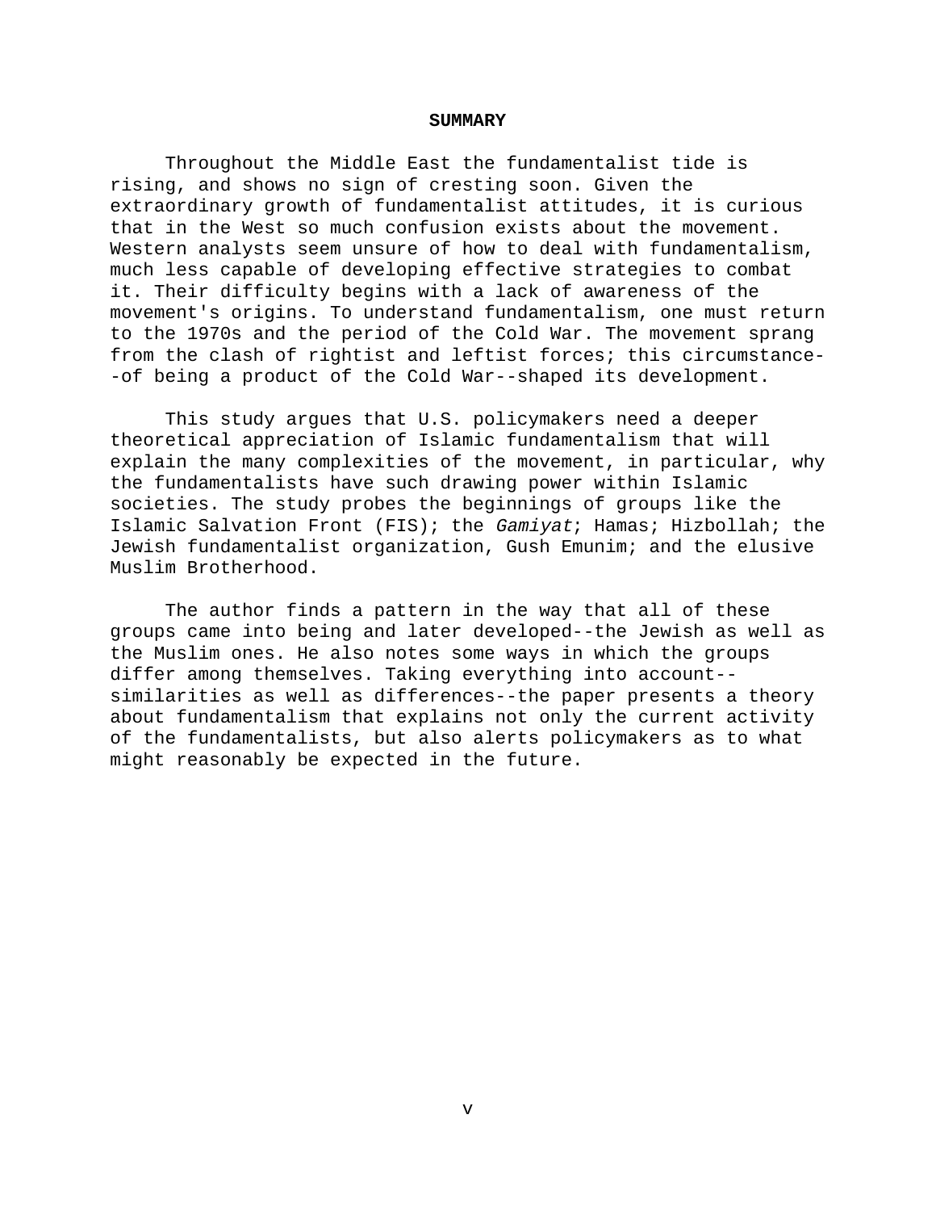## SUMMARY

Throughout the Middle East the fundamentalist tide is rising, and shows no sign of cresting soon. Given the extraordinary growth of fundamentalist attitudes, it is curious that in the West so much confusion exists about the movement. Western analysts seem unsure of how to deal with fundamentalism, much less capable of developing effective strategies to combat it. Their difficulty begins with a lack of awareness of the movement's origins. To understand fundamentalism, one must return to the 1970s and the period of the Cold War. The movement sprang from the clash of rightist and leftist forces; this circumstance--of being a product of the Cold War--shaped its development.

This study argues that U.S. policymakers need a deeper theoretical appreciation of Islamic fundamentalism that will explain the many complexities of the movement, in particular, why the fundamentalists have such drawing power within Islamic societies. The study probes the beginnings of groups like the Islamic Salvation Front (FIS); the *Gamiyat*; Hamas; Hizbollah; the Jewish fundamentalist organization, Gush Emunim; and the elusive Muslim Brotherhood.

The author finds a pattern in the way that all of these groups came into being and later developed--the Jewish as well as the Muslim ones. He also notes some ways in which the groups differ among themselves. Taking everything into account--similarities as well as differences--the paper presents a theory about fundamentalism that explains not only the current activity of the fundamentalists, but also alerts policymakers as to what might reasonably be expected in the future.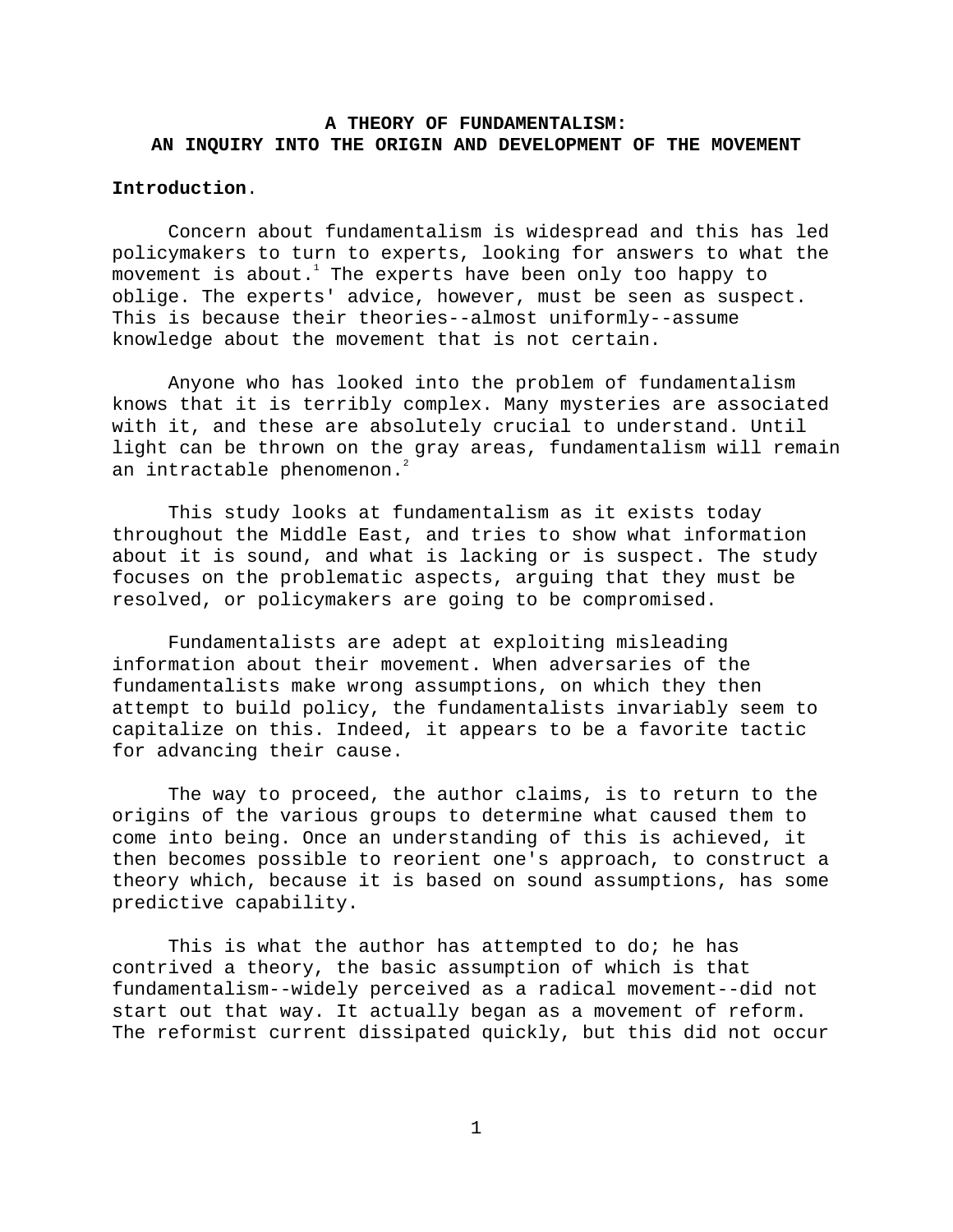# A THEORY OF FUNDAMENTALISM: AN INQUIRY INTO THE ORIGIN AND DEVELOPMENT OF THE MOVEMENT

**Introduction**.

Concern about fundamentalism is widespread and this has led policymakers to turn to experts, looking for answers to what the movement is about.[1] The experts have been only too happy to oblige. The experts' advice, however, must be seen as suspect. This is because their theories--almost uniformly--assume knowledge about the movement that is not certain.

Anyone who has looked into the problem of fundamentalism knows that it is terribly complex. Many mysteries are associated with it, and these are absolutely crucial to understand. Until light can be thrown on the gray areas, fundamentalism will remain an intractable phenomenon.[2]

This study looks at fundamentalism as it exists today throughout the Middle East, and tries to show what information about it is sound, and what is lacking or is suspect. The study focuses on the problematic aspects, arguing that they must be resolved, or policymakers are going to be compromised.

Fundamentalists are adept at exploiting misleading information about their movement. When adversaries of the fundamentalists make wrong assumptions, on which they then attempt to build policy, the fundamentalists invariably seem to capitalize on this. Indeed, it appears to be a favorite tactic for advancing their cause.

The way to proceed, the author claims, is to return to the origins of the various groups to determine what caused them to come into being. Once an understanding of this is achieved, it then becomes possible to reorient one's approach, to construct a theory which, because it is based on sound assumptions, has some predictive capability.

This is what the author has attempted to do; he has contrived a theory, the basic assumption of which is that fundamentalism--widely perceived as a radical movement--did not start out that way. It actually began as a movement of reform. The reformist current dissipated quickly, but this did not occur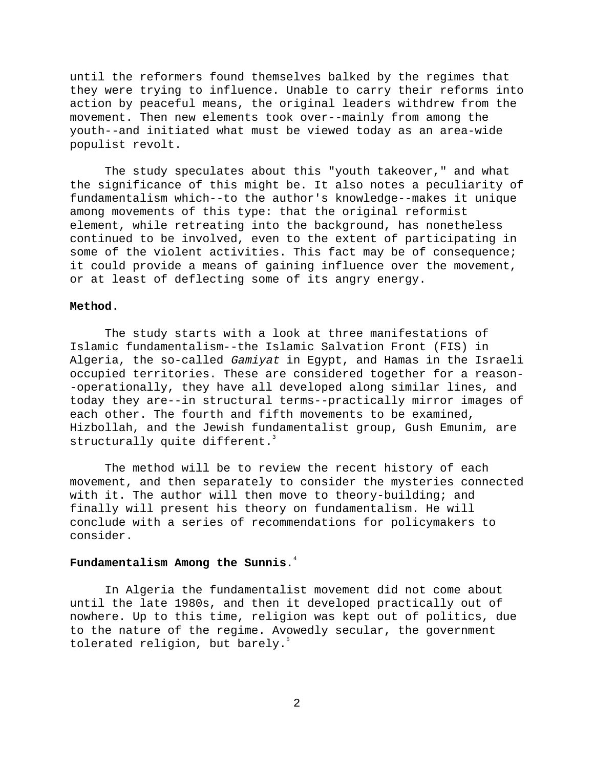until the reformers found themselves balked by the regimes that they were trying to influence. Unable to carry their reforms into action by peaceful means, the original leaders withdrew from the movement. Then new elements took over--mainly from among the youth--and initiated what must be viewed today as an area-wide populist revolt.

The study speculates about this "youth takeover," and what the significance of this might be. It also notes a peculiarity of fundamentalism which--to the author's knowledge--makes it unique among movements of this type: that the original reformist element, while retreating into the background, has nonetheless continued to be involved, even to the extent of participating in some of the violent activities. This fact may be of consequence; it could provide a means of gaining influence over the movement, or at least of deflecting some of its angry energy.

**Method**.

The study starts with a look at three manifestations of Islamic fundamentalism--the Islamic Salvation Front (FIS) in Algeria, the so-called *Gamiyat* in Egypt, and Hamas in the Israeli occupied territories. These are considered together for a reason--operationally, they have all developed along similar lines, and today they are--in structural terms--practically mirror images of each other. The fourth and fifth movements to be examined, Hizbollah, and the Jewish fundamentalist group, Gush Emunim, are structurally quite different.[3]

The method will be to review the recent history of each movement, and then separately to consider the mysteries connected with it. The author will then move to theory-building; and finally will present his theory on fundamentalism. He will conclude with a series of recommendations for policymakers to consider.

**Fundamentalism Among the Sunnis**.[4]

In Algeria the fundamentalist movement did not come about until the late 1980s, and then it developed practically out of nowhere. Up to this time, religion was kept out of politics, due to the nature of the regime. Avowedly secular, the government tolerated religion, but barely.[5]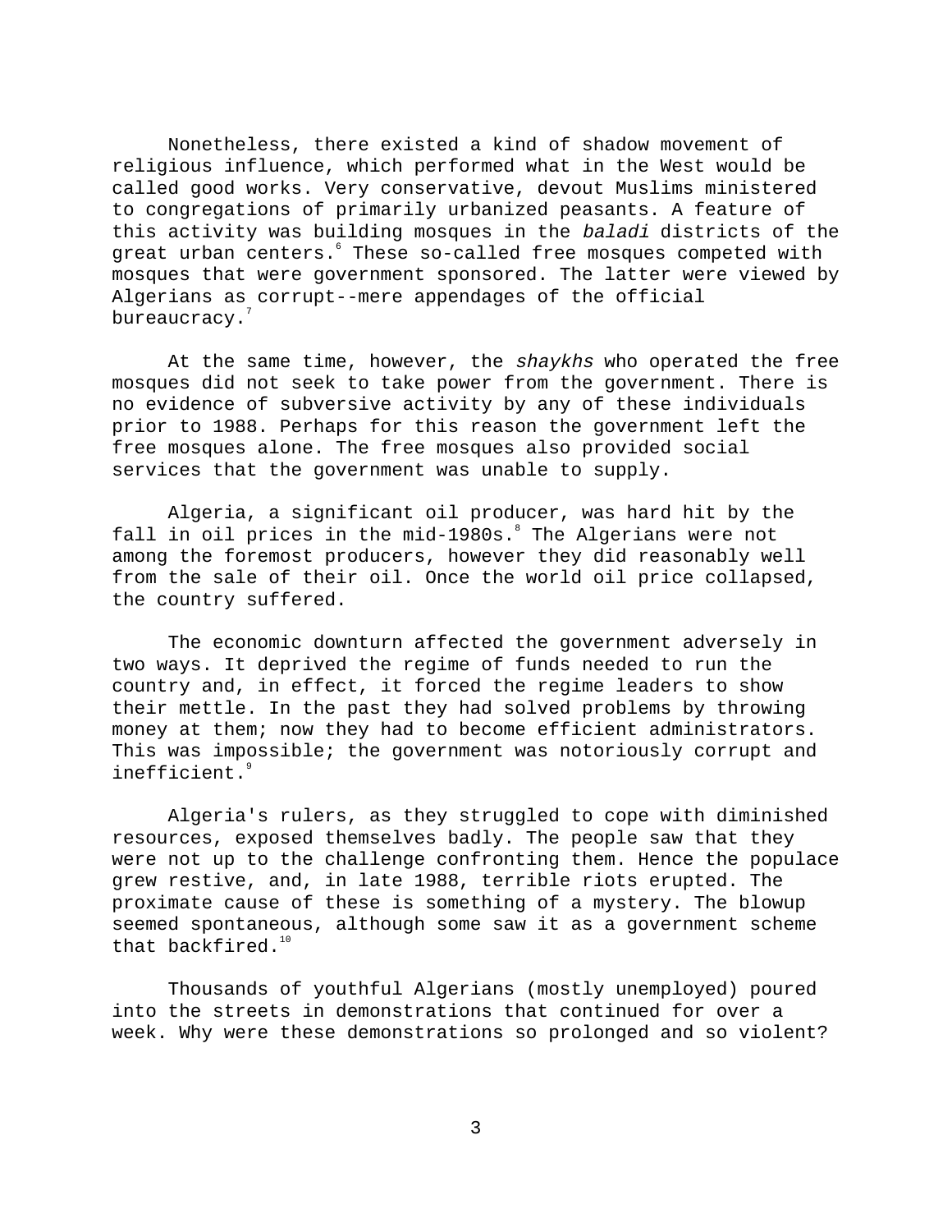Nonetheless, there existed a kind of shadow movement of religious influence, which performed what in the West would be called good works. Very conservative, devout Muslims ministered to congregations of primarily urbanized peasants. A feature of this activity was building mosques in the *baladi* districts of the great urban centers.[6] These so-called free mosques competed with mosques that were government sponsored. The latter were viewed by Algerians as corrupt--mere appendages of the official bureaucracy.[7]

At the same time, however, the *shaykhs* who operated the free mosques did not seek to take power from the government. There is no evidence of subversive activity by any of these individuals prior to 1988. Perhaps for this reason the government left the free mosques alone. The free mosques also provided social services that the government was unable to supply.

Algeria, a significant oil producer, was hard hit by the fall in oil prices in the mid-1980s.[8] The Algerians were not among the foremost producers, however they did reasonably well from the sale of their oil. Once the world oil price collapsed, the country suffered.

The economic downturn affected the government adversely in two ways. It deprived the regime of funds needed to run the country and, in effect, it forced the regime leaders to show their mettle. In the past they had solved problems by throwing money at them; now they had to become efficient administrators. This was impossible; the government was notoriously corrupt and inefficient.[9]

Algeria's rulers, as they struggled to cope with diminished resources, exposed themselves badly. The people saw that they were not up to the challenge confronting them. Hence the populace grew restive, and, in late 1988, terrible riots erupted. The proximate cause of these is something of a mystery. The blowup seemed spontaneous, although some saw it as a government scheme that backfired.[10]

Thousands of youthful Algerians (mostly unemployed) poured into the streets in demonstrations that continued for over a week. Why were these demonstrations so prolonged and so violent?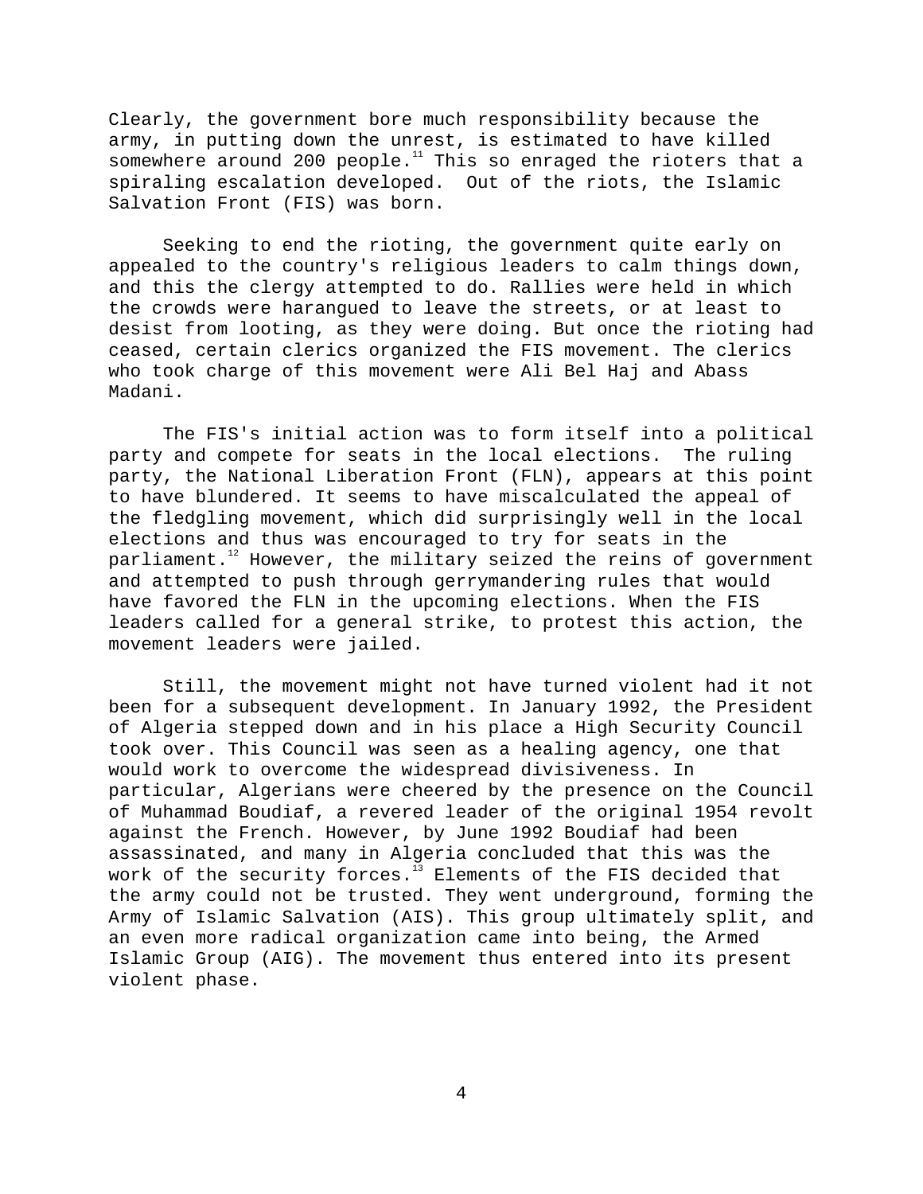Clearly, the government bore much responsibility because the army, in putting down the unrest, is estimated to have killed somewhere around 200 people.[11] This so enraged the rioters that a spiraling escalation developed. Out of the riots, the Islamic Salvation Front (FIS) was born.

Seeking to end the rioting, the government quite early on appealed to the country's religious leaders to calm things down, and this the clergy attempted to do. Rallies were held in which the crowds were harangued to leave the streets, or at least to desist from looting, as they were doing. But once the rioting had ceased, certain clerics organized the FIS movement. The clerics who took charge of this movement were Ali Bel Haj and Abass Madani.

The FIS's initial action was to form itself into a political party and compete for seats in the local elections. The ruling party, the National Liberation Front (FLN), appears at this point to have blundered. It seems to have miscalculated the appeal of the fledgling movement, which did surprisingly well in the local elections and thus was encouraged to try for seats in the parliament.[12] However, the military seized the reins of government and attempted to push through gerrymandering rules that would have favored the FLN in the upcoming elections. When the FIS leaders called for a general strike, to protest this action, the movement leaders were jailed.

Still, the movement might not have turned violent had it not been for a subsequent development. In January 1992, the President of Algeria stepped down and in his place a High Security Council took over. This Council was seen as a healing agency, one that would work to overcome the widespread divisiveness. In particular, Algerians were cheered by the presence on the Council of Muhammad Boudiaf, a revered leader of the original 1954 revolt against the French. However, by June 1992 Boudiaf had been assassinated, and many in Algeria concluded that this was the work of the security forces.[13] Elements of the FIS decided that the army could not be trusted. They went underground, forming the Army of Islamic Salvation (AIS). This group ultimately split, and an even more radical organization came into being, the Armed Islamic Group (AIG). The movement thus entered into its present violent phase.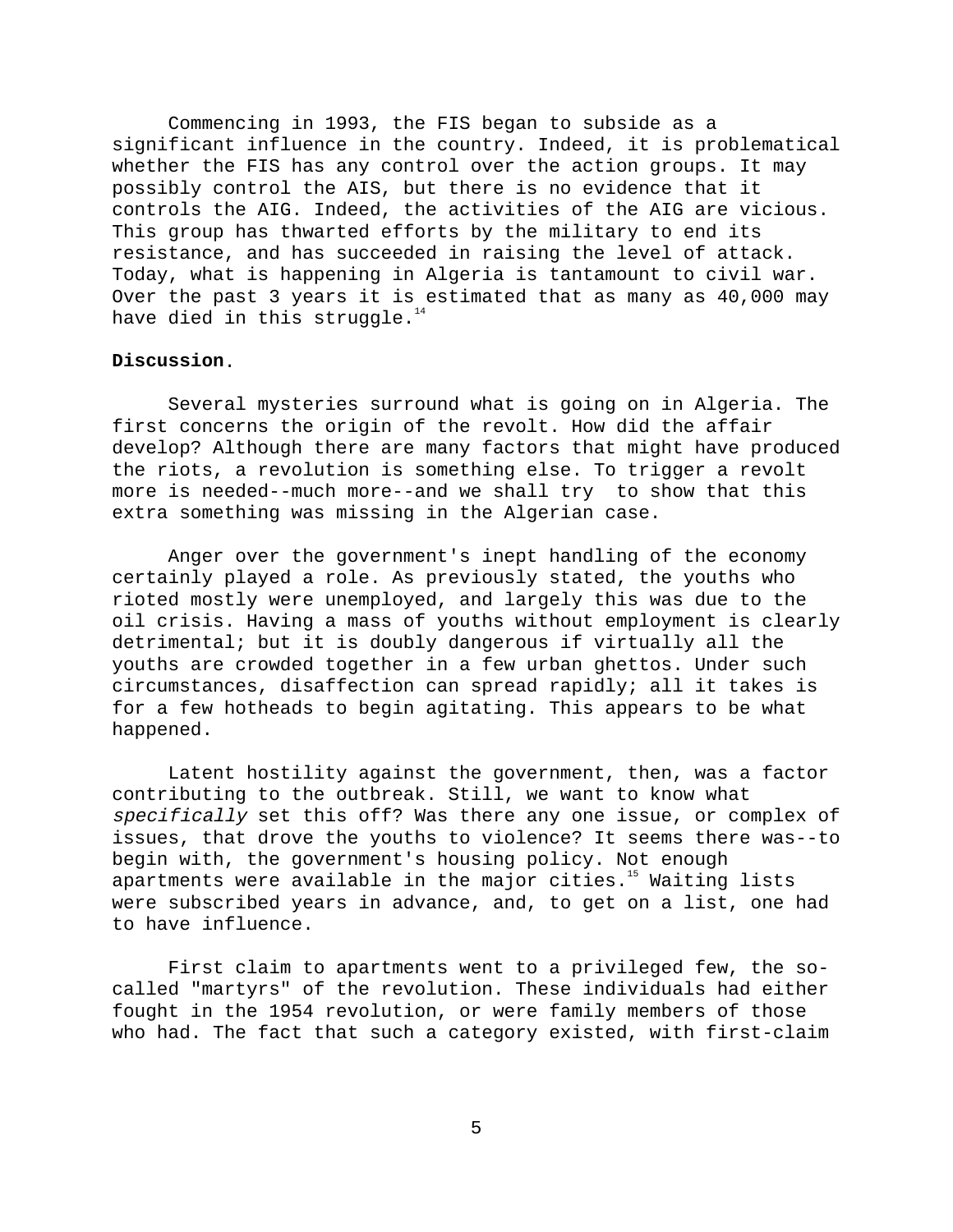Commencing in 1993, the FIS began to subside as a significant influence in the country. Indeed, it is problematical whether the FIS has any control over the action groups. It may possibly control the AIS, but there is no evidence that it controls the AIG. Indeed, the activities of the AIG are vicious. This group has thwarted efforts by the military to end its resistance, and has succeeded in raising the level of attack. Today, what is happening in Algeria is tantamount to civil war. Over the past 3 years it is estimated that as many as 40,000 may have died in this struggle.[14]

**Discussion.**

Several mysteries surround what is going on in Algeria. The first concerns the origin of the revolt. How did the affair develop? Although there are many factors that might have produced the riots, a revolution is something else. To trigger a revolt more is needed--much more--and we shall try to show that this extra something was missing in the Algerian case.

Anger over the government's inept handling of the economy certainly played a role. As previously stated, the youths who rioted mostly were unemployed, and largely this was due to the oil crisis. Having a mass of youths without employment is clearly detrimental; but it is doubly dangerous if virtually all the youths are crowded together in a few urban ghettos. Under such circumstances, disaffection can spread rapidly; all it takes is for a few hotheads to begin agitating. This appears to be what happened.

Latent hostility against the government, then, was a factor contributing to the outbreak. Still, we want to know what *specifically* set this off? Was there any one issue, or complex of issues, that drove the youths to violence? It seems there was--to begin with, the government's housing policy. Not enough apartments were available in the major cities.[15] Waiting lists were subscribed years in advance, and, to get on a list, one had to have influence.

First claim to apartments went to a privileged few, the so-called "martyrs" of the revolution. These individuals had either fought in the 1954 revolution, or were family members of those who had. The fact that such a category existed, with first-claim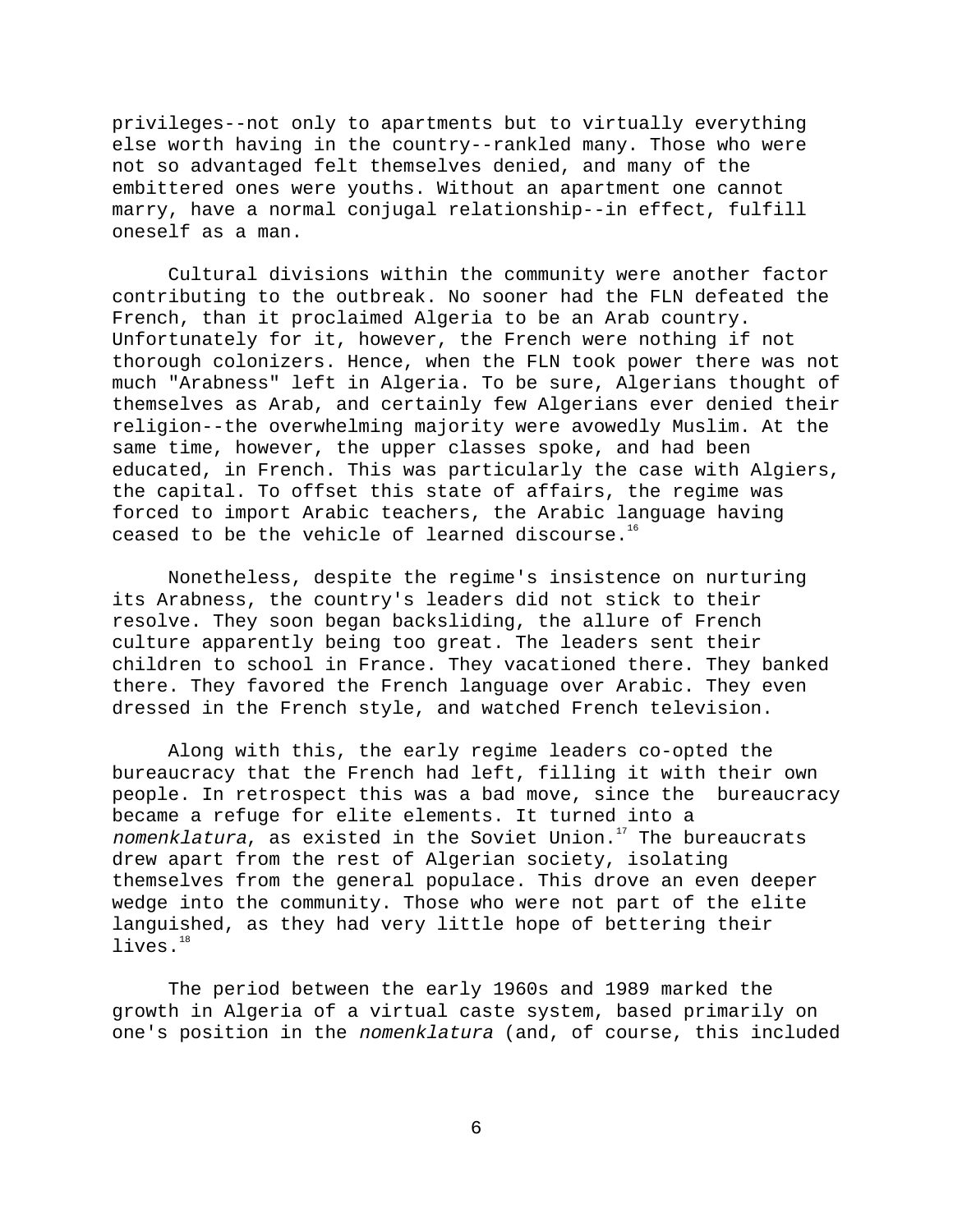privileges--not only to apartments but to virtually everything else worth having in the country--rankled many. Those who were not so advantaged felt themselves denied, and many of the embittered ones were youths. Without an apartment one cannot marry, have a normal conjugal relationship--in effect, fulfill oneself as a man.

Cultural divisions within the community were another factor contributing to the outbreak. No sooner had the FLN defeated the French, than it proclaimed Algeria to be an Arab country. Unfortunately for it, however, the French were nothing if not thorough colonizers. Hence, when the FLN took power there was not much "Arabness" left in Algeria. To be sure, Algerians thought of themselves as Arab, and certainly few Algerians ever denied their religion--the overwhelming majority were avowedly Muslim. At the same time, however, the upper classes spoke, and had been educated, in French. This was particularly the case with Algiers, the capital. To offset this state of affairs, the regime was forced to import Arabic teachers, the Arabic language having ceased to be the vehicle of learned discourse.[16]

Nonetheless, despite the regime's insistence on nurturing its Arabness, the country's leaders did not stick to their resolve. They soon began backsliding, the allure of French culture apparently being too great. The leaders sent their children to school in France. They vacationed there. They banked there. They favored the French language over Arabic. They even dressed in the French style, and watched French television.

Along with this, the early regime leaders co-opted the bureaucracy that the French had left, filling it with their own people. In retrospect this was a bad move, since the bureaucracy became a refuge for elite elements. It turned into a *nomenklatura*, as existed in the Soviet Union.[17] The bureaucrats drew apart from the rest of Algerian society, isolating themselves from the general populace. This drove an even deeper wedge into the community. Those who were not part of the elite languished, as they had very little hope of bettering their lives.[18]

The period between the early 1960s and 1989 marked the growth in Algeria of a virtual caste system, based primarily on one's position in the *nomenklatura* (and, of course, this included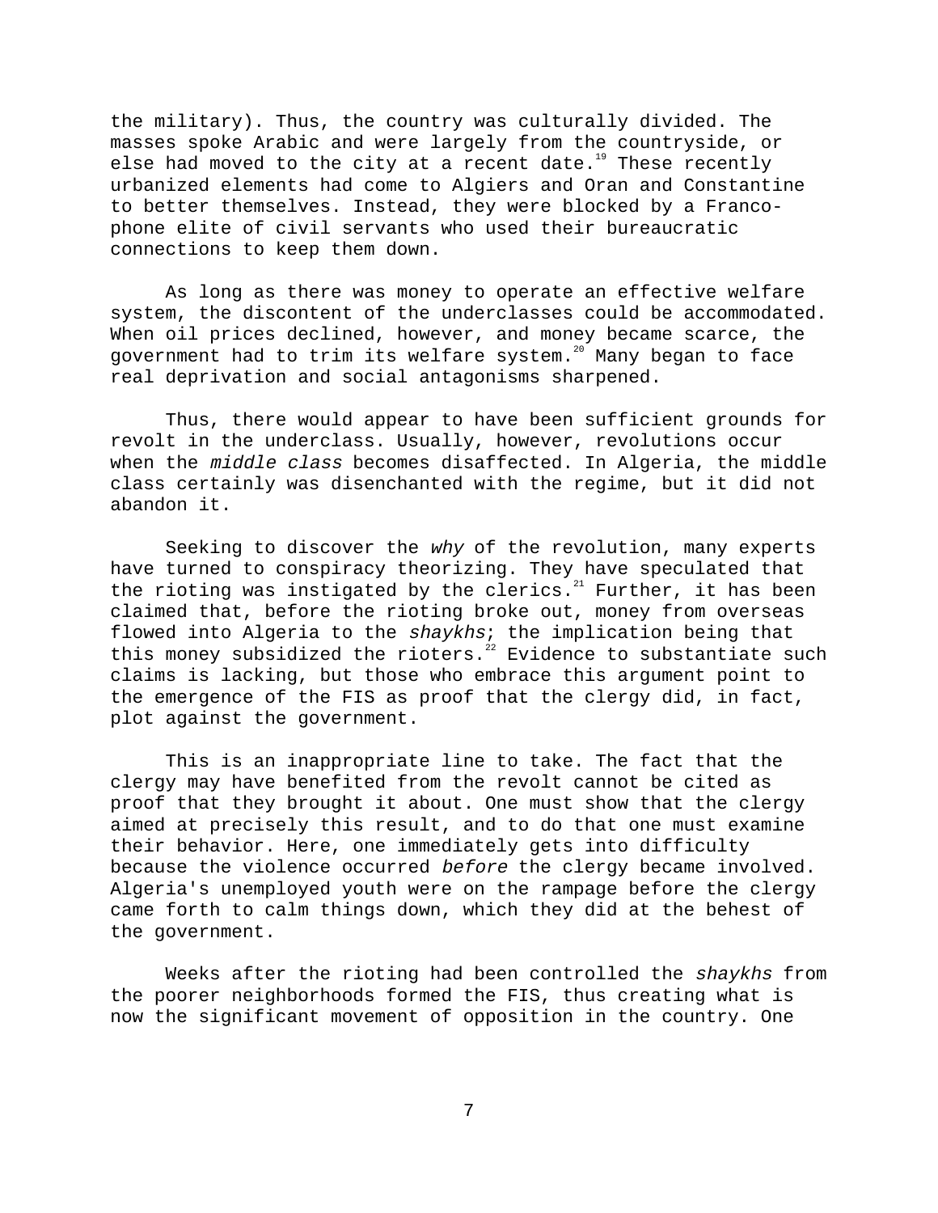the military). Thus, the country was culturally divided. The masses spoke Arabic and were largely from the countryside, or else had moved to the city at a recent date.[19] These recently urbanized elements had come to Algiers and Oran and Constantine to better themselves. Instead, they were blocked by a Francophone elite of civil servants who used their bureaucratic connections to keep them down.

As long as there was money to operate an effective welfare system, the discontent of the underclasses could be accommodated. When oil prices declined, however, and money became scarce, the government had to trim its welfare system.[20] Many began to face real deprivation and social antagonisms sharpened.

Thus, there would appear to have been sufficient grounds for revolt in the underclass. Usually, however, revolutions occur when the *middle class* becomes disaffected. In Algeria, the middle class certainly was disenchanted with the regime, but it did not abandon it.

Seeking to discover the *why* of the revolution, many experts have turned to conspiracy theorizing. They have speculated that the rioting was instigated by the clerics.[21] Further, it has been claimed that, before the rioting broke out, money from overseas flowed into Algeria to the *shaykhs*; the implication being that this money subsidized the rioters.[22] Evidence to substantiate such claims is lacking, but those who embrace this argument point to the emergence of the FIS as proof that the clergy did, in fact, plot against the government.

This is an inappropriate line to take. The fact that the clergy may have benefited from the revolt cannot be cited as proof that they brought it about. One must show that the clergy aimed at precisely this result, and to do that one must examine their behavior. Here, one immediately gets into difficulty because the violence occurred *before* the clergy became involved. Algeria's unemployed youth were on the rampage before the clergy came forth to calm things down, which they did at the behest of the government.

Weeks after the rioting had been controlled the *shaykhs* from the poorer neighborhoods formed the FIS, thus creating what is now the significant movement of opposition in the country. One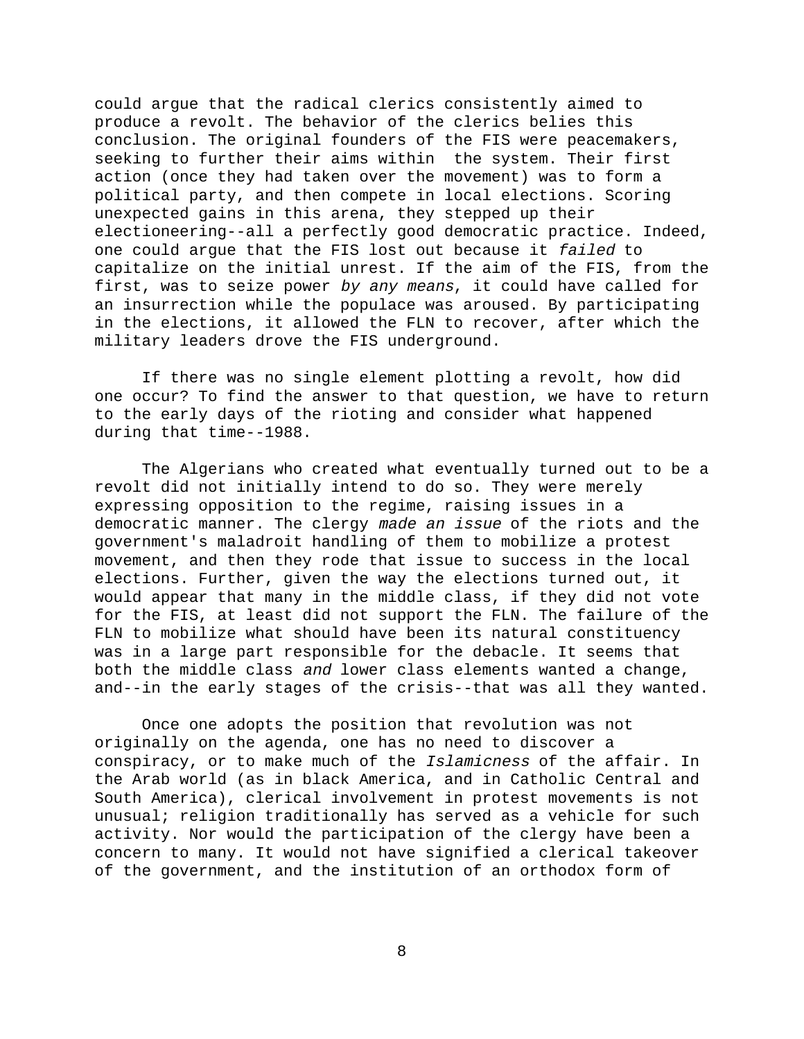could argue that the radical clerics consistently aimed to produce a revolt. The behavior of the clerics belies this conclusion. The original founders of the FIS were peacemakers, seeking to further their aims within the system. Their first action (once they had taken over the movement) was to form a political party, and then compete in local elections. Scoring unexpected gains in this arena, they stepped up their electioneering--all a perfectly good democratic practice. Indeed, one could argue that the FIS lost out because it *failed* to capitalize on the initial unrest. If the aim of the FIS, from the first, was to seize power *by any means*, it could have called for an insurrection while the populace was aroused. By participating in the elections, it allowed the FLN to recover, after which the military leaders drove the FIS underground.

If there was no single element plotting a revolt, how did one occur? To find the answer to that question, we have to return to the early days of the rioting and consider what happened during that time--1988.

The Algerians who created what eventually turned out to be a revolt did not initially intend to do so. They were merely expressing opposition to the regime, raising issues in a democratic manner. The clergy *made an issue* of the riots and the government's maladroit handling of them to mobilize a protest movement, and then they rode that issue to success in the local elections. Further, given the way the elections turned out, it would appear that many in the middle class, if they did not vote for the FIS, at least did not support the FLN. The failure of the FLN to mobilize what should have been its natural constituency was in a large part responsible for the debacle. It seems that both the middle class *and* lower class elements wanted a change, and--in the early stages of the crisis--that was all they wanted.

Once one adopts the position that revolution was not originally on the agenda, one has no need to discover a conspiracy, or to make much of the *Islamicness* of the affair. In the Arab world (as in black America, and in Catholic Central and South America), clerical involvement in protest movements is not unusual; religion traditionally has served as a vehicle for such activity. Nor would the participation of the clergy have been a concern to many. It would not have signified a clerical takeover of the government, and the institution of an orthodox form of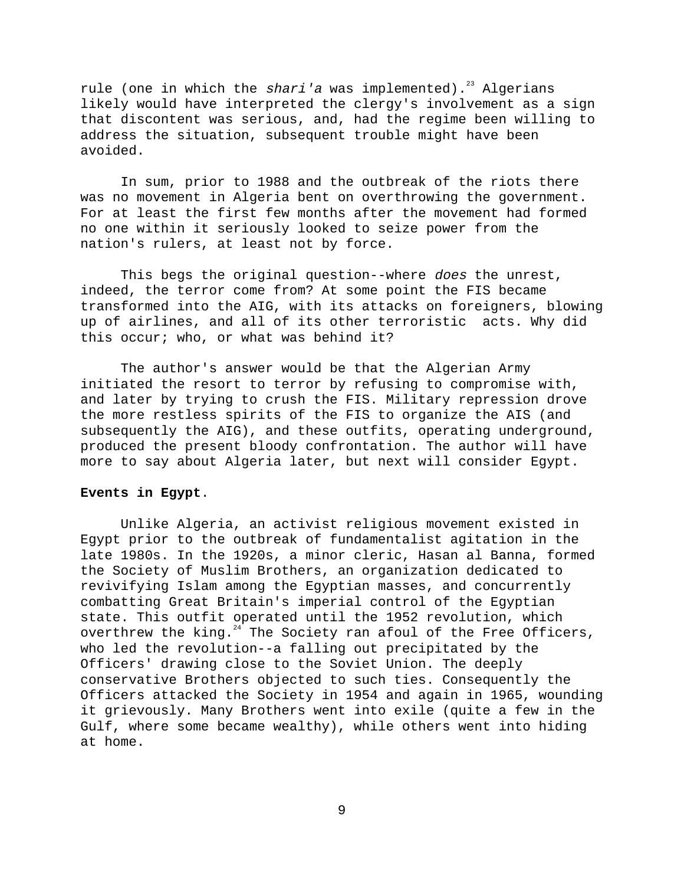rule (one in which the *shari'a* was implemented).[23] Algerians likely would have interpreted the clergy's involvement as a sign that discontent was serious, and, had the regime been willing to address the situation, subsequent trouble might have been avoided.

In sum, prior to 1988 and the outbreak of the riots there was no movement in Algeria bent on overthrowing the government. For at least the first few months after the movement had formed no one within it seriously looked to seize power from the nation's rulers, at least not by force.

This begs the original question--where *does* the unrest, indeed, the terror come from? At some point the FIS became transformed into the AIG, with its attacks on foreigners, blowing up of airlines, and all of its other terroristic acts. Why did this occur; who, or what was behind it?

The author's answer would be that the Algerian Army initiated the resort to terror by refusing to compromise with, and later by trying to crush the FIS. Military repression drove the more restless spirits of the FIS to organize the AIS (and subsequently the AIG), and these outfits, operating underground, produced the present bloody confrontation. The author will have more to say about Algeria later, but next will consider Egypt.

**Events in Egypt**.

Unlike Algeria, an activist religious movement existed in Egypt prior to the outbreak of fundamentalist agitation in the late 1980s. In the 1920s, a minor cleric, Hasan al Banna, formed the Society of Muslim Brothers, an organization dedicated to revivifying Islam among the Egyptian masses, and concurrently combatting Great Britain's imperial control of the Egyptian state. This outfit operated until the 1952 revolution, which overthrew the king.[24] The Society ran afoul of the Free Officers, who led the revolution--a falling out precipitated by the Officers' drawing close to the Soviet Union. The deeply conservative Brothers objected to such ties. Consequently the Officers attacked the Society in 1954 and again in 1965, wounding it grievously. Many Brothers went into exile (quite a few in the Gulf, where some became wealthy), while others went into hiding at home.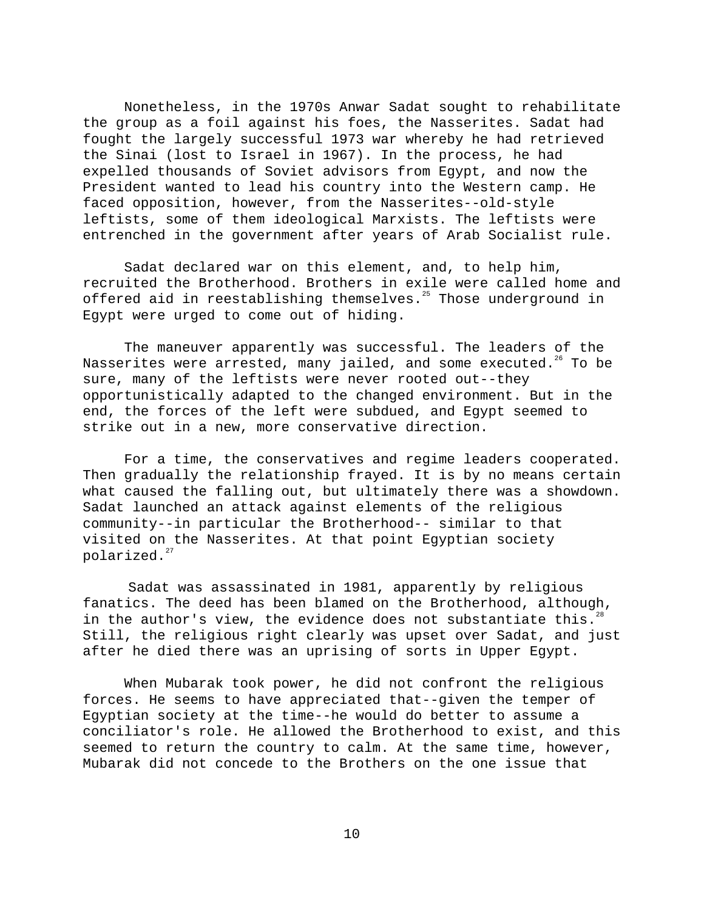Nonetheless, in the 1970s Anwar Sadat sought to rehabilitate the group as a foil against his foes, the Nasserites. Sadat had fought the largely successful 1973 war whereby he had retrieved the Sinai (lost to Israel in 1967). In the process, he had expelled thousands of Soviet advisors from Egypt, and now the President wanted to lead his country into the Western camp. He faced opposition, however, from the Nasserites--old-style leftists, some of them ideological Marxists. The leftists were entrenched in the government after years of Arab Socialist rule.

Sadat declared war on this element, and, to help him, recruited the Brotherhood. Brothers in exile were called home and offered aid in reestablishing themselves.[25] Those underground in Egypt were urged to come out of hiding.

The maneuver apparently was successful. The leaders of the Nasserites were arrested, many jailed, and some executed.[26] To be sure, many of the leftists were never rooted out--they opportunistically adapted to the changed environment. But in the end, the forces of the left were subdued, and Egypt seemed to strike out in a new, more conservative direction.

For a time, the conservatives and regime leaders cooperated. Then gradually the relationship frayed. It is by no means certain what caused the falling out, but ultimately there was a showdown. Sadat launched an attack against elements of the religious community--in particular the Brotherhood-- similar to that visited on the Nasserites. At that point Egyptian society polarized.[27]

Sadat was assassinated in 1981, apparently by religious fanatics. The deed has been blamed on the Brotherhood, although, in the author's view, the evidence does not substantiate this.[28] Still, the religious right clearly was upset over Sadat, and just after he died there was an uprising of sorts in Upper Egypt.

When Mubarak took power, he did not confront the religious forces. He seems to have appreciated that--given the temper of Egyptian society at the time--he would do better to assume a conciliator's role. He allowed the Brotherhood to exist, and this seemed to return the country to calm. At the same time, however, Mubarak did not concede to the Brothers on the one issue that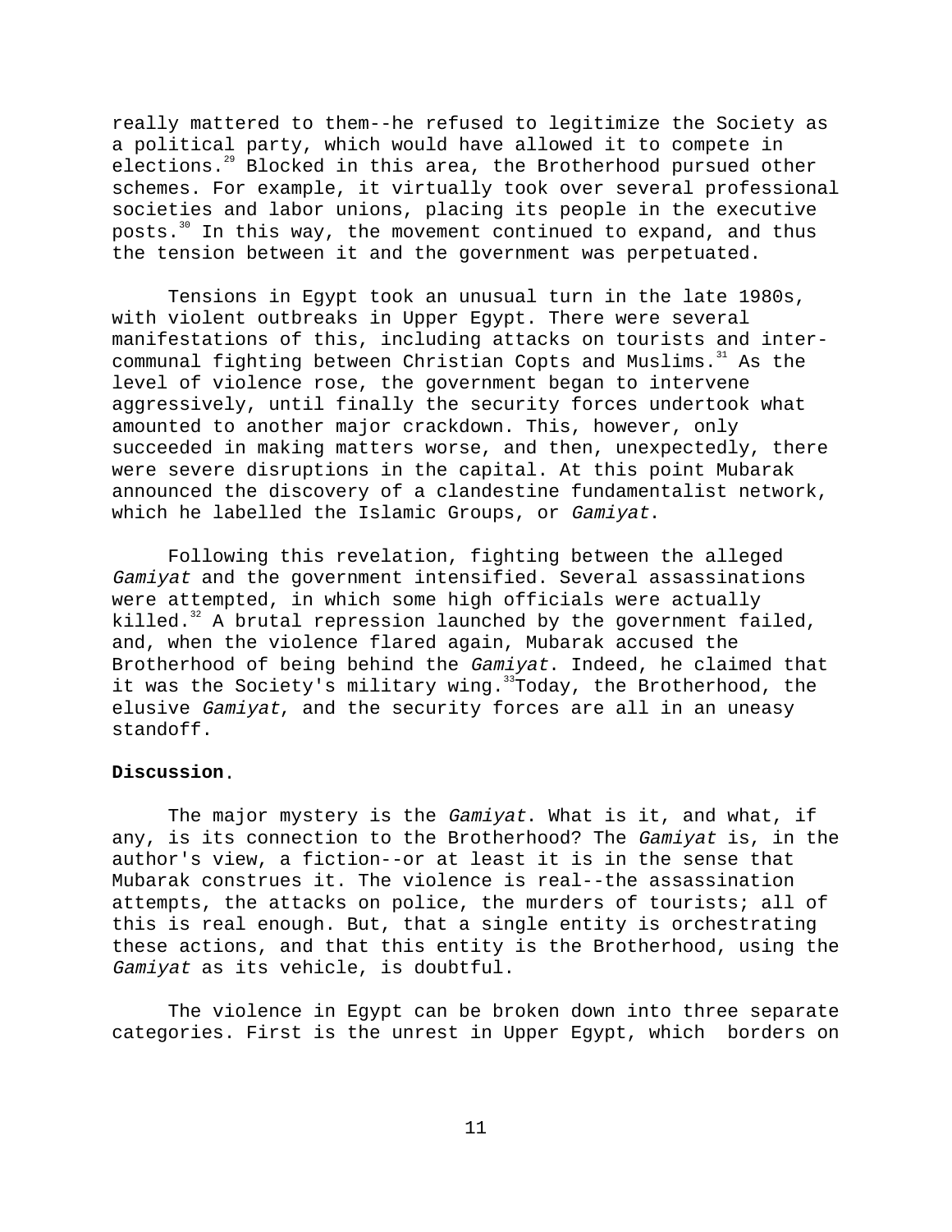really mattered to them--he refused to legitimize the Society as a political party, which would have allowed it to compete in elections.[29] Blocked in this area, the Brotherhood pursued other schemes. For example, it virtually took over several professional societies and labor unions, placing its people in the executive posts.[30] In this way, the movement continued to expand, and thus the tension between it and the government was perpetuated.

Tensions in Egypt took an unusual turn in the late 1980s, with violent outbreaks in Upper Egypt. There were several manifestations of this, including attacks on tourists and inter-communal fighting between Christian Copts and Muslims.[31] As the level of violence rose, the government began to intervene aggressively, until finally the security forces undertook what amounted to another major crackdown. This, however, only succeeded in making matters worse, and then, unexpectedly, there were severe disruptions in the capital. At this point Mubarak announced the discovery of a clandestine fundamentalist network, which he labelled the Islamic Groups, or *Gamiyat*.

Following this revelation, fighting between the alleged *Gamiyat* and the government intensified. Several assassinations were attempted, in which some high officials were actually killed.[32] A brutal repression launched by the government failed, and, when the violence flared again, Mubarak accused the Brotherhood of being behind the *Gamiyat*. Indeed, he claimed that it was the Society's military wing.[33] Today, the Brotherhood, the elusive *Gamiyat*, and the security forces are all in an uneasy standoff.

**Discussion**.

The major mystery is the *Gamiyat*. What is it, and what, if any, is its connection to the Brotherhood? The *Gamiyat* is, in the author's view, a fiction--or at least it is in the sense that Mubarak construes it. The violence is real--the assassination attempts, the attacks on police, the murders of tourists; all of this is real enough. But, that a single entity is orchestrating these actions, and that this entity is the Brotherhood, using the *Gamiyat* as its vehicle, is doubtful.

The violence in Egypt can be broken down into three separate categories. First is the unrest in Upper Egypt, which borders on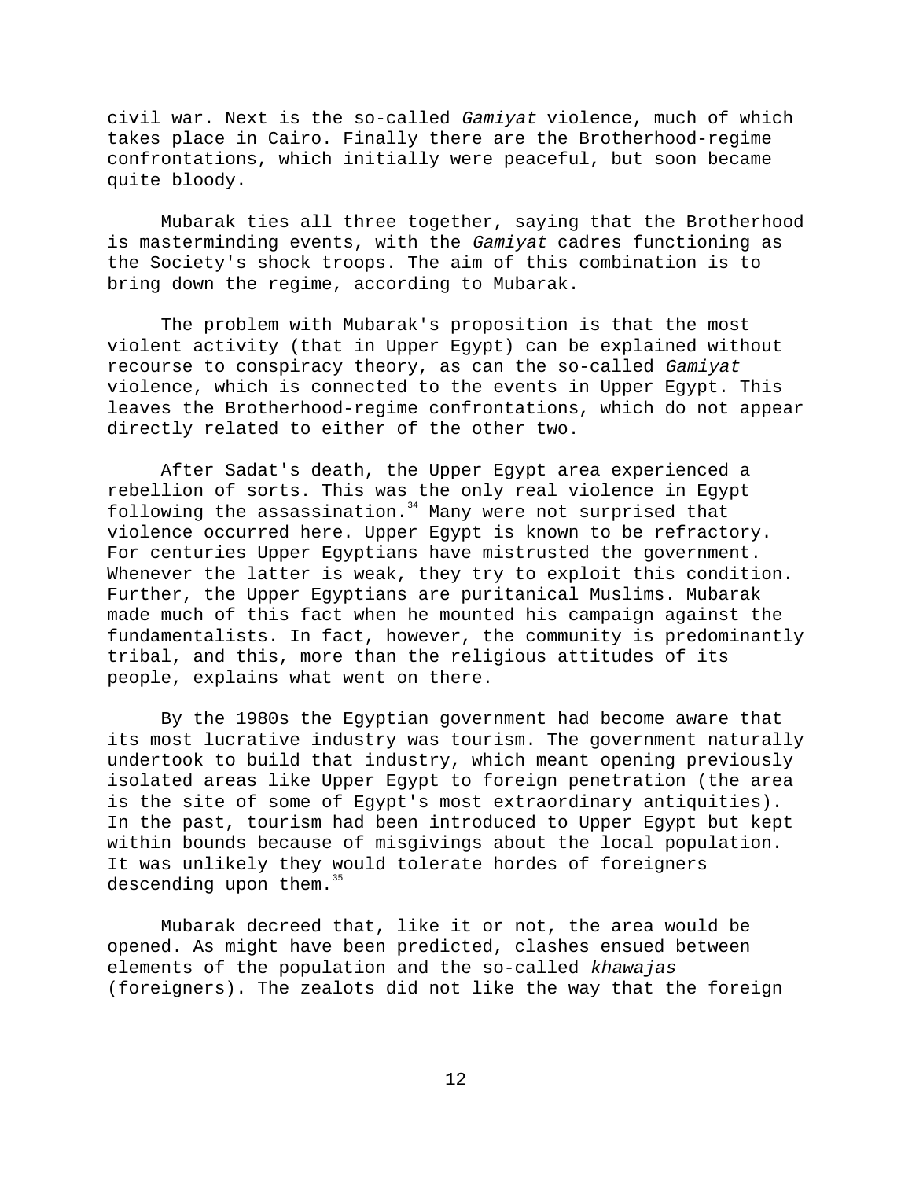civil war. Next is the so-called *Gamiyat* violence, much of which takes place in Cairo. Finally there are the Brotherhood-regime confrontations, which initially were peaceful, but soon became quite bloody.

Mubarak ties all three together, saying that the Brotherhood is masterminding events, with the *Gamiyat* cadres functioning as the Society's shock troops. The aim of this combination is to bring down the regime, according to Mubarak.

The problem with Mubarak's proposition is that the most violent activity (that in Upper Egypt) can be explained without recourse to conspiracy theory, as can the so-called *Gamiyat* violence, which is connected to the events in Upper Egypt. This leaves the Brotherhood-regime confrontations, which do not appear directly related to either of the other two.

After Sadat's death, the Upper Egypt area experienced a rebellion of sorts. This was the only real violence in Egypt following the assassination.[34] Many were not surprised that violence occurred here. Upper Egypt is known to be refractory. For centuries Upper Egyptians have mistrusted the government. Whenever the latter is weak, they try to exploit this condition. Further, the Upper Egyptians are puritanical Muslims. Mubarak made much of this fact when he mounted his campaign against the fundamentalists. In fact, however, the community is predominantly tribal, and this, more than the religious attitudes of its people, explains what went on there.

By the 1980s the Egyptian government had become aware that its most lucrative industry was tourism. The government naturally undertook to build that industry, which meant opening previously isolated areas like Upper Egypt to foreign penetration (the area is the site of some of Egypt's most extraordinary antiquities). In the past, tourism had been introduced to Upper Egypt but kept within bounds because of misgivings about the local population. It was unlikely they would tolerate hordes of foreigners descending upon them.[35]

Mubarak decreed that, like it or not, the area would be opened. As might have been predicted, clashes ensued between elements of the population and the so-called *khawajas* (foreigners). The zealots did not like the way that the foreign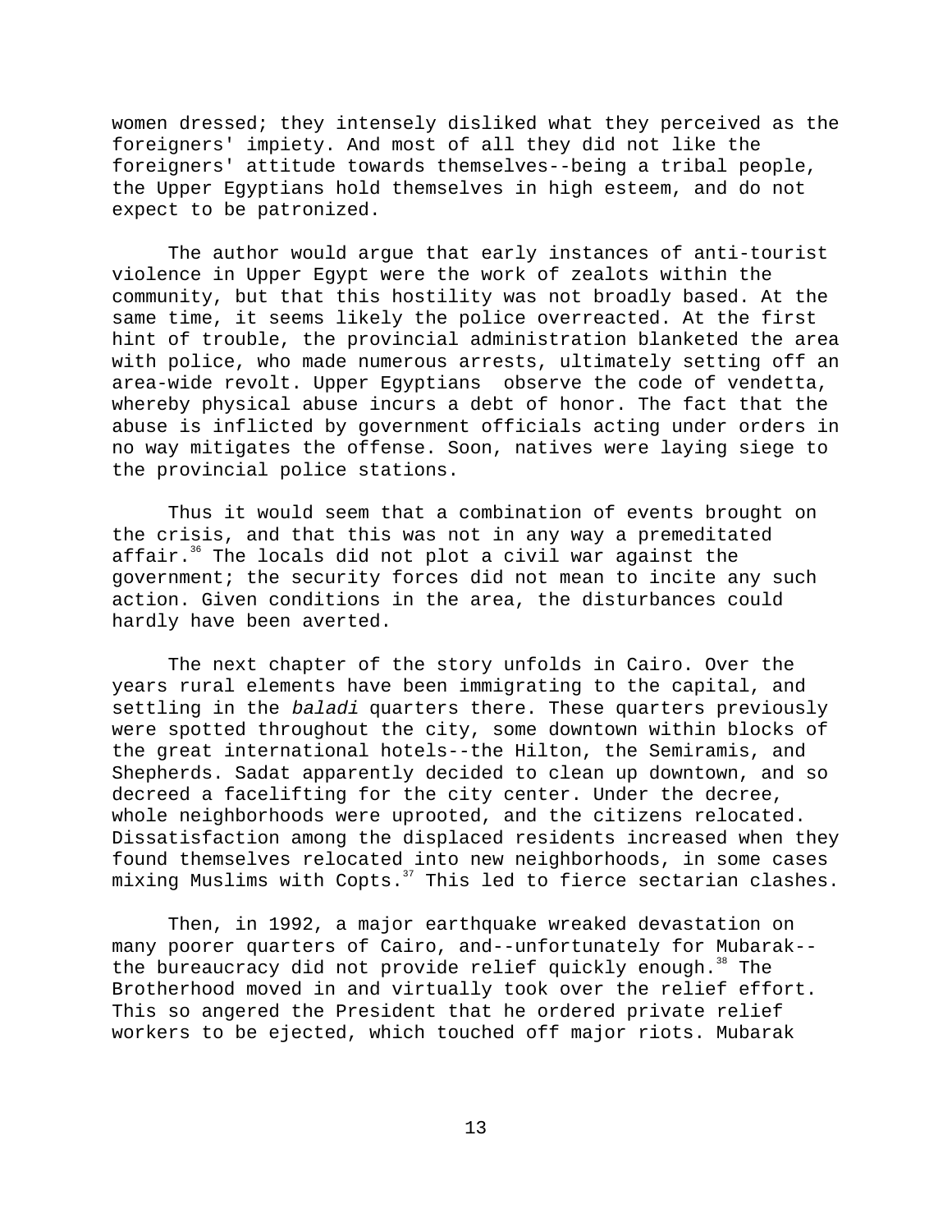women dressed; they intensely disliked what they perceived as the foreigners' impiety. And most of all they did not like the foreigners' attitude towards themselves--being a tribal people, the Upper Egyptians hold themselves in high esteem, and do not expect to be patronized.

The author would argue that early instances of anti-tourist violence in Upper Egypt were the work of zealots within the community, but that this hostility was not broadly based. At the same time, it seems likely the police overreacted. At the first hint of trouble, the provincial administration blanketed the area with police, who made numerous arrests, ultimately setting off an area-wide revolt. Upper Egyptians observe the code of vendetta, whereby physical abuse incurs a debt of honor. The fact that the abuse is inflicted by government officials acting under orders in no way mitigates the offense. Soon, natives were laying siege to the provincial police stations.

Thus it would seem that a combination of events brought on the crisis, and that this was not in any way a premeditated affair.[36] The locals did not plot a civil war against the government; the security forces did not mean to incite any such action. Given conditions in the area, the disturbances could hardly have been averted.

The next chapter of the story unfolds in Cairo. Over the years rural elements have been immigrating to the capital, and settling in the *baladi* quarters there. These quarters previously were spotted throughout the city, some downtown within blocks of the great international hotels--the Hilton, the Semiramis, and Shepherds. Sadat apparently decided to clean up downtown, and so decreed a facelifting for the city center. Under the decree, whole neighborhoods were uprooted, and the citizens relocated. Dissatisfaction among the displaced residents increased when they found themselves relocated into new neighborhoods, in some cases mixing Muslims with Copts.[37] This led to fierce sectarian clashes.

Then, in 1992, a major earthquake wreaked devastation on many poorer quarters of Cairo, and--unfortunately for Mubarak--the bureaucracy did not provide relief quickly enough.[38] The Brotherhood moved in and virtually took over the relief effort. This so angered the President that he ordered private relief workers to be ejected, which touched off major riots. Mubarak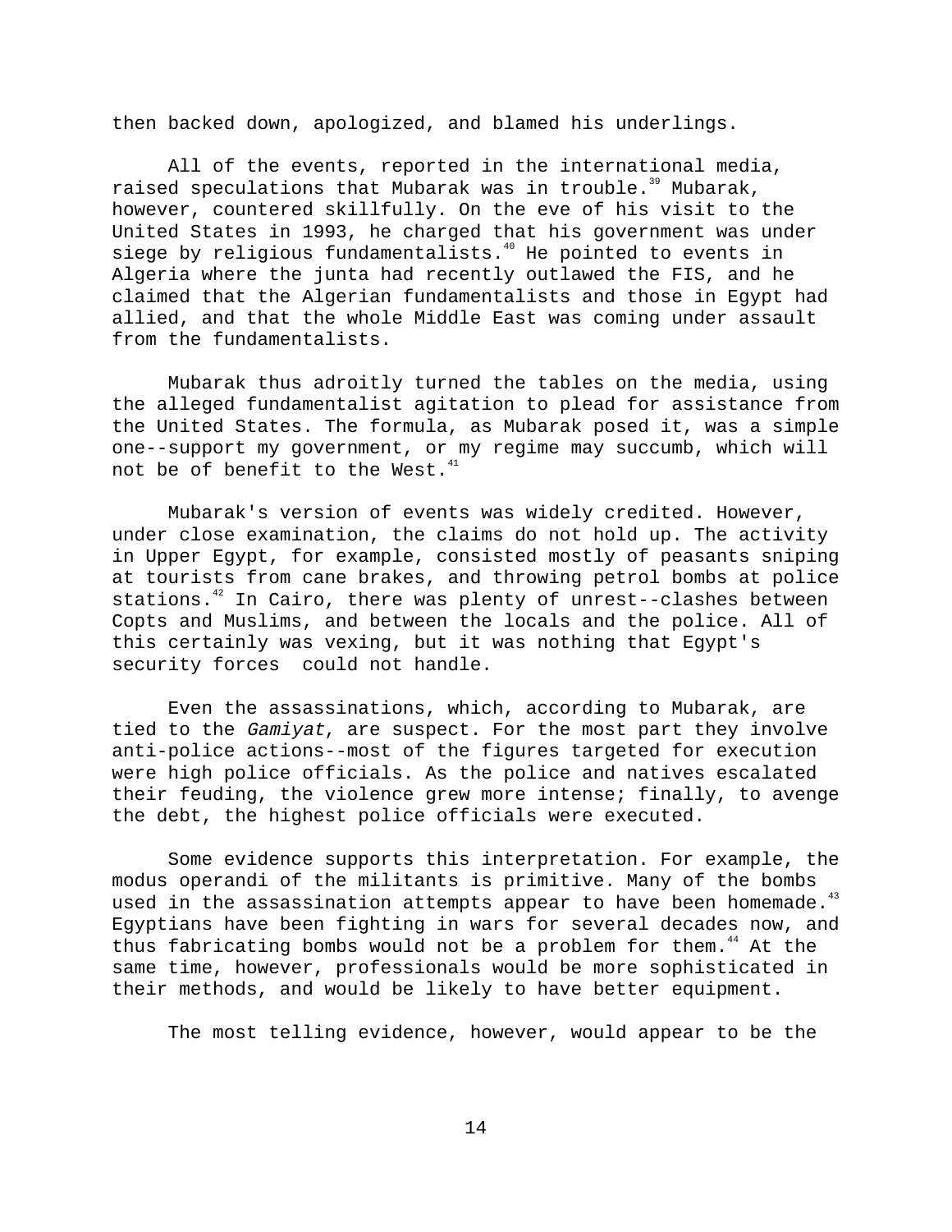then backed down, apologized, and blamed his underlings.

All of the events, reported in the international media, raised speculations that Mubarak was in trouble.[39] Mubarak, however, countered skillfully. On the eve of his visit to the United States in 1993, he charged that his government was under siege by religious fundamentalists.[40] He pointed to events in Algeria where the junta had recently outlawed the FIS, and he claimed that the Algerian fundamentalists and those in Egypt had allied, and that the whole Middle East was coming under assault from the fundamentalists.

Mubarak thus adroitly turned the tables on the media, using the alleged fundamentalist agitation to plead for assistance from the United States. The formula, as Mubarak posed it, was a simple one--support my government, or my regime may succumb, which will not be of benefit to the West.[41]

Mubarak's version of events was widely credited. However, under close examination, the claims do not hold up. The activity in Upper Egypt, for example, consisted mostly of peasants sniping at tourists from cane brakes, and throwing petrol bombs at police stations.[42] In Cairo, there was plenty of unrest--clashes between Copts and Muslims, and between the locals and the police. All of this certainly was vexing, but it was nothing that Egypt's security forces could not handle.

Even the assassinations, which, according to Mubarak, are tied to the *Gamiyat*, are suspect. For the most part they involve anti-police actions--most of the figures targeted for execution were high police officials. As the police and natives escalated their feuding, the violence grew more intense; finally, to avenge the debt, the highest police officials were executed.

Some evidence supports this interpretation. For example, the modus operandi of the militants is primitive. Many of the bombs used in the assassination attempts appear to have been homemade.[43] Egyptians have been fighting in wars for several decades now, and thus fabricating bombs would not be a problem for them.[44] At the same time, however, professionals would be more sophisticated in their methods, and would be likely to have better equipment.

The most telling evidence, however, would appear to be the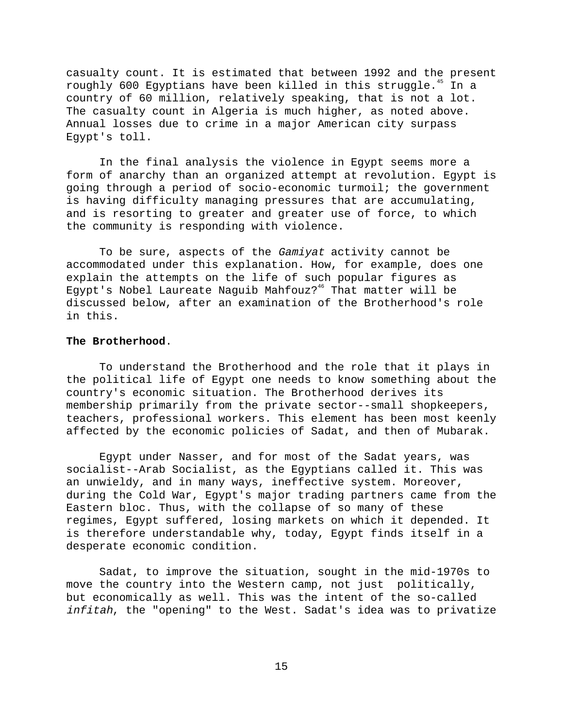casualty count. It is estimated that between 1992 and the present roughly 600 Egyptians have been killed in this struggle.[45] In a country of 60 million, relatively speaking, that is not a lot. The casualty count in Algeria is much higher, as noted above. Annual losses due to crime in a major American city surpass Egypt's toll.

In the final analysis the violence in Egypt seems more a form of anarchy than an organized attempt at revolution. Egypt is going through a period of socio-economic turmoil; the government is having difficulty managing pressures that are accumulating, and is resorting to greater and greater use of force, to which the community is responding with violence.

To be sure, aspects of the *Gamiyat* activity cannot be accommodated under this explanation. How, for example, does one explain the attempts on the life of such popular figures as Egypt's Nobel Laureate Naguib Mahfouz?[46] That matter will be discussed below, after an examination of the Brotherhood's role in this.

**The Brotherhood**.

To understand the Brotherhood and the role that it plays in the political life of Egypt one needs to know something about the country's economic situation. The Brotherhood derives its membership primarily from the private sector--small shopkeepers, teachers, professional workers. This element has been most keenly affected by the economic policies of Sadat, and then of Mubarak.

Egypt under Nasser, and for most of the Sadat years, was socialist--Arab Socialist, as the Egyptians called it. This was an unwieldy, and in many ways, ineffective system. Moreover, during the Cold War, Egypt's major trading partners came from the Eastern bloc. Thus, with the collapse of so many of these regimes, Egypt suffered, losing markets on which it depended. It is therefore understandable why, today, Egypt finds itself in a desperate economic condition.

Sadat, to improve the situation, sought in the mid-1970s to move the country into the Western camp, not just politically, but economically as well. This was the intent of the so-called *infitah*, the "opening" to the West. Sadat's idea was to privatize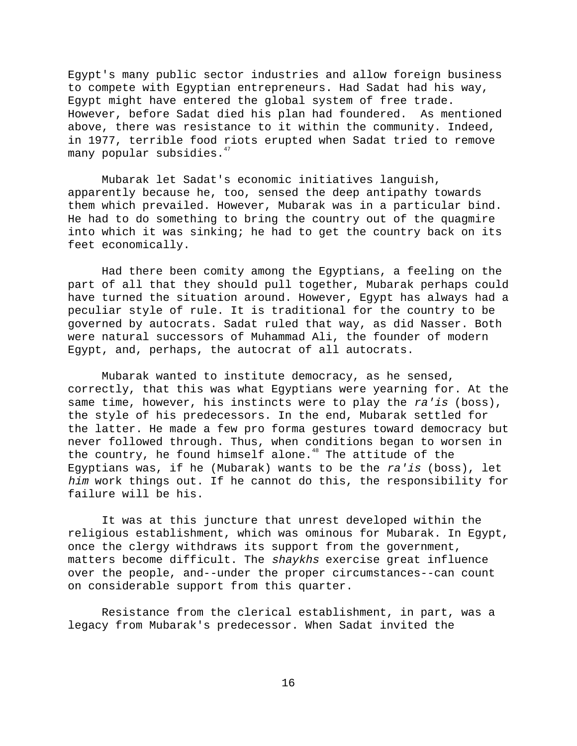Egypt's many public sector industries and allow foreign business to compete with Egyptian entrepreneurs. Had Sadat had his way, Egypt might have entered the global system of free trade. However, before Sadat died his plan had foundered. As mentioned above, there was resistance to it within the community. Indeed, in 1977, terrible food riots erupted when Sadat tried to remove many popular subsidies.[47]

Mubarak let Sadat's economic initiatives languish, apparently because he, too, sensed the deep antipathy towards them which prevailed. However, Mubarak was in a particular bind. He had to do something to bring the country out of the quagmire into which it was sinking; he had to get the country back on its feet economically.

Had there been comity among the Egyptians, a feeling on the part of all that they should pull together, Mubarak perhaps could have turned the situation around. However, Egypt has always had a peculiar style of rule. It is traditional for the country to be governed by autocrats. Sadat ruled that way, as did Nasser. Both were natural successors of Muhammad Ali, the founder of modern Egypt, and, perhaps, the autocrat of all autocrats.

Mubarak wanted to institute democracy, as he sensed, correctly, that this was what Egyptians were yearning for. At the same time, however, his instincts were to play the *ra'is* (boss), the style of his predecessors. In the end, Mubarak settled for the latter. He made a few pro forma gestures toward democracy but never followed through. Thus, when conditions began to worsen in the country, he found himself alone.[48] The attitude of the Egyptians was, if he (Mubarak) wants to be the *ra'is* (boss), let *him* work things out. If he cannot do this, the responsibility for failure will be his.

It was at this juncture that unrest developed within the religious establishment, which was ominous for Mubarak. In Egypt, once the clergy withdraws its support from the government, matters become difficult. The *shaykhs* exercise great influence over the people, and--under the proper circumstances--can count on considerable support from this quarter.

Resistance from the clerical establishment, in part, was a legacy from Mubarak's predecessor. When Sadat invited the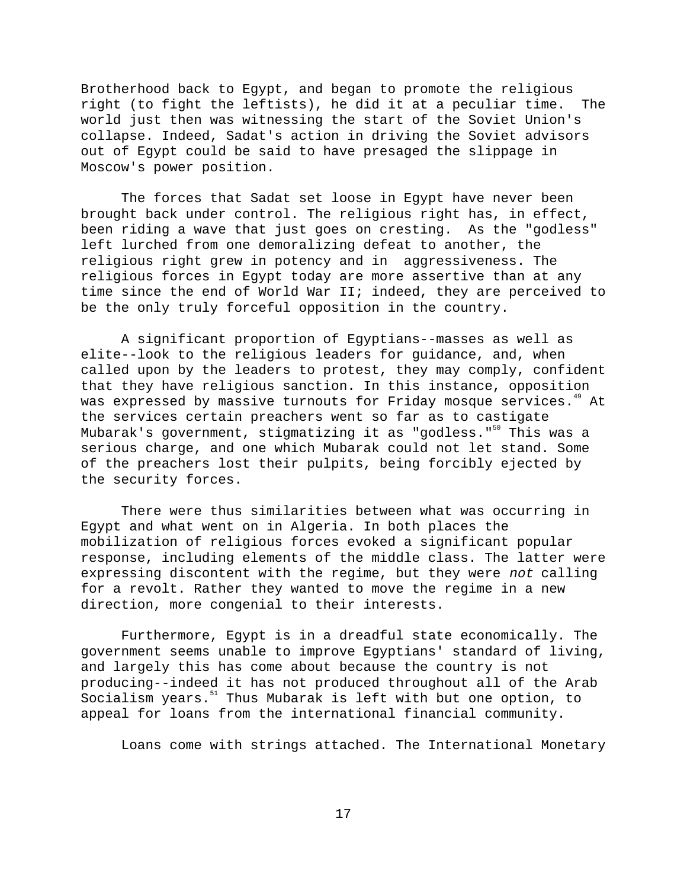Brotherhood back to Egypt, and began to promote the religious right (to fight the leftists), he did it at a peculiar time. The world just then was witnessing the start of the Soviet Union's collapse. Indeed, Sadat's action in driving the Soviet advisors out of Egypt could be said to have presaged the slippage in Moscow's power position.

The forces that Sadat set loose in Egypt have never been brought back under control. The religious right has, in effect, been riding a wave that just goes on cresting. As the "godless" left lurched from one demoralizing defeat to another, the religious right grew in potency and in aggressiveness. The religious forces in Egypt today are more assertive than at any time since the end of World War II; indeed, they are perceived to be the only truly forceful opposition in the country.

A significant proportion of Egyptians--masses as well as elite--look to the religious leaders for guidance, and, when called upon by the leaders to protest, they may comply, confident that they have religious sanction. In this instance, opposition was expressed by massive turnouts for Friday mosque services.[49] At the services certain preachers went so far as to castigate Mubarak's government, stigmatizing it as "godless."[50] This was a serious charge, and one which Mubarak could not let stand. Some of the preachers lost their pulpits, being forcibly ejected by the security forces.

There were thus similarities between what was occurring in Egypt and what went on in Algeria. In both places the mobilization of religious forces evoked a significant popular response, including elements of the middle class. The latter were expressing discontent with the regime, but they were *not* calling for a revolt. Rather they wanted to move the regime in a new direction, more congenial to their interests.

Furthermore, Egypt is in a dreadful state economically. The government seems unable to improve Egyptians' standard of living, and largely this has come about because the country is not producing--indeed it has not produced throughout all of the Arab Socialism years.[51] Thus Mubarak is left with but one option, to appeal for loans from the international financial community.

Loans come with strings attached. The International Monetary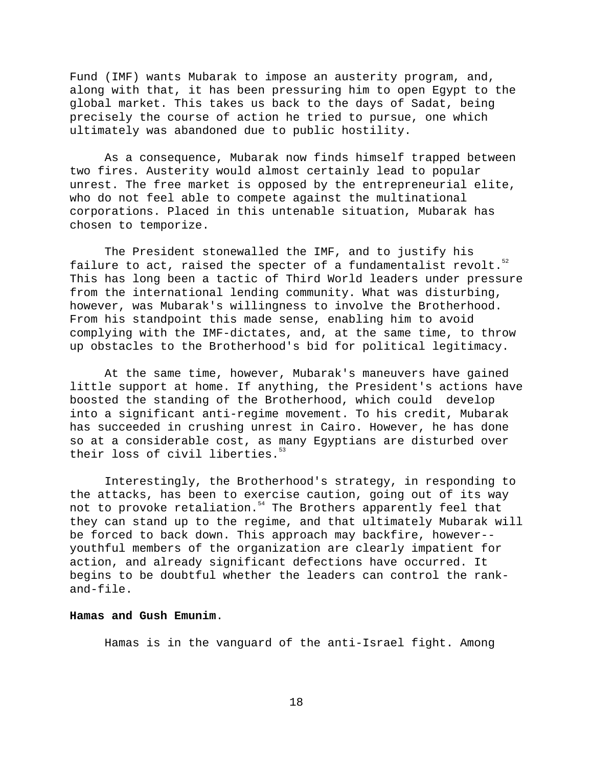Fund (IMF) wants Mubarak to impose an austerity program, and, along with that, it has been pressuring him to open Egypt to the global market. This takes us back to the days of Sadat, being precisely the course of action he tried to pursue, one which ultimately was abandoned due to public hostility.

As a consequence, Mubarak now finds himself trapped between two fires. Austerity would almost certainly lead to popular unrest. The free market is opposed by the entrepreneurial elite, who do not feel able to compete against the multinational corporations. Placed in this untenable situation, Mubarak has chosen to temporize.

The President stonewalled the IMF, and to justify his failure to act, raised the specter of a fundamentalist revolt.[52] This has long been a tactic of Third World leaders under pressure from the international lending community. What was disturbing, however, was Mubarak's willingness to involve the Brotherhood. From his standpoint this made sense, enabling him to avoid complying with the IMF-dictates, and, at the same time, to throw up obstacles to the Brotherhood's bid for political legitimacy.

At the same time, however, Mubarak's maneuvers have gained little support at home. If anything, the President's actions have boosted the standing of the Brotherhood, which could develop into a significant anti-regime movement. To his credit, Mubarak has succeeded in crushing unrest in Cairo. However, he has done so at a considerable cost, as many Egyptians are disturbed over their loss of civil liberties.[53]

Interestingly, the Brotherhood's strategy, in responding to the attacks, has been to exercise caution, going out of its way not to provoke retaliation.[54] The Brothers apparently feel that they can stand up to the regime, and that ultimately Mubarak will be forced to back down. This approach may backfire, however--youthful members of the organization are clearly impatient for action, and already significant defections have occurred. It begins to be doubtful whether the leaders can control the rank-and-file.

**Hamas and Gush Emunim**.

Hamas is in the vanguard of the anti-Israel fight. Among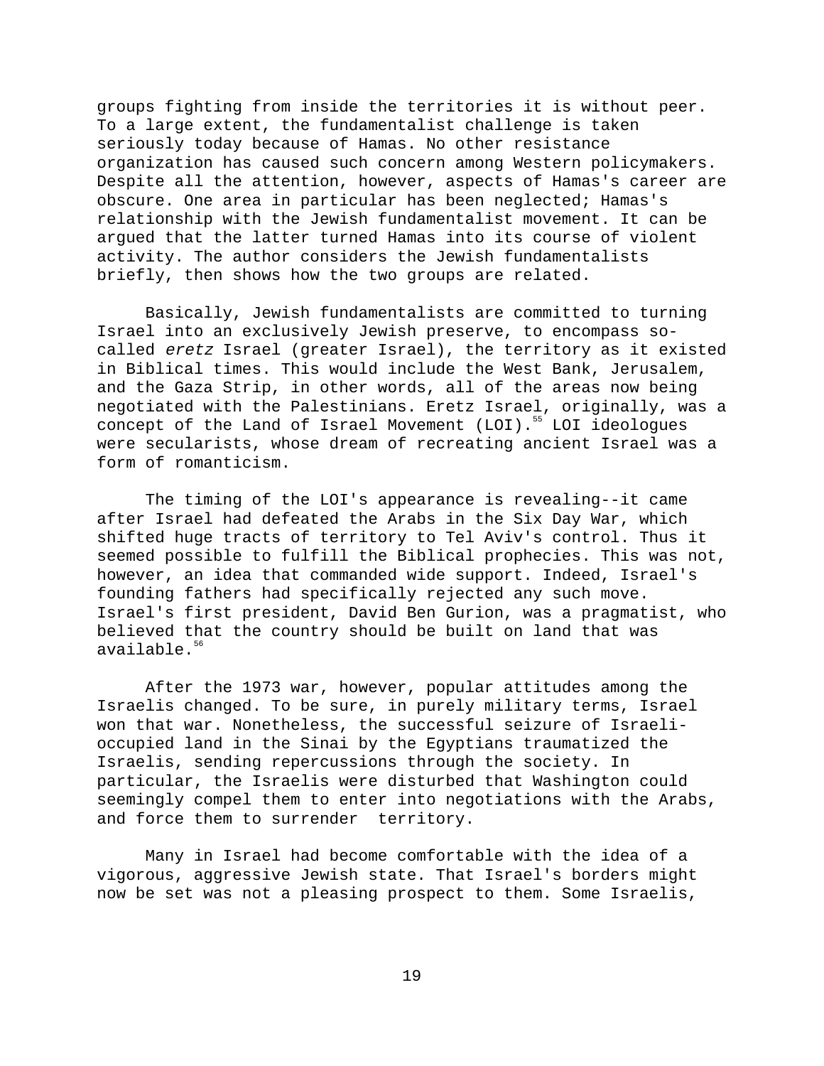groups fighting from inside the territories it is without peer. To a large extent, the fundamentalist challenge is taken seriously today because of Hamas. No other resistance organization has caused such concern among Western policymakers. Despite all the attention, however, aspects of Hamas's career are obscure. One area in particular has been neglected; Hamas's relationship with the Jewish fundamentalist movement. It can be argued that the latter turned Hamas into its course of violent activity. The author considers the Jewish fundamentalists briefly, then shows how the two groups are related.

Basically, Jewish fundamentalists are committed to turning Israel into an exclusively Jewish preserve, to encompass so-called *eretz* Israel (greater Israel), the territory as it existed in Biblical times. This would include the West Bank, Jerusalem, and the Gaza Strip, in other words, all of the areas now being negotiated with the Palestinians. Eretz Israel, originally, was a concept of the Land of Israel Movement (LOI).[55] LOI ideologues were secularists, whose dream of recreating ancient Israel was a form of romanticism.

The timing of the LOI's appearance is revealing--it came after Israel had defeated the Arabs in the Six Day War, which shifted huge tracts of territory to Tel Aviv's control. Thus it seemed possible to fulfill the Biblical prophecies. This was not, however, an idea that commanded wide support. Indeed, Israel's founding fathers had specifically rejected any such move. Israel's first president, David Ben Gurion, was a pragmatist, who believed that the country should be built on land that was available.[56]

After the 1973 war, however, popular attitudes among the Israelis changed. To be sure, in purely military terms, Israel won that war. Nonetheless, the successful seizure of Israeli-occupied land in the Sinai by the Egyptians traumatized the Israelis, sending repercussions through the society. In particular, the Israelis were disturbed that Washington could seemingly compel them to enter into negotiations with the Arabs, and force them to surrender territory.

Many in Israel had become comfortable with the idea of a vigorous, aggressive Jewish state. That Israel's borders might now be set was not a pleasing prospect to them. Some Israelis,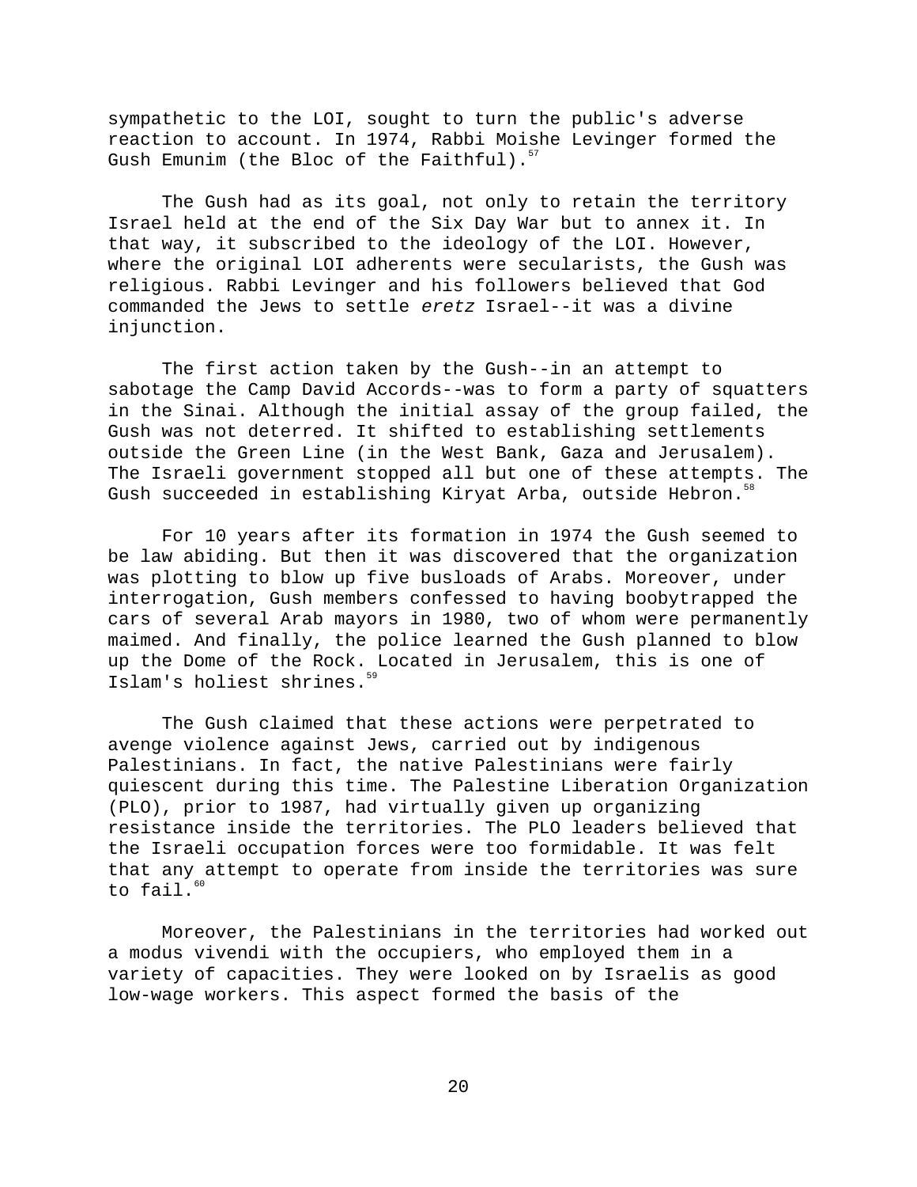sympathetic to the LOI, sought to turn the public's adverse reaction to account. In 1974, Rabbi Moishe Levinger formed the Gush Emunim (the Bloc of the Faithful).[57]

The Gush had as its goal, not only to retain the territory Israel held at the end of the Six Day War but to annex it. In that way, it subscribed to the ideology of the LOI. However, where the original LOI adherents were secularists, the Gush was religious. Rabbi Levinger and his followers believed that God commanded the Jews to settle *eretz* Israel--it was a divine injunction.

The first action taken by the Gush--in an attempt to sabotage the Camp David Accords--was to form a party of squatters in the Sinai. Although the initial assay of the group failed, the Gush was not deterred. It shifted to establishing settlements outside the Green Line (in the West Bank, Gaza and Jerusalem). The Israeli government stopped all but one of these attempts. The Gush succeeded in establishing Kiryat Arba, outside Hebron.[58]

For 10 years after its formation in 1974 the Gush seemed to be law abiding. But then it was discovered that the organization was plotting to blow up five busloads of Arabs. Moreover, under interrogation, Gush members confessed to having boobytrapped the cars of several Arab mayors in 1980, two of whom were permanently maimed. And finally, the police learned the Gush planned to blow up the Dome of the Rock. Located in Jerusalem, this is one of Islam's holiest shrines.[59]

The Gush claimed that these actions were perpetrated to avenge violence against Jews, carried out by indigenous Palestinians. In fact, the native Palestinians were fairly quiescent during this time. The Palestine Liberation Organization (PLO), prior to 1987, had virtually given up organizing resistance inside the territories. The PLO leaders believed that the Israeli occupation forces were too formidable. It was felt that any attempt to operate from inside the territories was sure to fail.[60]

Moreover, the Palestinians in the territories had worked out a modus vivendi with the occupiers, who employed them in a variety of capacities. They were looked on by Israelis as good low-wage workers. This aspect formed the basis of the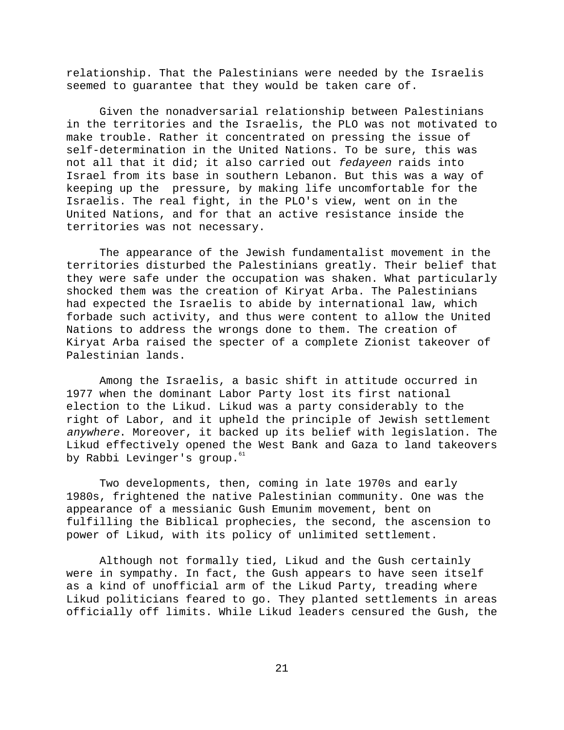relationship. That the Palestinians were needed by the Israelis seemed to guarantee that they would be taken care of.

Given the nonadversarial relationship between Palestinians in the territories and the Israelis, the PLO was not motivated to make trouble. Rather it concentrated on pressing the issue of self-determination in the United Nations. To be sure, this was not all that it did; it also carried out *fedayeen* raids into Israel from its base in southern Lebanon. But this was a way of keeping up the pressure, by making life uncomfortable for the Israelis. The real fight, in the PLO's view, went on in the United Nations, and for that an active resistance inside the territories was not necessary.

The appearance of the Jewish fundamentalist movement in the territories disturbed the Palestinians greatly. Their belief that they were safe under the occupation was shaken. What particularly shocked them was the creation of Kiryat Arba. The Palestinians had expected the Israelis to abide by international law, which forbade such activity, and thus were content to allow the United Nations to address the wrongs done to them. The creation of Kiryat Arba raised the specter of a complete Zionist takeover of Palestinian lands.

Among the Israelis, a basic shift in attitude occurred in 1977 when the dominant Labor Party lost its first national election to the Likud. Likud was a party considerably to the right of Labor, and it upheld the principle of Jewish settlement *anywhere*. Moreover, it backed up its belief with legislation. The Likud effectively opened the West Bank and Gaza to land takeovers by Rabbi Levinger's group.[61]

Two developments, then, coming in late 1970s and early 1980s, frightened the native Palestinian community. One was the appearance of a messianic Gush Emunim movement, bent on fulfilling the Biblical prophecies, the second, the ascension to power of Likud, with its policy of unlimited settlement.

Although not formally tied, Likud and the Gush certainly were in sympathy. In fact, the Gush appears to have seen itself as a kind of unofficial arm of the Likud Party, treading where Likud politicians feared to go. They planted settlements in areas officially off limits. While Likud leaders censured the Gush, the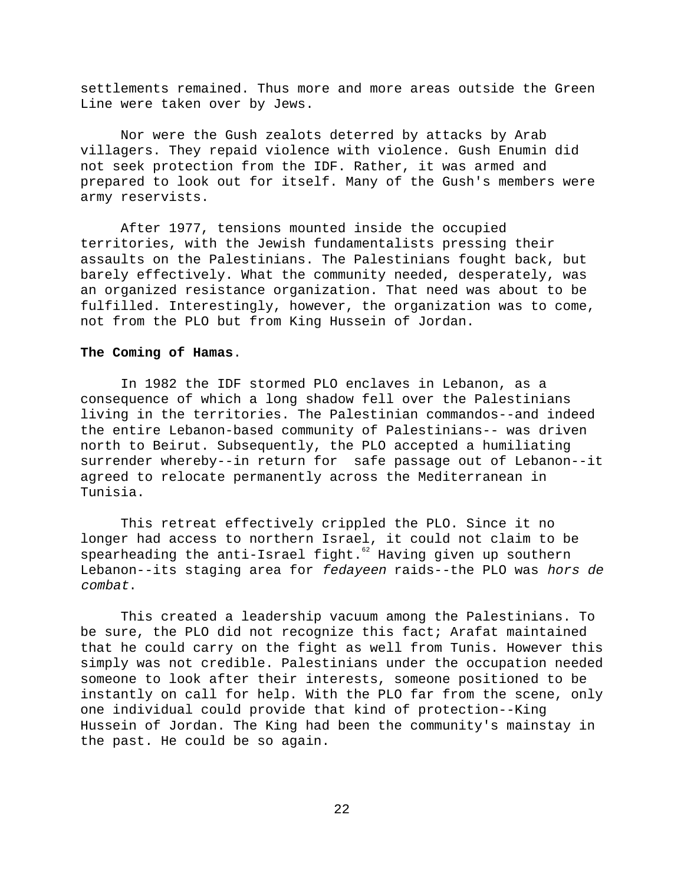settlements remained. Thus more and more areas outside the Green Line were taken over by Jews.

Nor were the Gush zealots deterred by attacks by Arab villagers. They repaid violence with violence. Gush Enumin did not seek protection from the IDF. Rather, it was armed and prepared to look out for itself. Many of the Gush's members were army reservists.

After 1977, tensions mounted inside the occupied territories, with the Jewish fundamentalists pressing their assaults on the Palestinians. The Palestinians fought back, but barely effectively. What the community needed, desperately, was an organized resistance organization. That need was about to be fulfilled. Interestingly, however, the organization was to come, not from the PLO but from King Hussein of Jordan.

**The Coming of Hamas**.

In 1982 the IDF stormed PLO enclaves in Lebanon, as a consequence of which a long shadow fell over the Palestinians living in the territories. The Palestinian commandos--and indeed the entire Lebanon-based community of Palestinians-- was driven north to Beirut. Subsequently, the PLO accepted a humiliating surrender whereby--in return for safe passage out of Lebanon--it agreed to relocate permanently across the Mediterranean in Tunisia.

This retreat effectively crippled the PLO. Since it no longer had access to northern Israel, it could not claim to be spearheading the anti-Israel fight.[62] Having given up southern Lebanon--its staging area for *fedayeen* raids--the PLO was *hors de combat*.

This created a leadership vacuum among the Palestinians. To be sure, the PLO did not recognize this fact; Arafat maintained that he could carry on the fight as well from Tunis. However this simply was not credible. Palestinians under the occupation needed someone to look after their interests, someone positioned to be instantly on call for help. With the PLO far from the scene, only one individual could provide that kind of protection--King Hussein of Jordan. The King had been the community's mainstay in the past. He could be so again.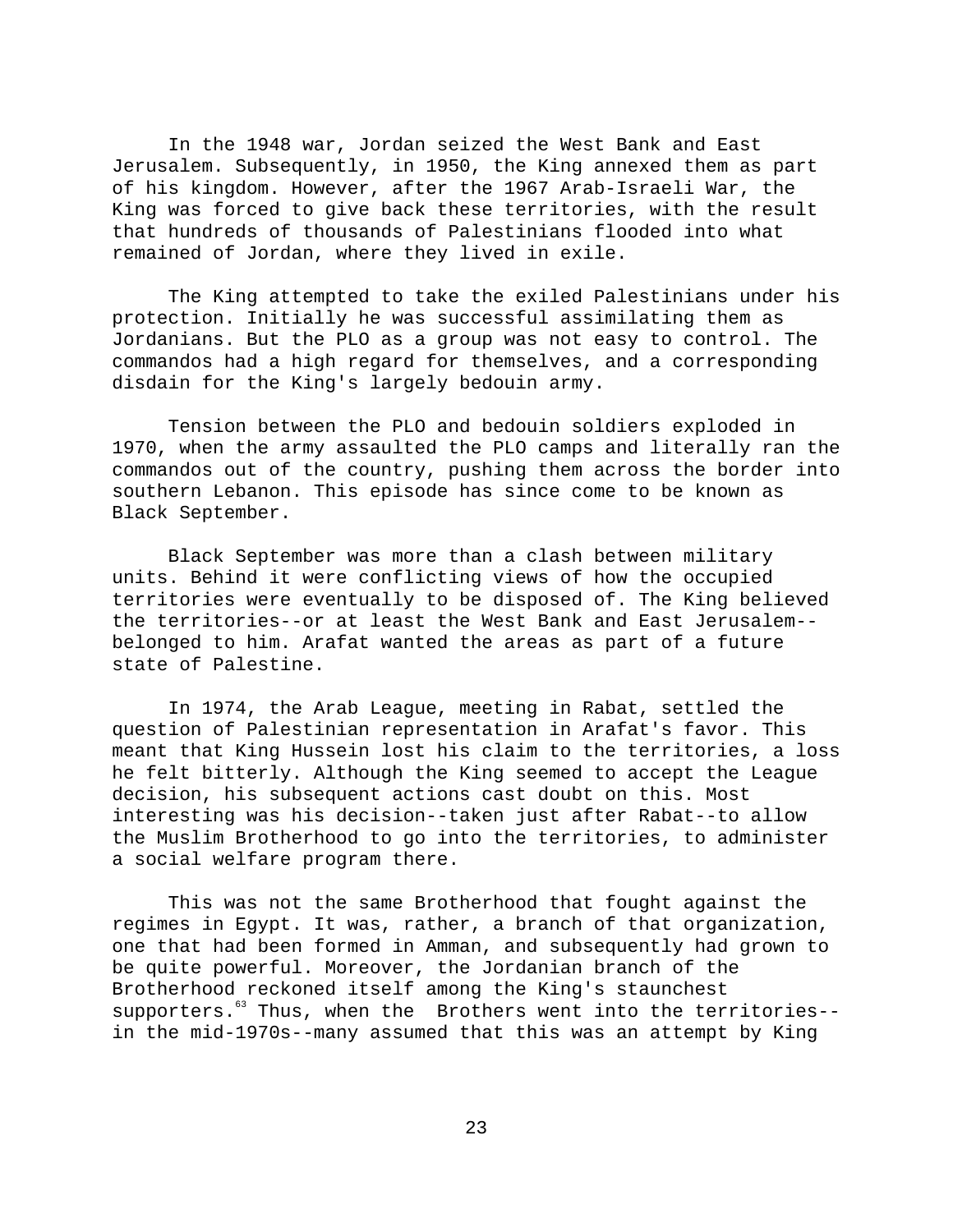In the 1948 war, Jordan seized the West Bank and East Jerusalem. Subsequently, in 1950, the King annexed them as part of his kingdom. However, after the 1967 Arab-Israeli War, the King was forced to give back these territories, with the result that hundreds of thousands of Palestinians flooded into what remained of Jordan, where they lived in exile.

The King attempted to take the exiled Palestinians under his protection. Initially he was successful assimilating them as Jordanians. But the PLO as a group was not easy to control. The commandos had a high regard for themselves, and a corresponding disdain for the King's largely bedouin army.

Tension between the PLO and bedouin soldiers exploded in 1970, when the army assaulted the PLO camps and literally ran the commandos out of the country, pushing them across the border into southern Lebanon. This episode has since come to be known as Black September.

Black September was more than a clash between military units. Behind it were conflicting views of how the occupied territories were eventually to be disposed of. The King believed the territories--or at least the West Bank and East Jerusalem--belonged to him. Arafat wanted the areas as part of a future state of Palestine.

In 1974, the Arab League, meeting in Rabat, settled the question of Palestinian representation in Arafat's favor. This meant that King Hussein lost his claim to the territories, a loss he felt bitterly. Although the King seemed to accept the League decision, his subsequent actions cast doubt on this. Most interesting was his decision--taken just after Rabat--to allow the Muslim Brotherhood to go into the territories, to administer a social welfare program there.

This was not the same Brotherhood that fought against the regimes in Egypt. It was, rather, a branch of that organization, one that had been formed in Amman, and subsequently had grown to be quite powerful. Moreover, the Jordanian branch of the Brotherhood reckoned itself among the King's staunchest supporters.[63] Thus, when the Brothers went into the territories--in the mid-1970s--many assumed that this was an attempt by King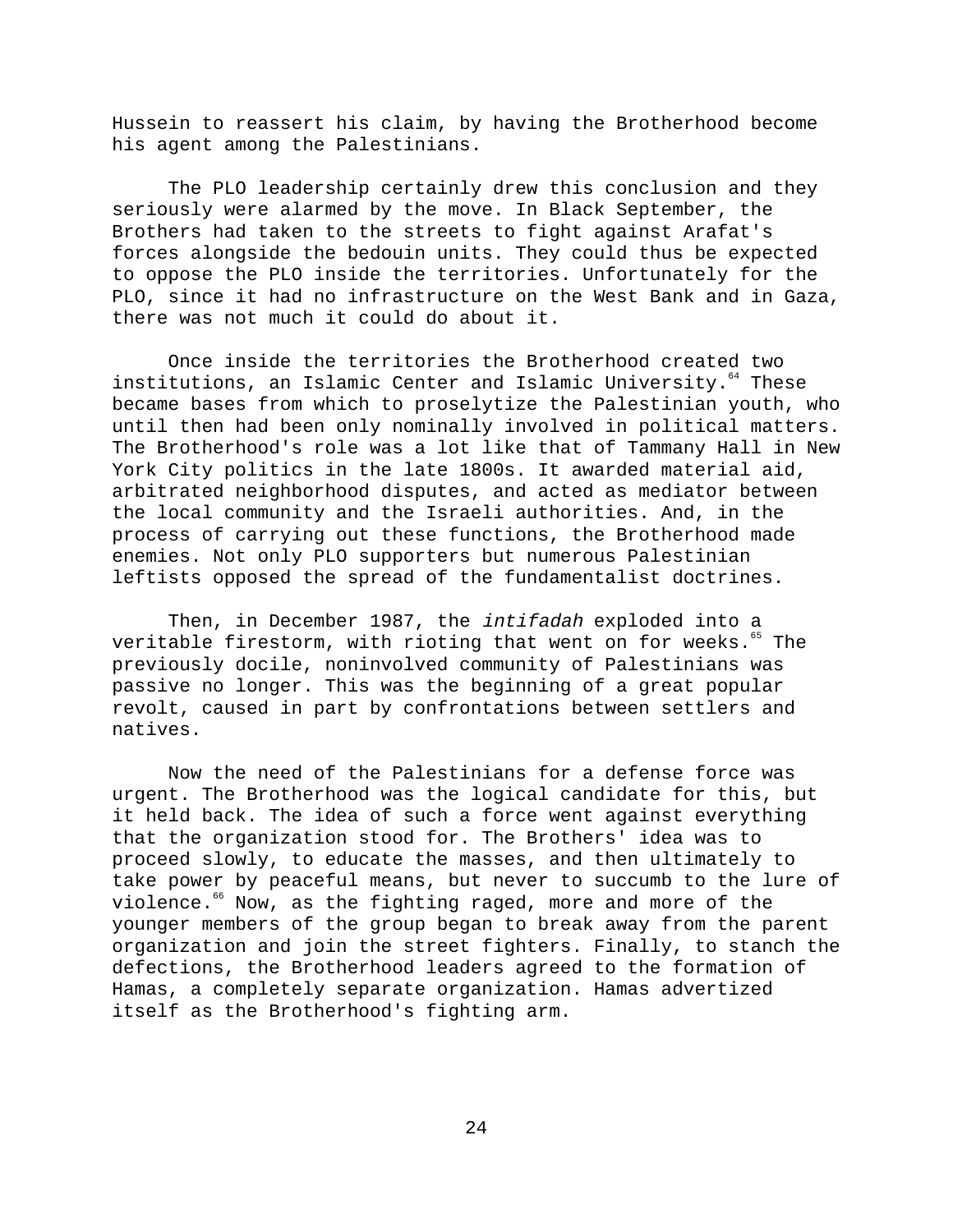Hussein to reassert his claim, by having the Brotherhood become his agent among the Palestinians.

The PLO leadership certainly drew this conclusion and they seriously were alarmed by the move. In Black September, the Brothers had taken to the streets to fight against Arafat's forces alongside the bedouin units. They could thus be expected to oppose the PLO inside the territories. Unfortunately for the PLO, since it had no infrastructure on the West Bank and in Gaza, there was not much it could do about it.

Once inside the territories the Brotherhood created two institutions, an Islamic Center and Islamic University.[64] These became bases from which to proselytize the Palestinian youth, who until then had been only nominally involved in political matters. The Brotherhood's role was a lot like that of Tammany Hall in New York City politics in the late 1800s. It awarded material aid, arbitrated neighborhood disputes, and acted as mediator between the local community and the Israeli authorities. And, in the process of carrying out these functions, the Brotherhood made enemies. Not only PLO supporters but numerous Palestinian leftists opposed the spread of the fundamentalist doctrines.

Then, in December 1987, the *intifadah* exploded into a veritable firestorm, with rioting that went on for weeks.[65] The previously docile, noninvolved community of Palestinians was passive no longer. This was the beginning of a great popular revolt, caused in part by confrontations between settlers and natives.

Now the need of the Palestinians for a defense force was urgent. The Brotherhood was the logical candidate for this, but it held back. The idea of such a force went against everything that the organization stood for. The Brothers' idea was to proceed slowly, to educate the masses, and then ultimately to take power by peaceful means, but never to succumb to the lure of violence.[66] Now, as the fighting raged, more and more of the younger members of the group began to break away from the parent organization and join the street fighters. Finally, to stanch the defections, the Brotherhood leaders agreed to the formation of Hamas, a completely separate organization. Hamas advertized itself as the Brotherhood's fighting arm.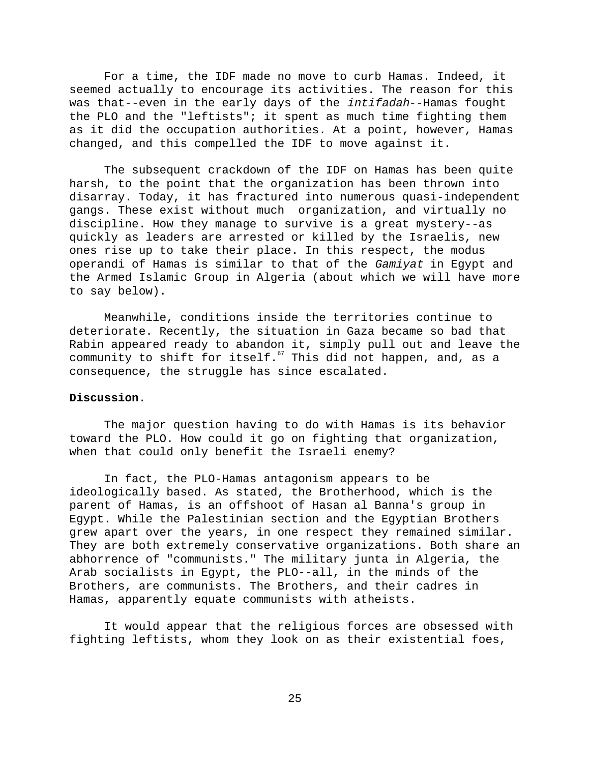For a time, the IDF made no move to curb Hamas. Indeed, it seemed actually to encourage its activities. The reason for this was that--even in the early days of the *intifadah*--Hamas fought the PLO and the "leftists"; it spent as much time fighting them as it did the occupation authorities. At a point, however, Hamas changed, and this compelled the IDF to move against it.

The subsequent crackdown of the IDF on Hamas has been quite harsh, to the point that the organization has been thrown into disarray. Today, it has fractured into numerous quasi-independent gangs. These exist without much organization, and virtually no discipline. How they manage to survive is a great mystery--as quickly as leaders are arrested or killed by the Israelis, new ones rise up to take their place. In this respect, the modus operandi of Hamas is similar to that of the *Gamiyat* in Egypt and the Armed Islamic Group in Algeria (about which we will have more to say below).

Meanwhile, conditions inside the territories continue to deteriorate. Recently, the situation in Gaza became so bad that Rabin appeared ready to abandon it, simply pull out and leave the community to shift for itself.[67] This did not happen, and, as a consequence, the struggle has since escalated.

**Discussion**.

The major question having to do with Hamas is its behavior toward the PLO. How could it go on fighting that organization, when that could only benefit the Israeli enemy?

In fact, the PLO-Hamas antagonism appears to be ideologically based. As stated, the Brotherhood, which is the parent of Hamas, is an offshoot of Hasan al Banna's group in Egypt. While the Palestinian section and the Egyptian Brothers grew apart over the years, in one respect they remained similar. They are both extremely conservative organizations. Both share an abhorrence of "communists." The military junta in Algeria, the Arab socialists in Egypt, the PLO--all, in the minds of the Brothers, are communists. The Brothers, and their cadres in Hamas, apparently equate communists with atheists.

It would appear that the religious forces are obsessed with fighting leftists, whom they look on as their existential foes,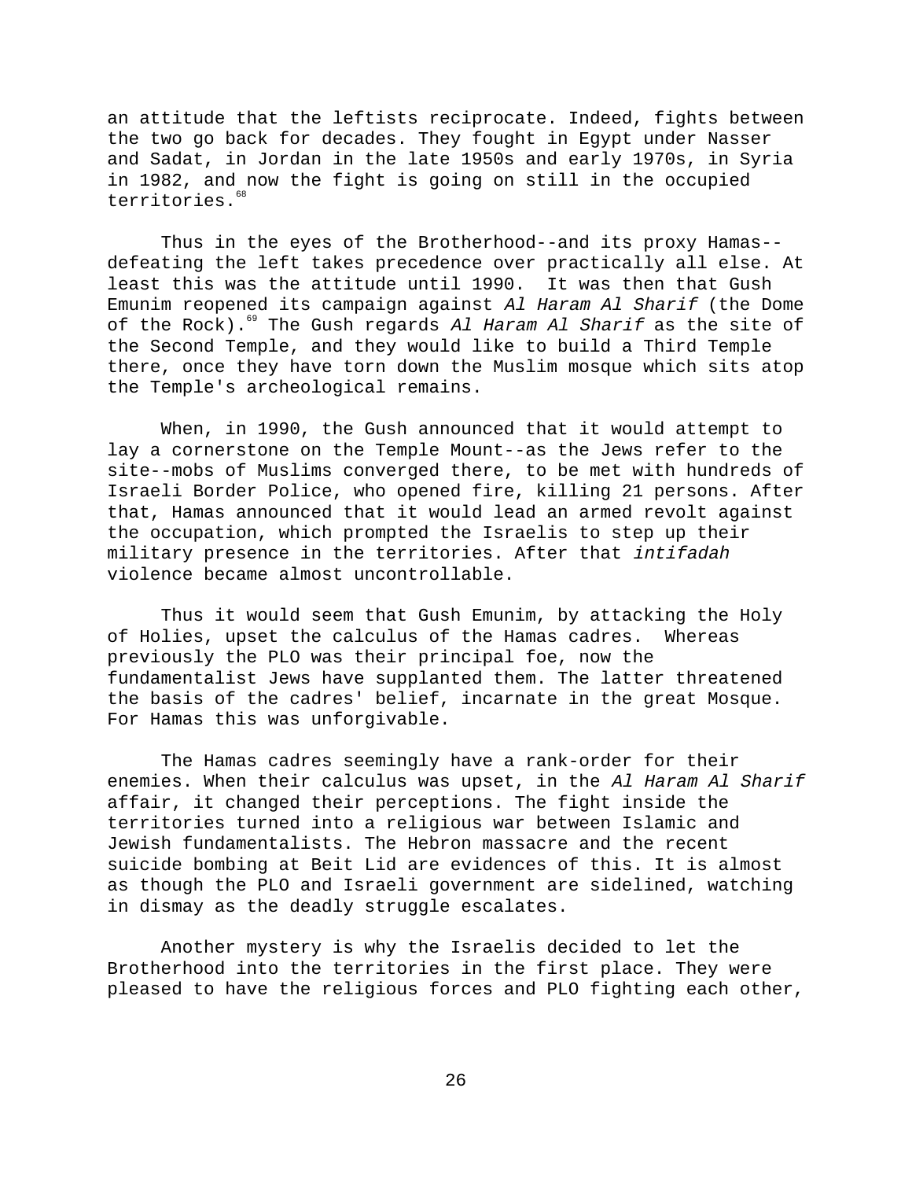an attitude that the leftists reciprocate. Indeed, fights between the two go back for decades. They fought in Egypt under Nasser and Sadat, in Jordan in the late 1950s and early 1970s, in Syria in 1982, and now the fight is going on still in the occupied territories.[68]

Thus in the eyes of the Brotherhood--and its proxy Hamas--defeating the left takes precedence over practically all else. At least this was the attitude until 1990. It was then that Gush Emunim reopened its campaign against *Al Haram Al Sharif* (the Dome of the Rock).[69] The Gush regards *Al Haram Al Sharif* as the site of the Second Temple, and they would like to build a Third Temple there, once they have torn down the Muslim mosque which sits atop the Temple's archeological remains.

When, in 1990, the Gush announced that it would attempt to lay a cornerstone on the Temple Mount--as the Jews refer to the site--mobs of Muslims converged there, to be met with hundreds of Israeli Border Police, who opened fire, killing 21 persons. After that, Hamas announced that it would lead an armed revolt against the occupation, which prompted the Israelis to step up their military presence in the territories. After that *intifadah* violence became almost uncontrollable.

Thus it would seem that Gush Emunim, by attacking the Holy of Holies, upset the calculus of the Hamas cadres. Whereas previously the PLO was their principal foe, now the fundamentalist Jews have supplanted them. The latter threatened the basis of the cadres' belief, incarnate in the great Mosque. For Hamas this was unforgivable.

The Hamas cadres seemingly have a rank-order for their enemies. When their calculus was upset, in the *Al Haram Al Sharif* affair, it changed their perceptions. The fight inside the territories turned into a religious war between Islamic and Jewish fundamentalists. The Hebron massacre and the recent suicide bombing at Beit Lid are evidences of this. It is almost as though the PLO and Israeli government are sidelined, watching in dismay as the deadly struggle escalates.

Another mystery is why the Israelis decided to let the Brotherhood into the territories in the first place. They were pleased to have the religious forces and PLO fighting each other,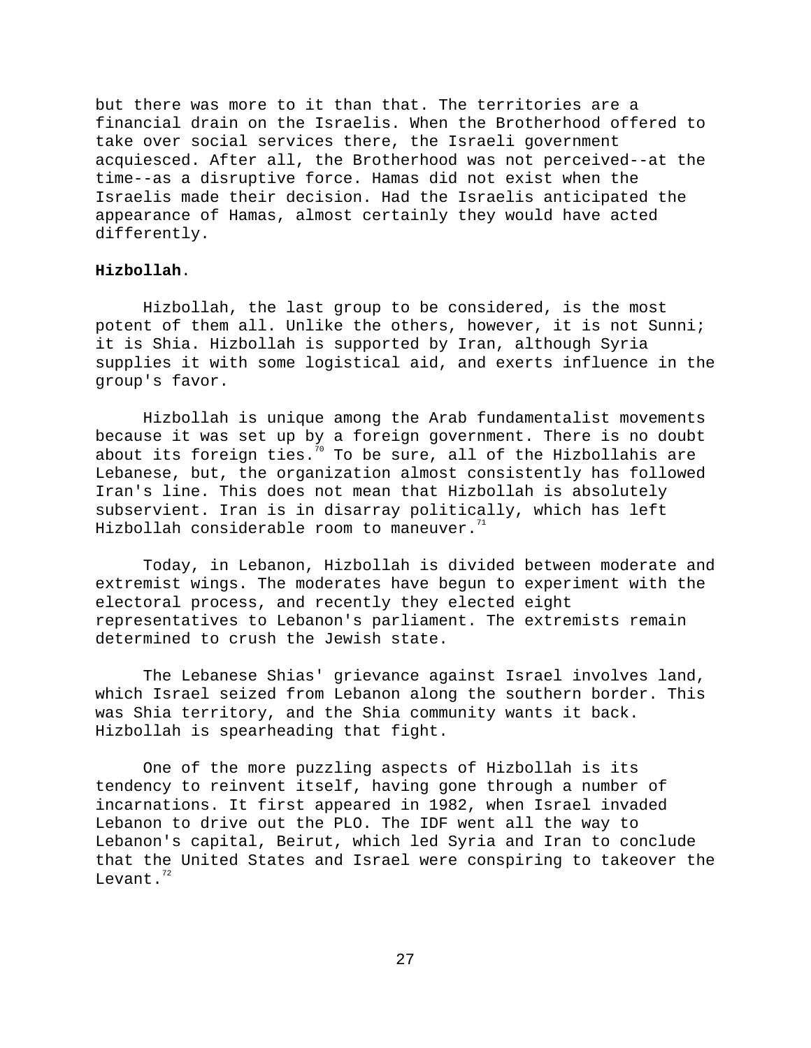but there was more to it than that. The territories are a financial drain on the Israelis. When the Brotherhood offered to take over social services there, the Israeli government acquiesced. After all, the Brotherhood was not perceived--at the time--as a disruptive force. Hamas did not exist when the Israelis made their decision. Had the Israelis anticipated the appearance of Hamas, almost certainly they would have acted differently.

**Hizbollah**.

Hizbollah, the last group to be considered, is the most potent of them all. Unlike the others, however, it is not Sunni; it is Shia. Hizbollah is supported by Iran, although Syria supplies it with some logistical aid, and exerts influence in the group's favor.

Hizbollah is unique among the Arab fundamentalist movements because it was set up by a foreign government. There is no doubt about its foreign ties.[70] To be sure, all of the Hizbollahis are Lebanese, but, the organization almost consistently has followed Iran's line. This does not mean that Hizbollah is absolutely subservient. Iran is in disarray politically, which has left Hizbollah considerable room to maneuver.[71]

Today, in Lebanon, Hizbollah is divided between moderate and extremist wings. The moderates have begun to experiment with the electoral process, and recently they elected eight representatives to Lebanon's parliament. The extremists remain determined to crush the Jewish state.

The Lebanese Shias' grievance against Israel involves land, which Israel seized from Lebanon along the southern border. This was Shia territory, and the Shia community wants it back. Hizbollah is spearheading that fight.

One of the more puzzling aspects of Hizbollah is its tendency to reinvent itself, having gone through a number of incarnations. It first appeared in 1982, when Israel invaded Lebanon to drive out the PLO. The IDF went all the way to Lebanon's capital, Beirut, which led Syria and Iran to conclude that the United States and Israel were conspiring to takeover the Levant.[72]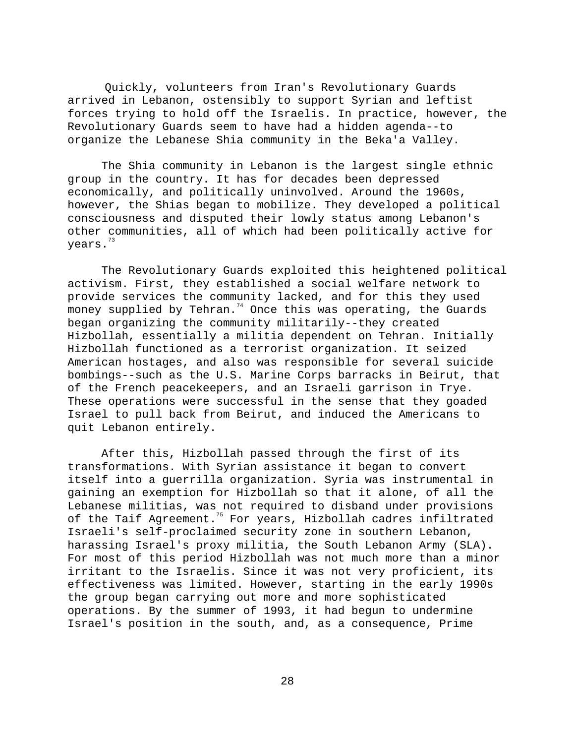Quickly, volunteers from Iran's Revolutionary Guards arrived in Lebanon, ostensibly to support Syrian and leftist forces trying to hold off the Israelis. In practice, however, the Revolutionary Guards seem to have had a hidden agenda--to organize the Lebanese Shia community in the Beka'a Valley.

The Shia community in Lebanon is the largest single ethnic group in the country. It has for decades been depressed economically, and politically uninvolved. Around the 1960s, however, the Shias began to mobilize. They developed a political consciousness and disputed their lowly status among Lebanon's other communities, all of which had been politically active for years.[73]

The Revolutionary Guards exploited this heightened political activism. First, they established a social welfare network to provide services the community lacked, and for this they used money supplied by Tehran.[74] Once this was operating, the Guards began organizing the community militarily--they created Hizbollah, essentially a militia dependent on Tehran. Initially Hizbollah functioned as a terrorist organization. It seized American hostages, and also was responsible for several suicide bombings--such as the U.S. Marine Corps barracks in Beirut, that of the French peacekeepers, and an Israeli garrison in Trye. These operations were successful in the sense that they goaded Israel to pull back from Beirut, and induced the Americans to quit Lebanon entirely.

After this, Hizbollah passed through the first of its transformations. With Syrian assistance it began to convert itself into a guerrilla organization. Syria was instrumental in gaining an exemption for Hizbollah so that it alone, of all the Lebanese militias, was not required to disband under provisions of the Taif Agreement.[75] For years, Hizbollah cadres infiltrated Israeli's self-proclaimed security zone in southern Lebanon, harassing Israel's proxy militia, the South Lebanon Army (SLA). For most of this period Hizbollah was not much more than a minor irritant to the Israelis. Since it was not very proficient, its effectiveness was limited. However, starting in the early 1990s the group began carrying out more and more sophisticated operations. By the summer of 1993, it had begun to undermine Israel's position in the south, and, as a consequence, Prime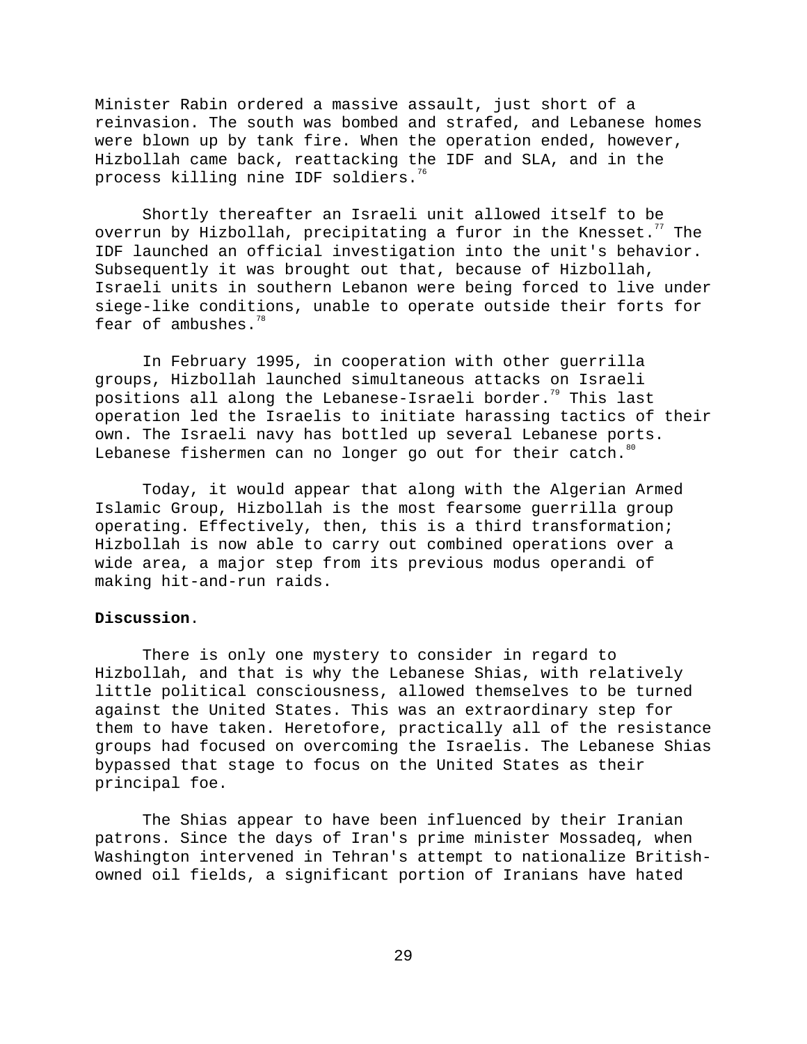Minister Rabin ordered a massive assault, just short of a reinvasion. The south was bombed and strafed, and Lebanese homes were blown up by tank fire. When the operation ended, however, Hizbollah came back, reattacking the IDF and SLA, and in the process killing nine IDF soldiers.[76]

Shortly thereafter an Israeli unit allowed itself to be overrun by Hizbollah, precipitating a furor in the Knesset.[77] The IDF launched an official investigation into the unit's behavior. Subsequently it was brought out that, because of Hizbollah, Israeli units in southern Lebanon were being forced to live under siege-like conditions, unable to operate outside their forts for fear of ambushes.[78]

In February 1995, in cooperation with other guerrilla groups, Hizbollah launched simultaneous attacks on Israeli positions all along the Lebanese-Israeli border.[79] This last operation led the Israelis to initiate harassing tactics of their own. The Israeli navy has bottled up several Lebanese ports. Lebanese fishermen can no longer go out for their catch.[80]

Today, it would appear that along with the Algerian Armed Islamic Group, Hizbollah is the most fearsome guerrilla group operating. Effectively, then, this is a third transformation; Hizbollah is now able to carry out combined operations over a wide area, a major step from its previous modus operandi of making hit-and-run raids.

**Discussion**.

There is only one mystery to consider in regard to Hizbollah, and that is why the Lebanese Shias, with relatively little political consciousness, allowed themselves to be turned against the United States. This was an extraordinary step for them to have taken. Heretofore, practically all of the resistance groups had focused on overcoming the Israelis. The Lebanese Shias bypassed that stage to focus on the United States as their principal foe.

The Shias appear to have been influenced by their Iranian patrons. Since the days of Iran's prime minister Mossadeq, when Washington intervened in Tehran's attempt to nationalize British-owned oil fields, a significant portion of Iranians have hated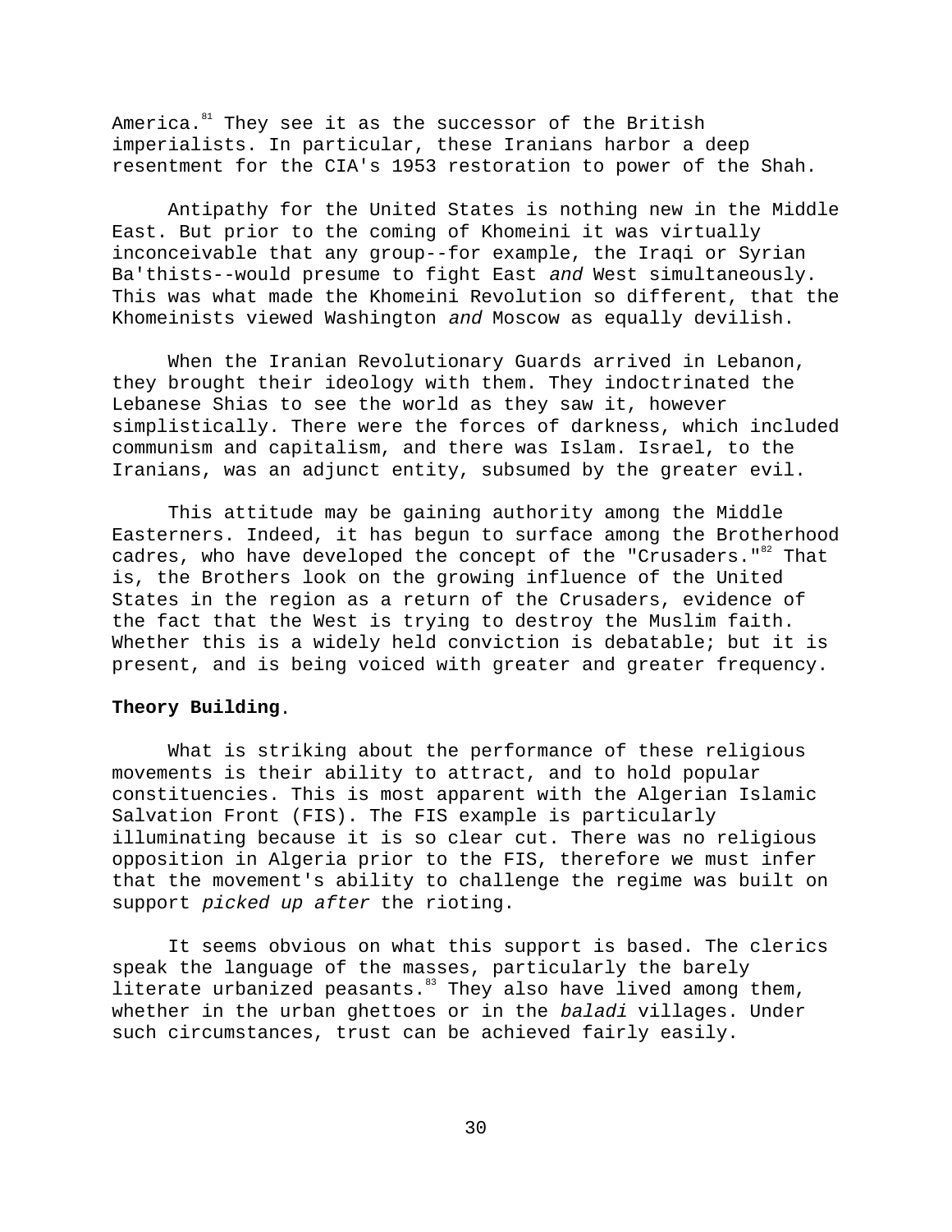America.[81] They see it as the successor of the British imperialists. In particular, these Iranians harbor a deep resentment for the CIA's 1953 restoration to power of the Shah.

Antipathy for the United States is nothing new in the Middle East. But prior to the coming of Khomeini it was virtually inconceivable that any group--for example, the Iraqi or Syrian Ba'thists--would presume to fight East *and* West simultaneously. This was what made the Khomeini Revolution so different, that the Khomeinists viewed Washington *and* Moscow as equally devilish.

When the Iranian Revolutionary Guards arrived in Lebanon, they brought their ideology with them. They indoctrinated the Lebanese Shias to see the world as they saw it, however simplistically. There were the forces of darkness, which included communism and capitalism, and there was Islam. Israel, to the Iranians, was an adjunct entity, subsumed by the greater evil.

This attitude may be gaining authority among the Middle Easterners. Indeed, it has begun to surface among the Brotherhood cadres, who have developed the concept of the "Crusaders."[82] That is, the Brothers look on the growing influence of the United States in the region as a return of the Crusaders, evidence of the fact that the West is trying to destroy the Muslim faith. Whether this is a widely held conviction is debatable; but it is present, and is being voiced with greater and greater frequency.

**Theory Building**.

What is striking about the performance of these religious movements is their ability to attract, and to hold popular constituencies. This is most apparent with the Algerian Islamic Salvation Front (FIS). The FIS example is particularly illuminating because it is so clear cut. There was no religious opposition in Algeria prior to the FIS, therefore we must infer that the movement's ability to challenge the regime was built on support *picked up after* the rioting.

It seems obvious on what this support is based. The clerics speak the language of the masses, particularly the barely literate urbanized peasants.[83] They also have lived among them, whether in the urban ghettoes or in the *baladi* villages. Under such circumstances, trust can be achieved fairly easily.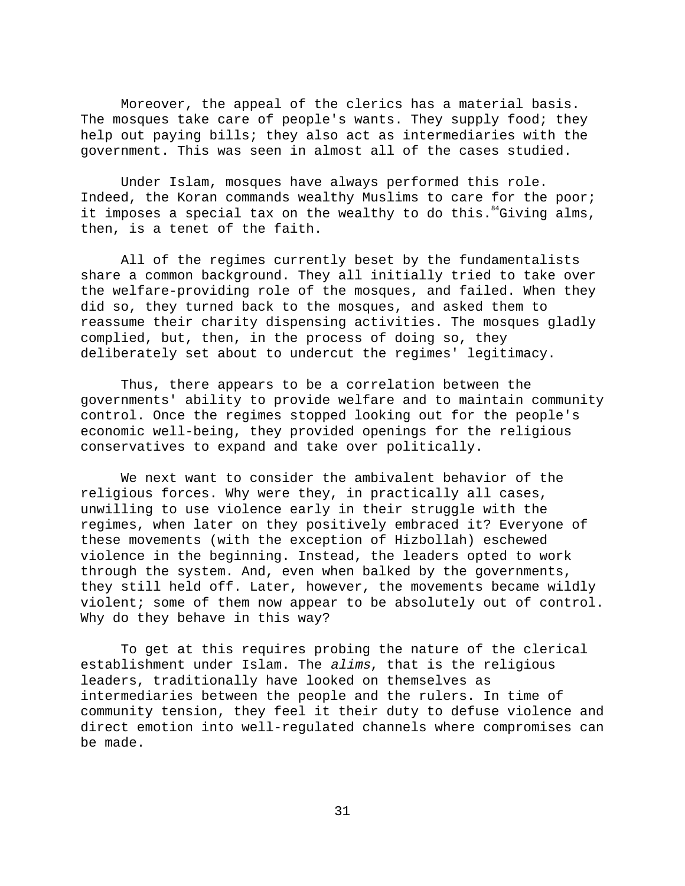Moreover, the appeal of the clerics has a material basis. The mosques take care of people's wants. They supply food; they help out paying bills; they also act as intermediaries with the government. This was seen in almost all of the cases studied.

Under Islam, mosques have always performed this role. Indeed, the Koran commands wealthy Muslims to care for the poor; it imposes a special tax on the wealthy to do this.[84] Giving alms, then, is a tenet of the faith.

All of the regimes currently beset by the fundamentalists share a common background. They all initially tried to take over the welfare-providing role of the mosques, and failed. When they did so, they turned back to the mosques, and asked them to reassume their charity dispensing activities. The mosques gladly complied, but, then, in the process of doing so, they deliberately set about to undercut the regimes' legitimacy.

Thus, there appears to be a correlation between the governments' ability to provide welfare and to maintain community control. Once the regimes stopped looking out for the people's economic well-being, they provided openings for the religious conservatives to expand and take over politically.

We next want to consider the ambivalent behavior of the religious forces. Why were they, in practically all cases, unwilling to use violence early in their struggle with the regimes, when later on they positively embraced it? Everyone of these movements (with the exception of Hizbollah) eschewed violence in the beginning. Instead, the leaders opted to work through the system. And, even when balked by the governments, they still held off. Later, however, the movements became wildly violent; some of them now appear to be absolutely out of control. Why do they behave in this way?

To get at this requires probing the nature of the clerical establishment under Islam. The *alims*, that is the religious leaders, traditionally have looked on themselves as intermediaries between the people and the rulers. In time of community tension, they feel it their duty to defuse violence and direct emotion into well-regulated channels where compromises can be made.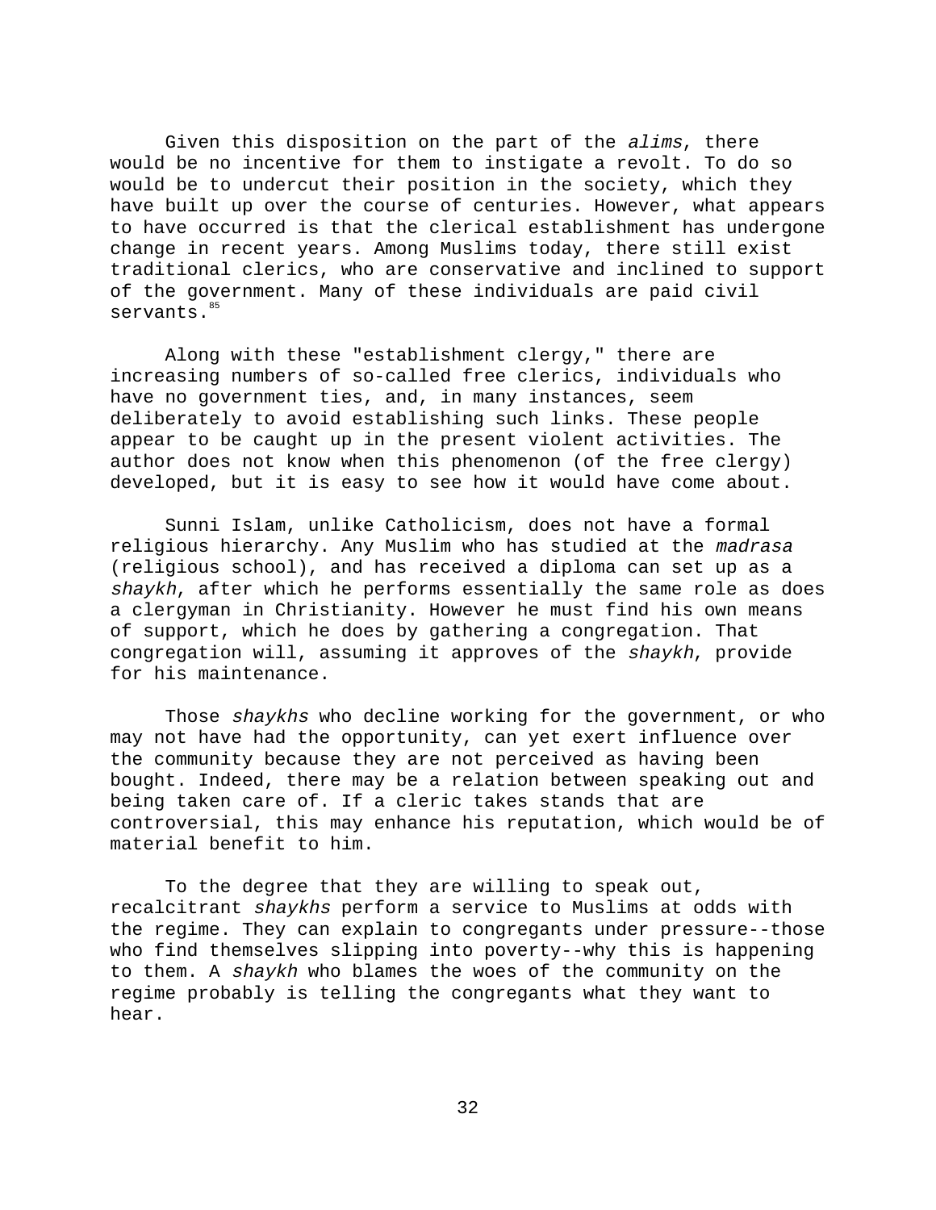Given this disposition on the part of the *alims*, there would be no incentive for them to instigate a revolt. To do so would be to undercut their position in the society, which they have built up over the course of centuries. However, what appears to have occurred is that the clerical establishment has undergone change in recent years. Among Muslims today, there still exist traditional clerics, who are conservative and inclined to support of the government. Many of these individuals are paid civil servants.[85]

Along with these "establishment clergy," there are increasing numbers of so-called free clerics, individuals who have no government ties, and, in many instances, seem deliberately to avoid establishing such links. These people appear to be caught up in the present violent activities. The author does not know when this phenomenon (of the free clergy) developed, but it is easy to see how it would have come about.

Sunni Islam, unlike Catholicism, does not have a formal religious hierarchy. Any Muslim who has studied at the *madrasa* (religious school), and has received a diploma can set up as a *shaykh*, after which he performs essentially the same role as does a clergyman in Christianity. However he must find his own means of support, which he does by gathering a congregation. That congregation will, assuming it approves of the *shaykh*, provide for his maintenance.

Those *shaykhs* who decline working for the government, or who may not have had the opportunity, can yet exert influence over the community because they are not perceived as having been bought. Indeed, there may be a relation between speaking out and being taken care of. If a cleric takes stands that are controversial, this may enhance his reputation, which would be of material benefit to him.

To the degree that they are willing to speak out, recalcitrant *shaykhs* perform a service to Muslims at odds with the regime. They can explain to congregants under pressure--those who find themselves slipping into poverty--why this is happening to them. A *shaykh* who blames the woes of the community on the regime probably is telling the congregants what they want to hear.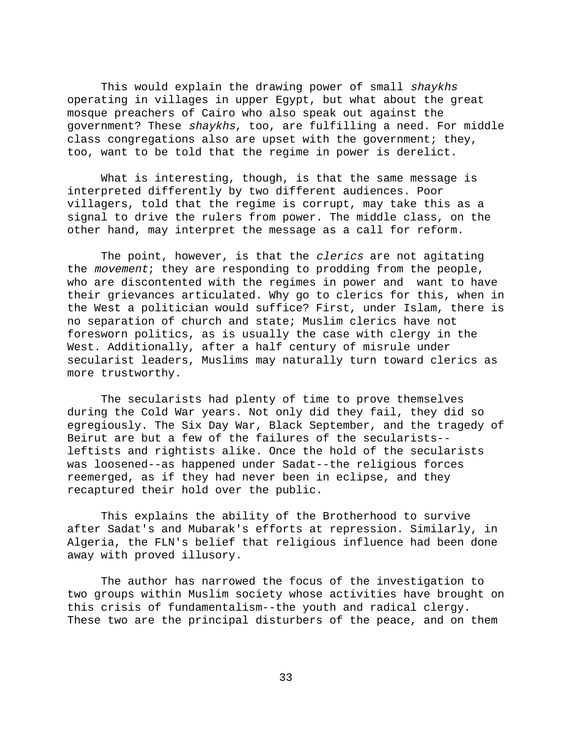This would explain the drawing power of small *shaykhs* operating in villages in upper Egypt, but what about the great mosque preachers of Cairo who also speak out against the government? These *shaykhs*, too, are fulfilling a need. For middle class congregations also are upset with the government; they, too, want to be told that the regime in power is derelict.

What is interesting, though, is that the same message is interpreted differently by two different audiences. Poor villagers, told that the regime is corrupt, may take this as a signal to drive the rulers from power. The middle class, on the other hand, may interpret the message as a call for reform.

The point, however, is that the *clerics* are not agitating the *movement*; they are responding to prodding from the people, who are discontented with the regimes in power and want to have their grievances articulated. Why go to clerics for this, when in the West a politician would suffice? First, under Islam, there is no separation of church and state; Muslim clerics have not foresworn politics, as is usually the case with clergy in the West. Additionally, after a half century of misrule under secularist leaders, Muslims may naturally turn toward clerics as more trustworthy.

The secularists had plenty of time to prove themselves during the Cold War years. Not only did they fail, they did so egregiously. The Six Day War, Black September, and the tragedy of Beirut are but a few of the failures of the secularists--leftists and rightists alike. Once the hold of the secularists was loosened--as happened under Sadat--the religious forces reemerged, as if they had never been in eclipse, and they recaptured their hold over the public.

This explains the ability of the Brotherhood to survive after Sadat's and Mubarak's efforts at repression. Similarly, in Algeria, the FLN's belief that religious influence had been done away with proved illusory.

The author has narrowed the focus of the investigation to two groups within Muslim society whose activities have brought on this crisis of fundamentalism--the youth and radical clergy. These two are the principal disturbers of the peace, and on them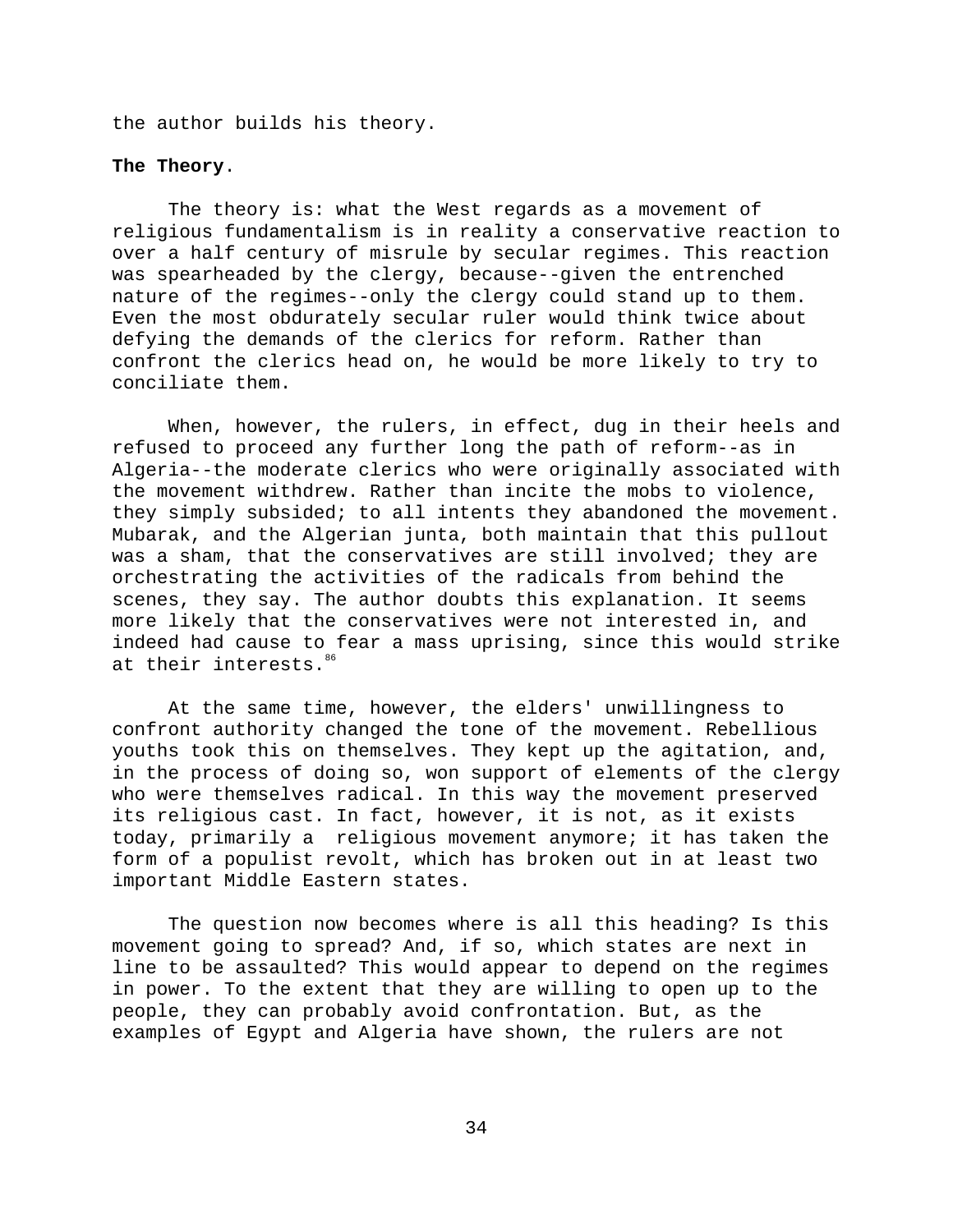the author builds his theory.

**The Theory**.

The theory is: what the West regards as a movement of religious fundamentalism is in reality a conservative reaction to over a half century of misrule by secular regimes. This reaction was spearheaded by the clergy, because--given the entrenched nature of the regimes--only the clergy could stand up to them. Even the most obdurately secular ruler would think twice about defying the demands of the clerics for reform. Rather than confront the clerics head on, he would be more likely to try to conciliate them.

When, however, the rulers, in effect, dug in their heels and refused to proceed any further long the path of reform--as in Algeria--the moderate clerics who were originally associated with the movement withdrew. Rather than incite the mobs to violence, they simply subsided; to all intents they abandoned the movement. Mubarak, and the Algerian junta, both maintain that this pullout was a sham, that the conservatives are still involved; they are orchestrating the activities of the radicals from behind the scenes, they say. The author doubts this explanation. It seems more likely that the conservatives were not interested in, and indeed had cause to fear a mass uprising, since this would strike at their interests.[86]

At the same time, however, the elders' unwillingness to confront authority changed the tone of the movement. Rebellious youths took this on themselves. They kept up the agitation, and, in the process of doing so, won support of elements of the clergy who were themselves radical. In this way the movement preserved its religious cast. In fact, however, it is not, as it exists today, primarily a religious movement anymore; it has taken the form of a populist revolt, which has broken out in at least two important Middle Eastern states.

The question now becomes where is all this heading? Is this movement going to spread? And, if so, which states are next in line to be assaulted? This would appear to depend on the regimes in power. To the extent that they are willing to open up to the people, they can probably avoid confrontation. But, as the examples of Egypt and Algeria have shown, the rulers are not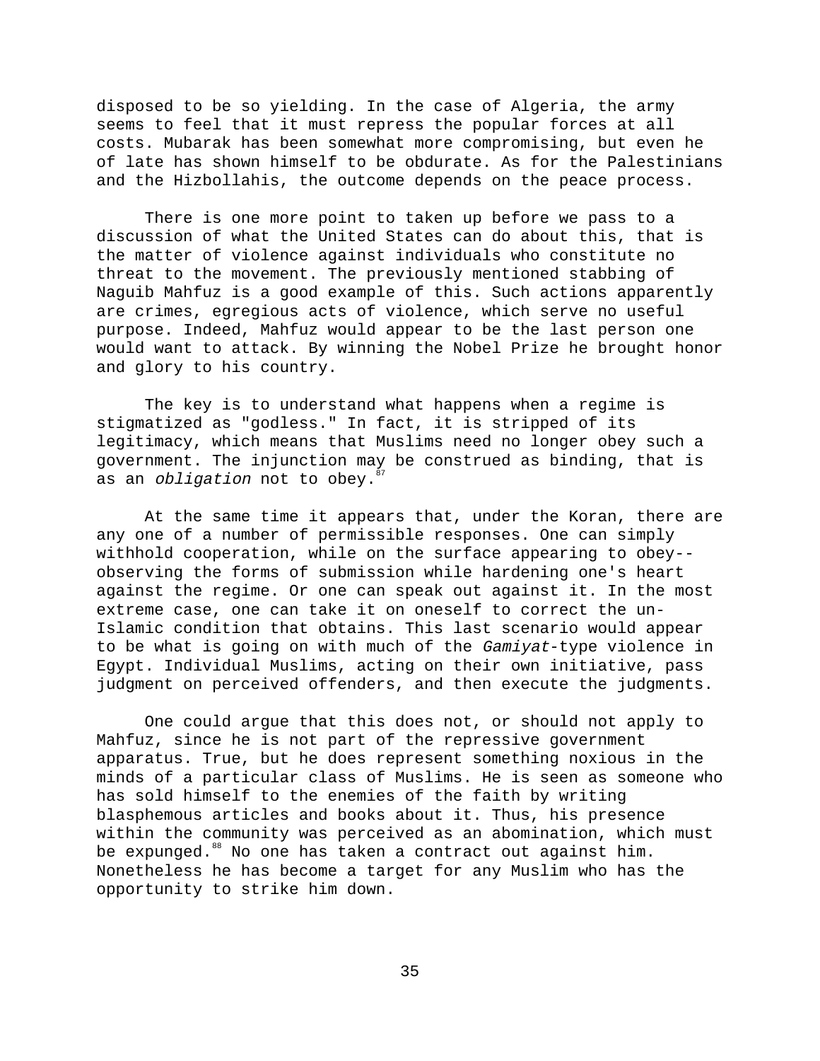disposed to be so yielding. In the case of Algeria, the army seems to feel that it must repress the popular forces at all costs. Mubarak has been somewhat more compromising, but even he of late has shown himself to be obdurate. As for the Palestinians and the Hizbollahis, the outcome depends on the peace process.

There is one more point to taken up before we pass to a discussion of what the United States can do about this, that is the matter of violence against individuals who constitute no threat to the movement. The previously mentioned stabbing of Naguib Mahfuz is a good example of this. Such actions apparently are crimes, egregious acts of violence, which serve no useful purpose. Indeed, Mahfuz would appear to be the last person one would want to attack. By winning the Nobel Prize he brought honor and glory to his country.

The key is to understand what happens when a regime is stigmatized as "godless." In fact, it is stripped of its legitimacy, which means that Muslims need no longer obey such a government. The injunction may be construed as binding, that is as an *obligation* not to obey.[87]

At the same time it appears that, under the Koran, there are any one of a number of permissible responses. One can simply withhold cooperation, while on the surface appearing to obey--observing the forms of submission while hardening one's heart against the regime. Or one can speak out against it. In the most extreme case, one can take it on oneself to correct the un-Islamic condition that obtains. This last scenario would appear to be what is going on with much of the *Gamiyat*-type violence in Egypt. Individual Muslims, acting on their own initiative, pass judgment on perceived offenders, and then execute the judgments.

One could argue that this does not, or should not apply to Mahfuz, since he is not part of the repressive government apparatus. True, but he does represent something noxious in the minds of a particular class of Muslims. He is seen as someone who has sold himself to the enemies of the faith by writing blasphemous articles and books about it. Thus, his presence within the community was perceived as an abomination, which must be expunged.[88] No one has taken a contract out against him. Nonetheless he has become a target for any Muslim who has the opportunity to strike him down.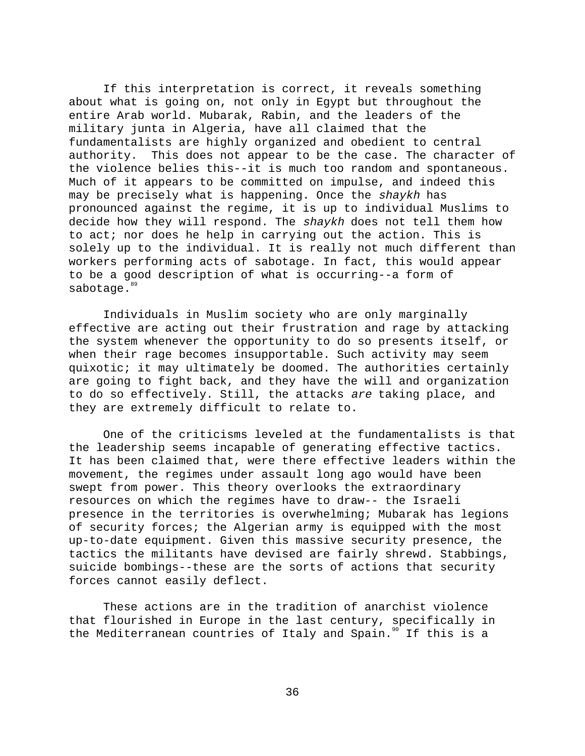If this interpretation is correct, it reveals something about what is going on, not only in Egypt but throughout the entire Arab world. Mubarak, Rabin, and the leaders of the military junta in Algeria, have all claimed that the fundamentalists are highly organized and obedient to central authority. This does not appear to be the case. The character of the violence belies this--it is much too random and spontaneous. Much of it appears to be committed on impulse, and indeed this may be precisely what is happening. Once the *shaykh* has pronounced against the regime, it is up to individual Muslims to decide how they will respond. The *shaykh* does not tell them how to act; nor does he help in carrying out the action. This is solely up to the individual. It is really not much different than workers performing acts of sabotage. In fact, this would appear to be a good description of what is occurring--a form of sabotage.[89]

Individuals in Muslim society who are only marginally effective are acting out their frustration and rage by attacking the system whenever the opportunity to do so presents itself, or when their rage becomes insupportable. Such activity may seem quixotic; it may ultimately be doomed. The authorities certainly are going to fight back, and they have the will and organization to do so effectively. Still, the attacks *are* taking place, and they are extremely difficult to relate to.

One of the criticisms leveled at the fundamentalists is that the leadership seems incapable of generating effective tactics. It has been claimed that, were there effective leaders within the movement, the regimes under assault long ago would have been swept from power. This theory overlooks the extraordinary resources on which the regimes have to draw-- the Israeli presence in the territories is overwhelming; Mubarak has legions of security forces; the Algerian army is equipped with the most up-to-date equipment. Given this massive security presence, the tactics the militants have devised are fairly shrewd. Stabbings, suicide bombings--these are the sorts of actions that security forces cannot easily deflect.

These actions are in the tradition of anarchist violence that flourished in Europe in the last century, specifically in the Mediterranean countries of Italy and Spain.[90] If this is a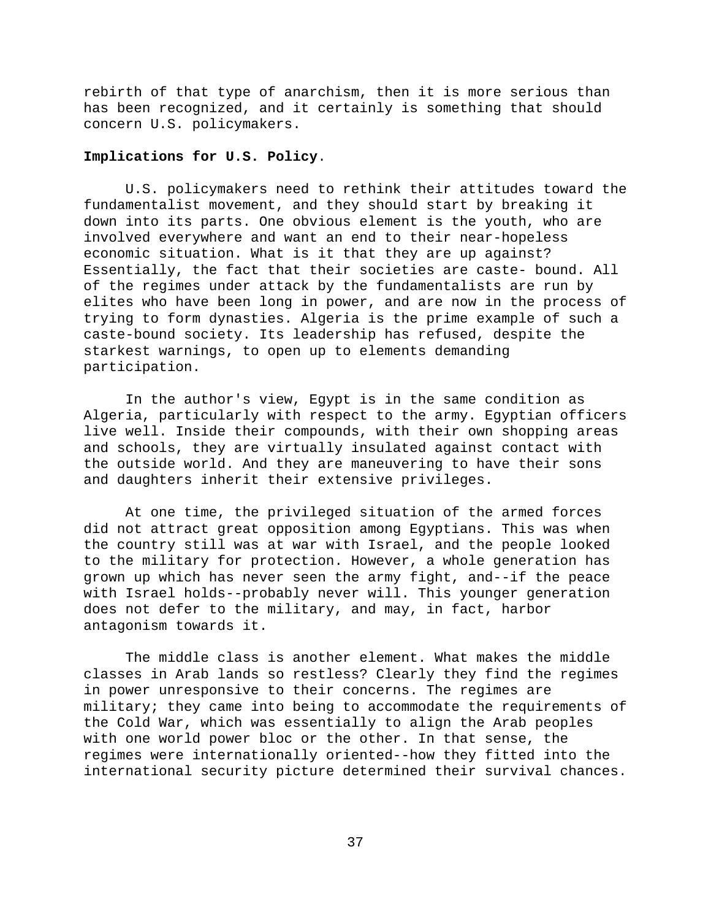rebirth of that type of anarchism, then it is more serious than has been recognized, and it certainly is something that should concern U.S. policymakers.

**Implications for U.S. Policy**.

U.S. policymakers need to rethink their attitudes toward the fundamentalist movement, and they should start by breaking it down into its parts. One obvious element is the youth, who are involved everywhere and want an end to their near-hopeless economic situation. What is it that they are up against? Essentially, the fact that their societies are caste- bound. All of the regimes under attack by the fundamentalists are run by elites who have been long in power, and are now in the process of trying to form dynasties. Algeria is the prime example of such a caste-bound society. Its leadership has refused, despite the starkest warnings, to open up to elements demanding participation.

In the author's view, Egypt is in the same condition as Algeria, particularly with respect to the army. Egyptian officers live well. Inside their compounds, with their own shopping areas and schools, they are virtually insulated against contact with the outside world. And they are maneuvering to have their sons and daughters inherit their extensive privileges.

At one time, the privileged situation of the armed forces did not attract great opposition among Egyptians. This was when the country still was at war with Israel, and the people looked to the military for protection. However, a whole generation has grown up which has never seen the army fight, and--if the peace with Israel holds--probably never will. This younger generation does not defer to the military, and may, in fact, harbor antagonism towards it.

The middle class is another element. What makes the middle classes in Arab lands so restless? Clearly they find the regimes in power unresponsive to their concerns. The regimes are military; they came into being to accommodate the requirements of the Cold War, which was essentially to align the Arab peoples with one world power bloc or the other. In that sense, the regimes were internationally oriented--how they fitted into the international security picture determined their survival chances.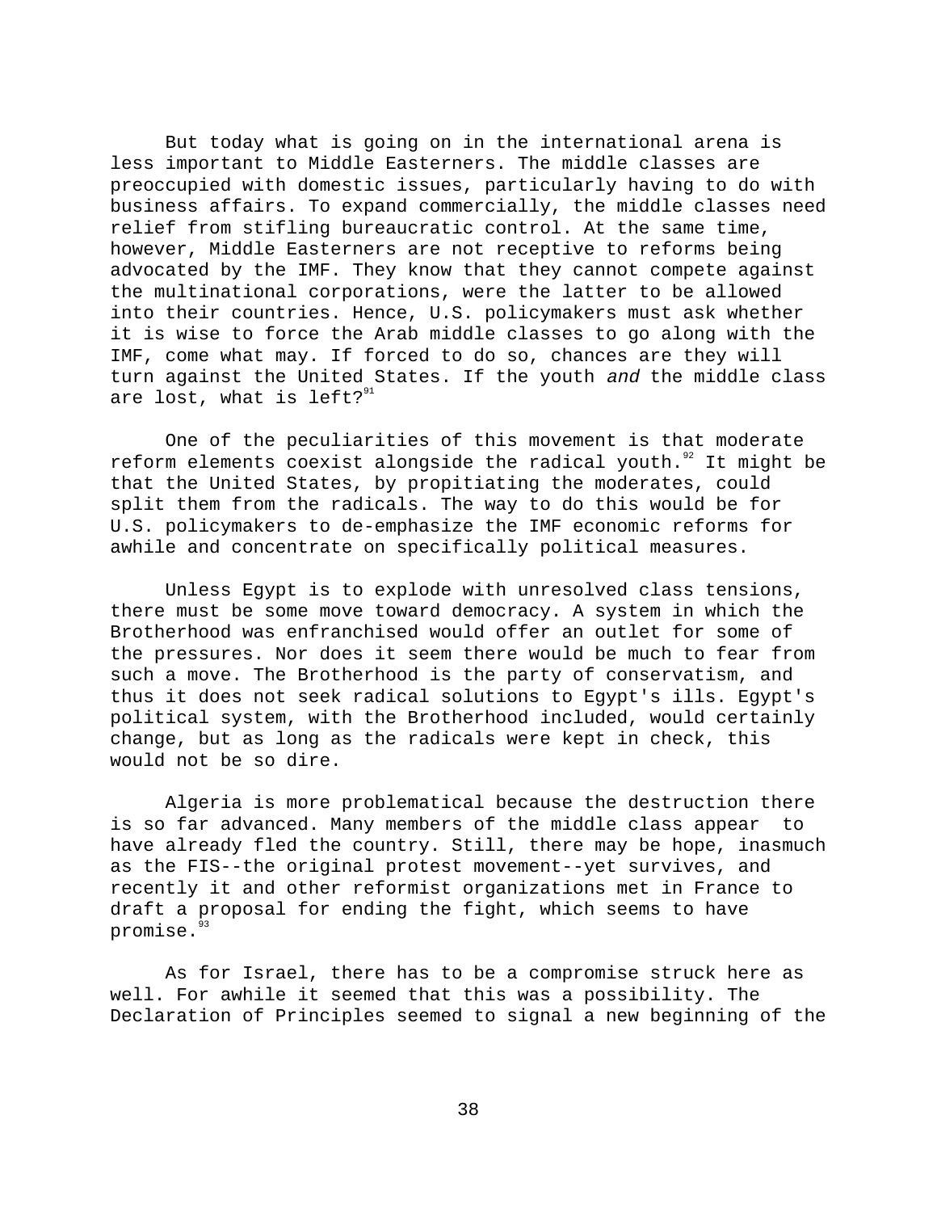But today what is going on in the international arena is less important to Middle Easterners. The middle classes are preoccupied with domestic issues, particularly having to do with business affairs. To expand commercially, the middle classes need relief from stifling bureaucratic control. At the same time, however, Middle Easterners are not receptive to reforms being advocated by the IMF. They know that they cannot compete against the multinational corporations, were the latter to be allowed into their countries. Hence, U.S. policymakers must ask whether it is wise to force the Arab middle classes to go along with the IMF, come what may. If forced to do so, chances are they will turn against the United States. If the youth *and* the middle class are lost, what is left?[91]

One of the peculiarities of this movement is that moderate reform elements coexist alongside the radical youth.[92] It might be that the United States, by propitiating the moderates, could split them from the radicals. The way to do this would be for U.S. policymakers to de-emphasize the IMF economic reforms for awhile and concentrate on specifically political measures.

Unless Egypt is to explode with unresolved class tensions, there must be some move toward democracy. A system in which the Brotherhood was enfranchised would offer an outlet for some of the pressures. Nor does it seem there would be much to fear from such a move. The Brotherhood is the party of conservatism, and thus it does not seek radical solutions to Egypt's ills. Egypt's political system, with the Brotherhood included, would certainly change, but as long as the radicals were kept in check, this would not be so dire.

Algeria is more problematical because the destruction there is so far advanced. Many members of the middle class appear to have already fled the country. Still, there may be hope, inasmuch as the FIS--the original protest movement--yet survives, and recently it and other reformist organizations met in France to draft a proposal for ending the fight, which seems to have promise.[93]

As for Israel, there has to be a compromise struck here as well. For awhile it seemed that this was a possibility. The Declaration of Principles seemed to signal a new beginning of the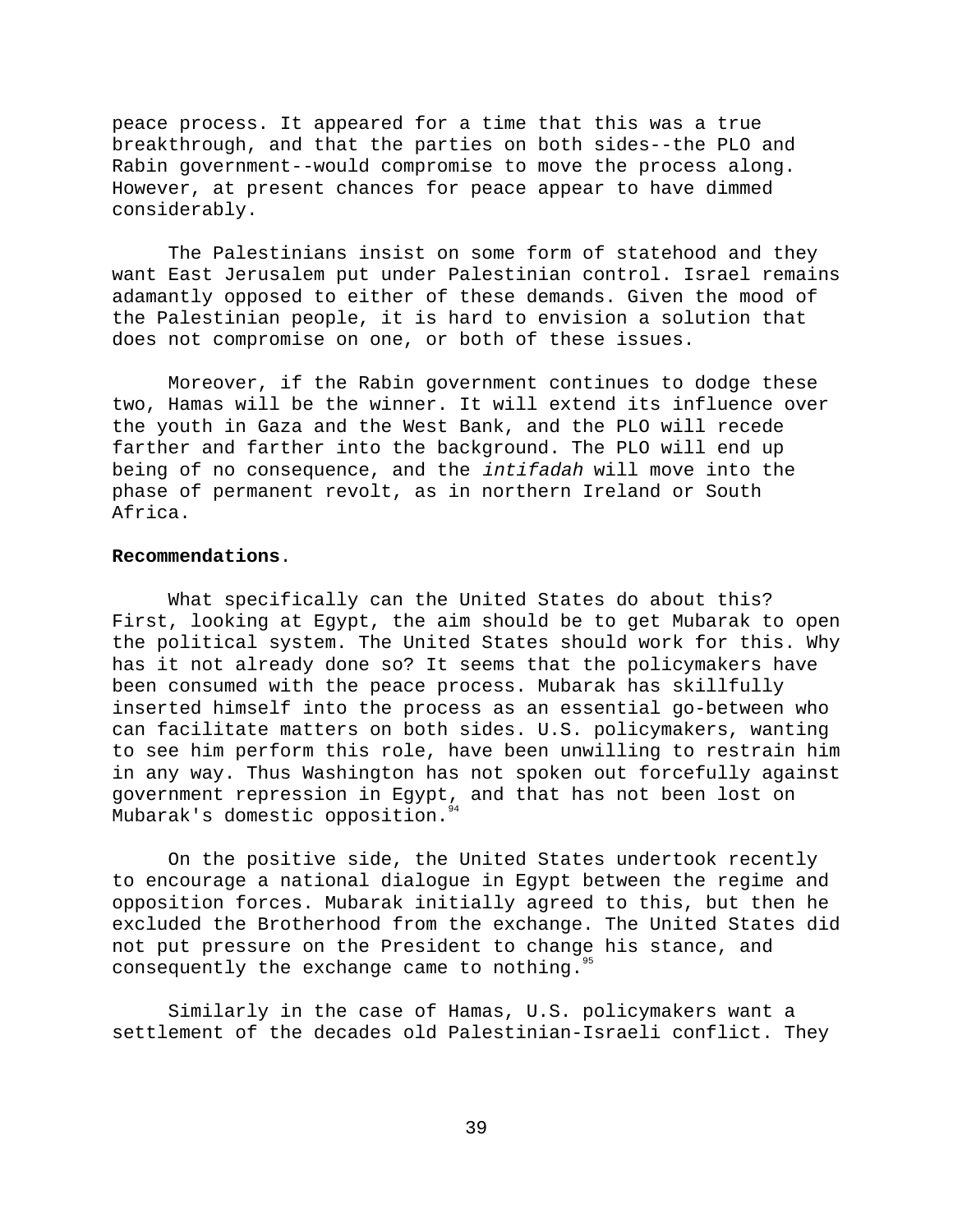peace process. It appeared for a time that this was a true breakthrough, and that the parties on both sides--the PLO and Rabin government--would compromise to move the process along. However, at present chances for peace appear to have dimmed considerably.

The Palestinians insist on some form of statehood and they want East Jerusalem put under Palestinian control. Israel remains adamantly opposed to either of these demands. Given the mood of the Palestinian people, it is hard to envision a solution that does not compromise on one, or both of these issues.

Moreover, if the Rabin government continues to dodge these two, Hamas will be the winner. It will extend its influence over the youth in Gaza and the West Bank, and the PLO will recede farther and farther into the background. The PLO will end up being of no consequence, and the *intifadah* will move into the phase of permanent revolt, as in northern Ireland or South Africa.

**Recommendations**.

What specifically can the United States do about this? First, looking at Egypt, the aim should be to get Mubarak to open the political system. The United States should work for this. Why has it not already done so? It seems that the policymakers have been consumed with the peace process. Mubarak has skillfully inserted himself into the process as an essential go-between who can facilitate matters on both sides. U.S. policymakers, wanting to see him perform this role, have been unwilling to restrain him in any way. Thus Washington has not spoken out forcefully against government repression in Egypt, and that has not been lost on Mubarak's domestic opposition.[94]

On the positive side, the United States undertook recently to encourage a national dialogue in Egypt between the regime and opposition forces. Mubarak initially agreed to this, but then he excluded the Brotherhood from the exchange. The United States did not put pressure on the President to change his stance, and consequently the exchange came to nothing.[95]

Similarly in the case of Hamas, U.S. policymakers want a settlement of the decades old Palestinian-Israeli conflict. They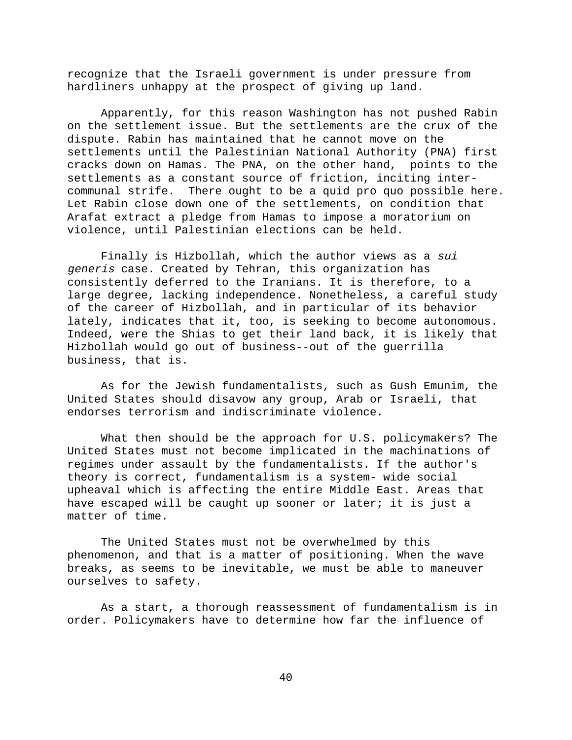recognize that the Israeli government is under pressure from hardliners unhappy at the prospect of giving up land.

Apparently, for this reason Washington has not pushed Rabin on the settlement issue. But the settlements are the crux of the dispute. Rabin has maintained that he cannot move on the settlements until the Palestinian National Authority (PNA) first cracks down on Hamas. The PNA, on the other hand, points to the settlements as a constant source of friction, inciting inter-communal strife. There ought to be a quid pro quo possible here. Let Rabin close down one of the settlements, on condition that Arafat extract a pledge from Hamas to impose a moratorium on violence, until Palestinian elections can be held.

Finally is Hizbollah, which the author views as a *sui generis* case. Created by Tehran, this organization has consistently deferred to the Iranians. It is therefore, to a large degree, lacking independence. Nonetheless, a careful study of the career of Hizbollah, and in particular of its behavior lately, indicates that it, too, is seeking to become autonomous. Indeed, were the Shias to get their land back, it is likely that Hizbollah would go out of business--out of the guerrilla business, that is.

As for the Jewish fundamentalists, such as Gush Emunim, the United States should disavow any group, Arab or Israeli, that endorses terrorism and indiscriminate violence.

What then should be the approach for U.S. policymakers? The United States must not become implicated in the machinations of regimes under assault by the fundamentalists. If the author's theory is correct, fundamentalism is a system- wide social upheaval which is affecting the entire Middle East. Areas that have escaped will be caught up sooner or later; it is just a matter of time.

The United States must not be overwhelmed by this phenomenon, and that is a matter of positioning. When the wave breaks, as seems to be inevitable, we must be able to maneuver ourselves to safety.

As a start, a thorough reassessment of fundamentalism is in order. Policymakers have to determine how far the influence of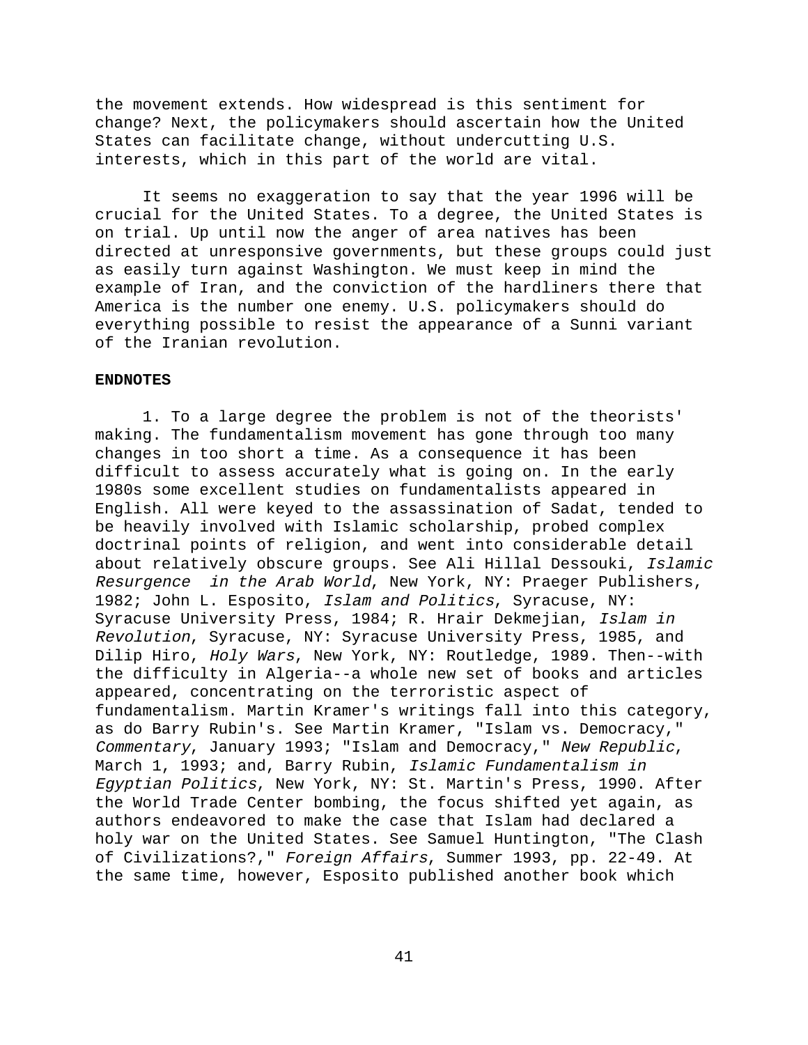the movement extends. How widespread is this sentiment for change? Next, the policymakers should ascertain how the United States can facilitate change, without undercutting U.S. interests, which in this part of the world are vital.

It seems no exaggeration to say that the year 1996 will be crucial for the United States. To a degree, the United States is on trial. Up until now the anger of area natives has been directed at unresponsive governments, but these groups could just as easily turn against Washington. We must keep in mind the example of Iran, and the conviction of the hardliners there that America is the number one enemy. U.S. policymakers should do everything possible to resist the appearance of a Sunni variant of the Iranian revolution.

**ENDNOTES**

1. To a large degree the problem is not of the theorists' making. The fundamentalism movement has gone through too many changes in too short a time. As a consequence it has been difficult to assess accurately what is going on. In the early 1980s some excellent studies on fundamentalists appeared in English. All were keyed to the assassination of Sadat, tended to be heavily involved with Islamic scholarship, probed complex doctrinal points of religion, and went into considerable detail about relatively obscure groups. See Ali Hillal Dessouki, *Islamic Resurgence in the Arab World*, New York, NY: Praeger Publishers, 1982; John L. Esposito, *Islam and Politics*, Syracuse, NY: Syracuse University Press, 1984; R. Hrair Dekmejian, *Islam in Revolution*, Syracuse, NY: Syracuse University Press, 1985, and Dilip Hiro, *Holy Wars*, New York, NY: Routledge, 1989. Then--with the difficulty in Algeria--a whole new set of books and articles appeared, concentrating on the terroristic aspect of fundamentalism. Martin Kramer's writings fall into this category, as do Barry Rubin's. See Martin Kramer, "Islam vs. Democracy," *Commentary*, January 1993; "Islam and Democracy," *New Republic*, March 1, 1993; and, Barry Rubin, *Islamic Fundamentalism in Egyptian Politics*, New York, NY: St. Martin's Press, 1990. After the World Trade Center bombing, the focus shifted yet again, as authors endeavored to make the case that Islam had declared a holy war on the United States. See Samuel Huntington, "The Clash of Civilizations?," *Foreign Affairs*, Summer 1993, pp. 22-49. At the same time, however, Esposito published another book which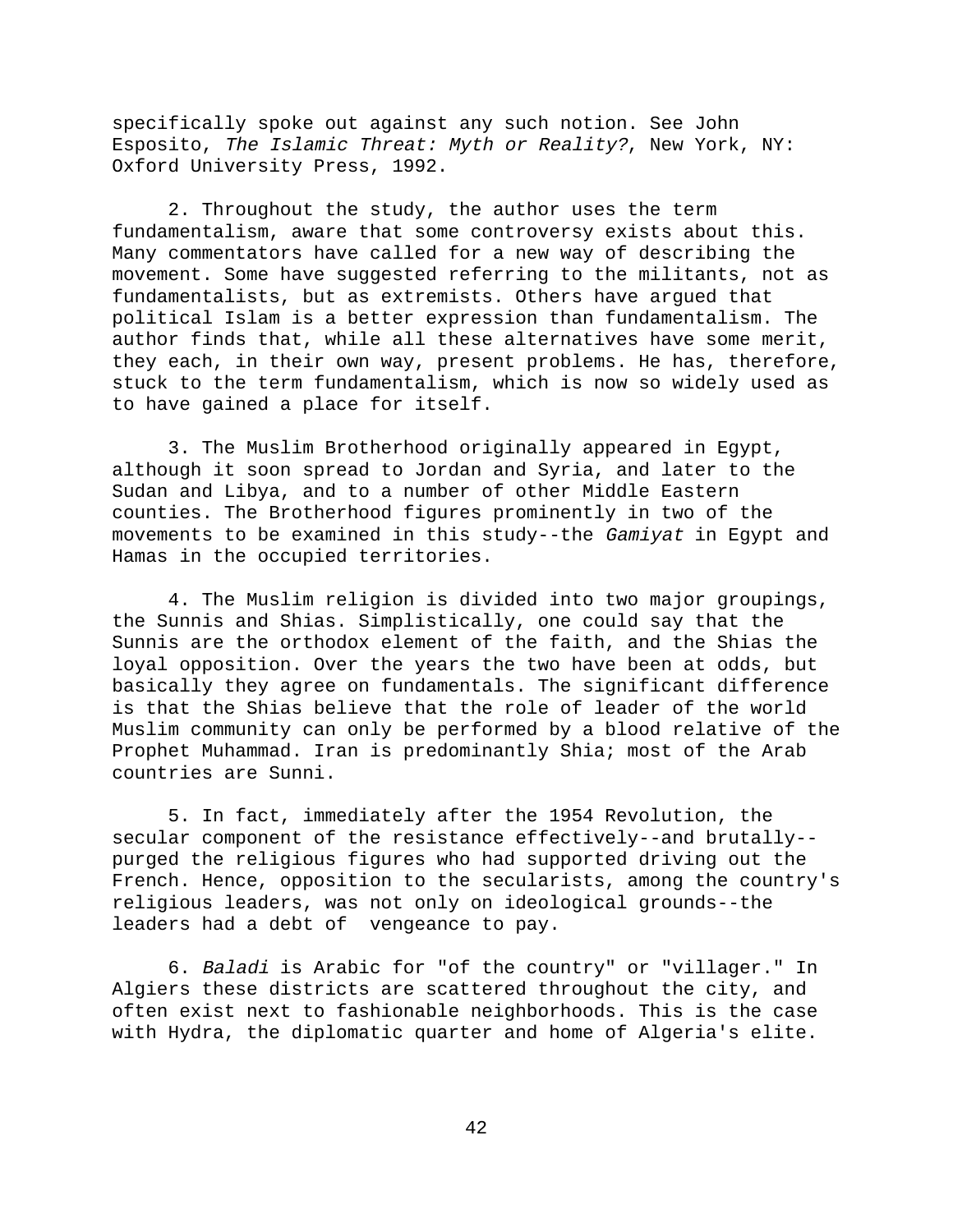specifically spoke out against any such notion. See John Esposito, *The Islamic Threat: Myth or Reality?*, New York, NY: Oxford University Press, 1992.

2. Throughout the study, the author uses the term fundamentalism, aware that some controversy exists about this. Many commentators have called for a new way of describing the movement. Some have suggested referring to the militants, not as fundamentalists, but as extremists. Others have argued that political Islam is a better expression than fundamentalism. The author finds that, while all these alternatives have some merit, they each, in their own way, present problems. He has, therefore, stuck to the term fundamentalism, which is now so widely used as to have gained a place for itself.

3. The Muslim Brotherhood originally appeared in Egypt, although it soon spread to Jordan and Syria, and later to the Sudan and Libya, and to a number of other Middle Eastern counties. The Brotherhood figures prominently in two of the movements to be examined in this study--the *Gamiyat* in Egypt and Hamas in the occupied territories.

4. The Muslim religion is divided into two major groupings, the Sunnis and Shias. Simplistically, one could say that the Sunnis are the orthodox element of the faith, and the Shias the loyal opposition. Over the years the two have been at odds, but basically they agree on fundamentals. The significant difference is that the Shias believe that the role of leader of the world Muslim community can only be performed by a blood relative of the Prophet Muhammad. Iran is predominantly Shia; most of the Arab countries are Sunni.

5. In fact, immediately after the 1954 Revolution, the secular component of the resistance effectively--and brutally--purged the religious figures who had supported driving out the French. Hence, opposition to the secularists, among the country's religious leaders, was not only on ideological grounds--the leaders had a debt of vengeance to pay.

6. *Baladi* is Arabic for "of the country" or "villager." In Algiers these districts are scattered throughout the city, and often exist next to fashionable neighborhoods. This is the case with Hydra, the diplomatic quarter and home of Algeria's elite.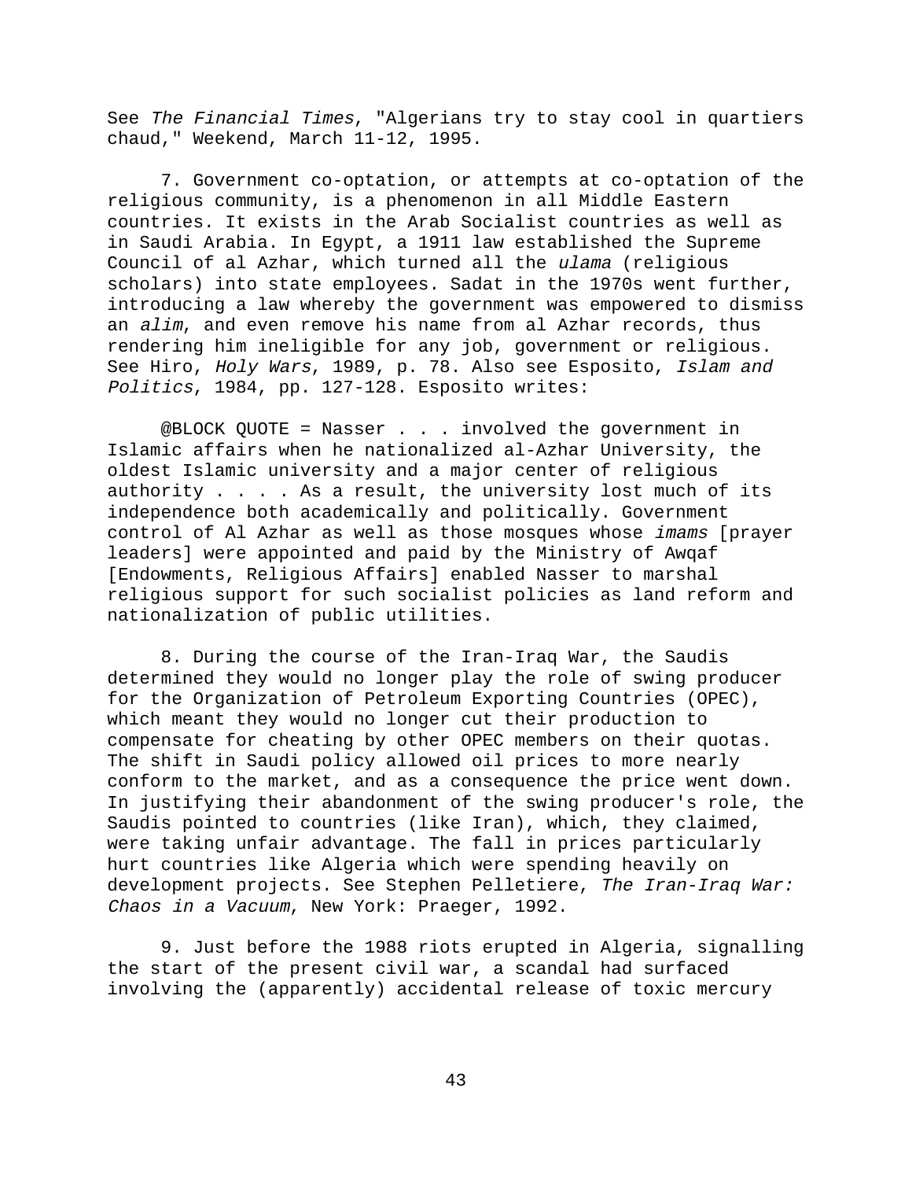See *The Financial Times*, "Algerians try to stay cool in quartiers chaud," Weekend, March 11-12, 1995.

7. Government co-optation, or attempts at co-optation of the religious community, is a phenomenon in all Middle Eastern countries. It exists in the Arab Socialist countries as well as in Saudi Arabia. In Egypt, a 1911 law established the Supreme Council of al Azhar, which turned all the *ulama* (religious scholars) into state employees. Sadat in the 1970s went further, introducing a law whereby the government was empowered to dismiss an *alim*, and even remove his name from al Azhar records, thus rendering him ineligible for any job, government or religious. See Hiro, *Holy Wars*, 1989, p. 78. Also see Esposito, *Islam and Politics*, 1984, pp. 127-128. Esposito writes:

@BLOCK QUOTE = Nasser . . . involved the government in Islamic affairs when he nationalized al-Azhar University, the oldest Islamic university and a major center of religious authority . . . . As a result, the university lost much of its independence both academically and politically. Government control of Al Azhar as well as those mosques whose *imams* [prayer leaders] were appointed and paid by the Ministry of Awqaf [Endowments, Religious Affairs] enabled Nasser to marshal religious support for such socialist policies as land reform and nationalization of public utilities.

8. During the course of the Iran-Iraq War, the Saudis determined they would no longer play the role of swing producer for the Organization of Petroleum Exporting Countries (OPEC), which meant they would no longer cut their production to compensate for cheating by other OPEC members on their quotas. The shift in Saudi policy allowed oil prices to more nearly conform to the market, and as a consequence the price went down. In justifying their abandonment of the swing producer's role, the Saudis pointed to countries (like Iran), which, they claimed, were taking unfair advantage. The fall in prices particularly hurt countries like Algeria which were spending heavily on development projects. See Stephen Pelletiere, *The Iran-Iraq War: Chaos in a Vacuum*, New York: Praeger, 1992.

9. Just before the 1988 riots erupted in Algeria, signalling the start of the present civil war, a scandal had surfaced involving the (apparently) accidental release of toxic mercury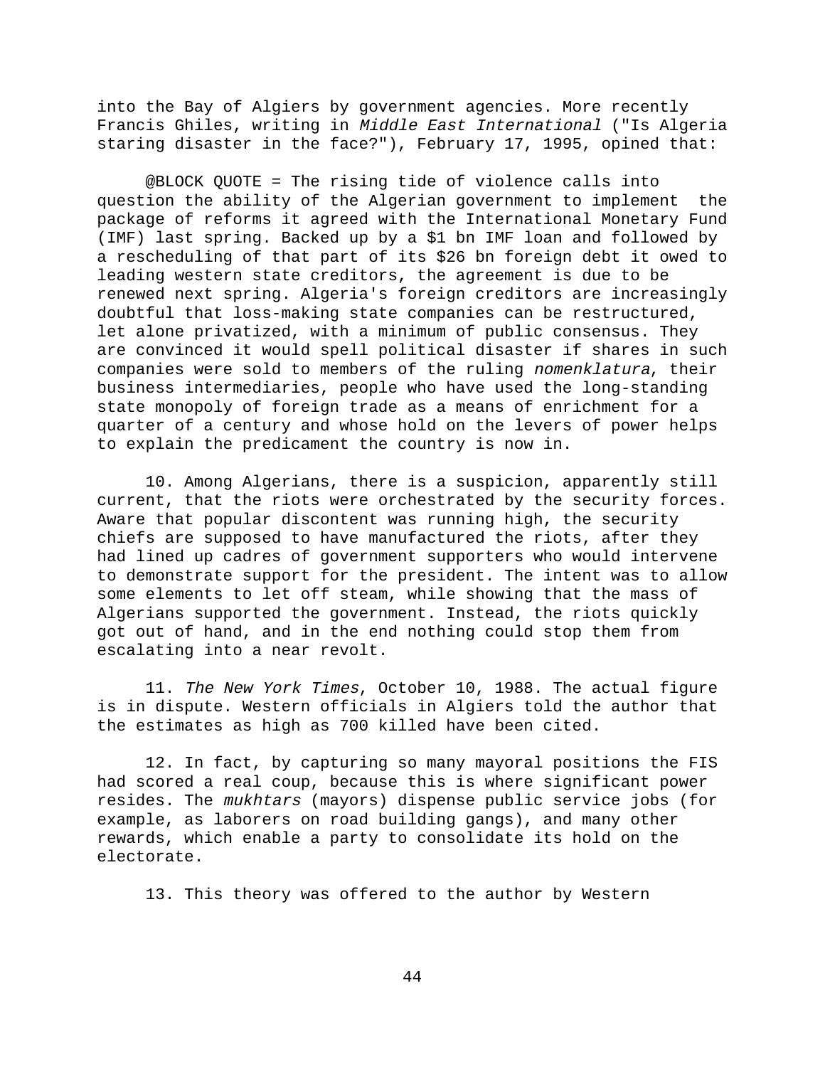into the Bay of Algiers by government agencies. More recently Francis Ghiles, writing in *Middle East International* ("Is Algeria staring disaster in the face?"), February 17, 1995, opined that:

> The rising tide of violence calls into question the ability of the Algerian government to implement the package of reforms it agreed with the International Monetary Fund (IMF) last spring. Backed up by a $1 bn IMF loan and followed by a rescheduling of that part of its $26 bn foreign debt it owed to leading western state creditors, the agreement is due to be renewed next spring. Algeria's foreign creditors are increasingly doubtful that loss-making state companies can be restructured, let alone privatized, with a minimum of public consensus. They are convinced it would spell political disaster if shares in such companies were sold to members of the ruling *nomenklatura*, their business intermediaries, people who have used the long-standing state monopoly of foreign trade as a means of enrichment for a quarter of a century and whose hold on the levers of power helps to explain the predicament the country is now in.

10. Among Algerians, there is a suspicion, apparently still current, that the riots were orchestrated by the security forces. Aware that popular discontent was running high, the security chiefs are supposed to have manufactured the riots, after they had lined up cadres of government supporters who would intervene to demonstrate support for the president. The intent was to allow some elements to let off steam, while showing that the mass of Algerians supported the government. Instead, the riots quickly got out of hand, and in the end nothing could stop them from escalating into a near revolt.

11. *The New York Times*, October 10, 1988. The actual figure is in dispute. Western officials in Algiers told the author that the estimates as high as 700 killed have been cited.

12. In fact, by capturing so many mayoral positions the FIS had scored a real coup, because this is where significant power resides. The *mukhtars* (mayors) dispense public service jobs (for example, as laborers on road building gangs), and many other rewards, which enable a party to consolidate its hold on the electorate.

13. This theory was offered to the author by Western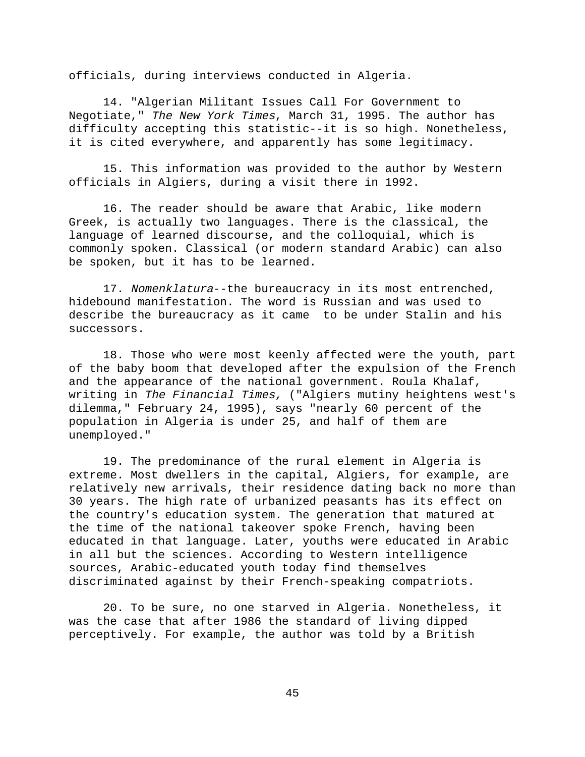officials, during interviews conducted in Algeria.

14. "Algerian Militant Issues Call For Government to Negotiate," *The New York Times*, March 31, 1995. The author has difficulty accepting this statistic--it is so high. Nonetheless, it is cited everywhere, and apparently has some legitimacy.

15. This information was provided to the author by Western officials in Algiers, during a visit there in 1992.

16. The reader should be aware that Arabic, like modern Greek, is actually two languages. There is the classical, the language of learned discourse, and the colloquial, which is commonly spoken. Classical (or modern standard Arabic) can also be spoken, but it has to be learned.

17. *Nomenklatura*--the bureaucracy in its most entrenched, hidebound manifestation. The word is Russian and was used to describe the bureaucracy as it came to be under Stalin and his successors.

18. Those who were most keenly affected were the youth, part of the baby boom that developed after the expulsion of the French and the appearance of the national government. Roula Khalaf, writing in *The Financial Times,* ("Algiers mutiny heightens west's dilemma," February 24, 1995), says "nearly 60 percent of the population in Algeria is under 25, and half of them are unemployed."

19. The predominance of the rural element in Algeria is extreme. Most dwellers in the capital, Algiers, for example, are relatively new arrivals, their residence dating back no more than 30 years. The high rate of urbanized peasants has its effect on the country's education system. The generation that matured at the time of the national takeover spoke French, having been educated in that language. Later, youths were educated in Arabic in all but the sciences. According to Western intelligence sources, Arabic-educated youth today find themselves discriminated against by their French-speaking compatriots.

20. To be sure, no one starved in Algeria. Nonetheless, it was the case that after 1986 the standard of living dipped perceptively. For example, the author was told by a British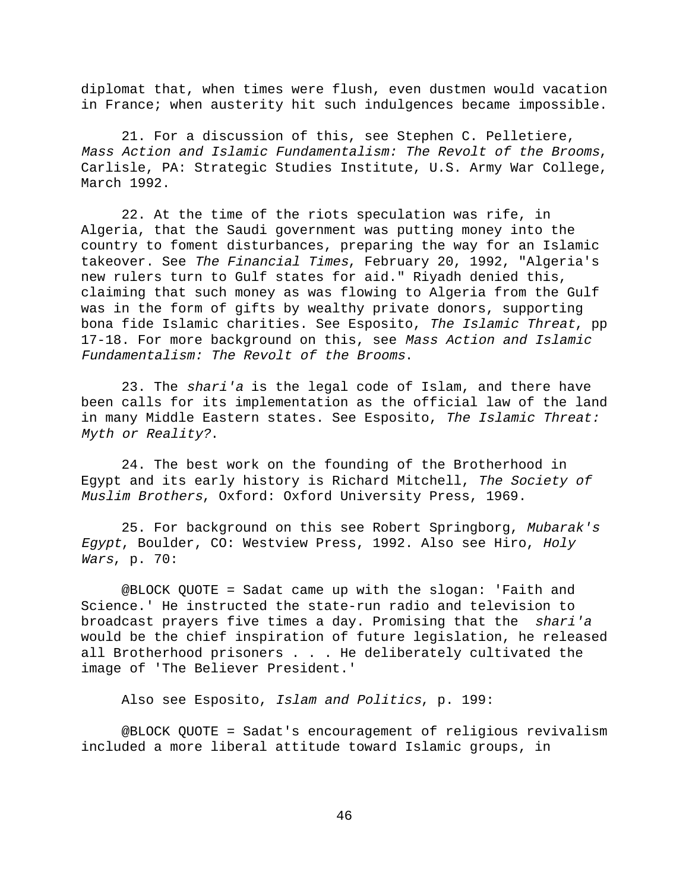diplomat that, when times were flush, even dustmen would vacation in France; when austerity hit such indulgences became impossible.

21. For a discussion of this, see Stephen C. Pelletiere, *Mass Action and Islamic Fundamentalism: The Revolt of the Brooms*, Carlisle, PA: Strategic Studies Institute, U.S. Army War College, March 1992.

22. At the time of the riots speculation was rife, in Algeria, that the Saudi government was putting money into the country to foment disturbances, preparing the way for an Islamic takeover. See *The Financial Times*, February 20, 1992, "Algeria's new rulers turn to Gulf states for aid." Riyadh denied this, claiming that such money as was flowing to Algeria from the Gulf was in the form of gifts by wealthy private donors, supporting bona fide Islamic charities. See Esposito, *The Islamic Threat*, pp 17-18. For more background on this, see *Mass Action and Islamic Fundamentalism: The Revolt of the Brooms*.

23. The *shari'a* is the legal code of Islam, and there have been calls for its implementation as the official law of the land in many Middle Eastern states. See Esposito, *The Islamic Threat: Myth or Reality?*.

24. The best work on the founding of the Brotherhood in Egypt and its early history is Richard Mitchell, *The Society of Muslim Brothers*, Oxford: Oxford University Press, 1969.

25. For background on this see Robert Springborg, *Mubarak's Egypt*, Boulder, CO: Westview Press, 1992. Also see Hiro, *Holy Wars*, p. 70:

@BLOCK QUOTE = Sadat came up with the slogan: 'Faith and Science.' He instructed the state-run radio and television to broadcast prayers five times a day. Promising that the *shari'a* would be the chief inspiration of future legislation, he released all Brotherhood prisoners . . . He deliberately cultivated the image of 'The Believer President.'

Also see Esposito, *Islam and Politics*, p. 199:

@BLOCK QUOTE = Sadat's encouragement of religious revivalism included a more liberal attitude toward Islamic groups, in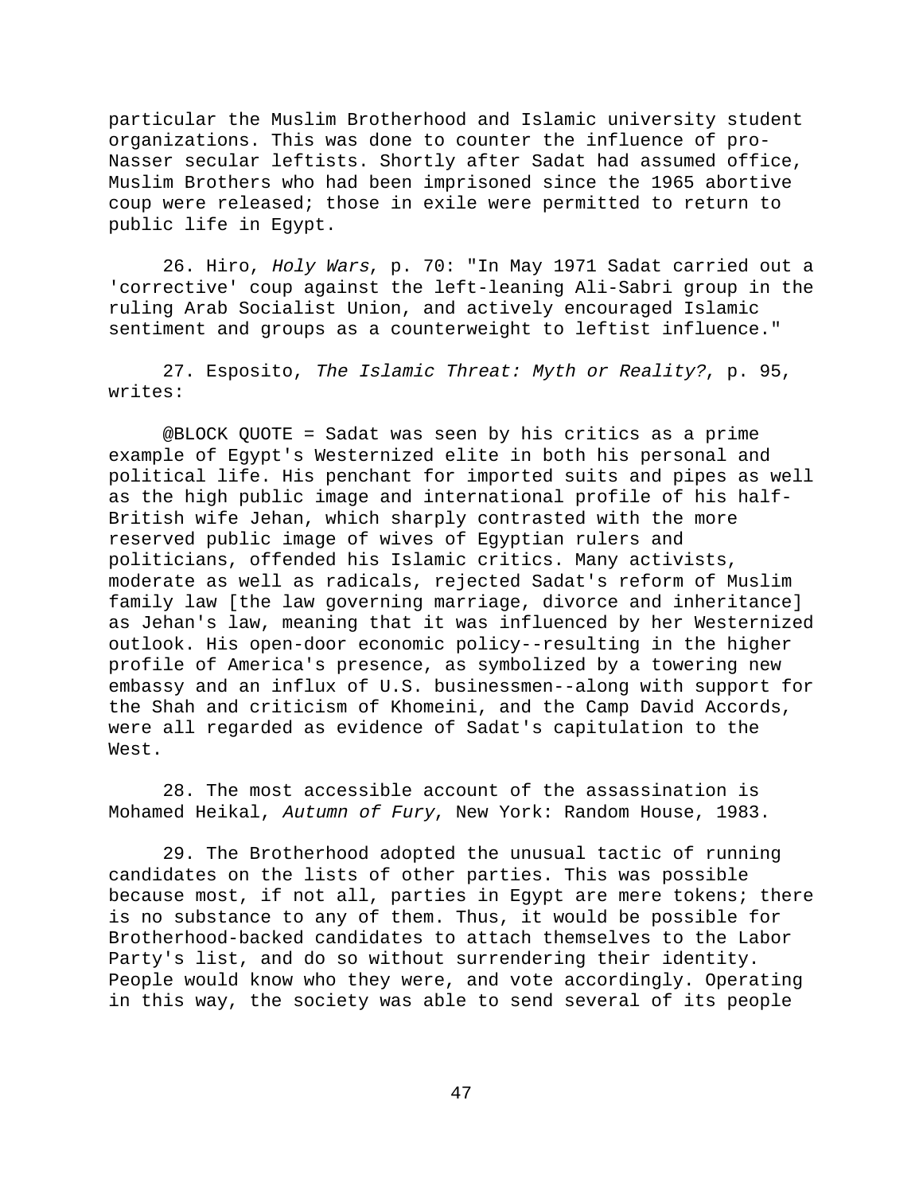particular the Muslim Brotherhood and Islamic university student organizations. This was done to counter the influence of pro-Nasser secular leftists. Shortly after Sadat had assumed office, Muslim Brothers who had been imprisoned since the 1965 abortive coup were released; those in exile were permitted to return to public life in Egypt.

26. Hiro, *Holy Wars*, p. 70: "In May 1971 Sadat carried out a 'corrective' coup against the left-leaning Ali-Sabri group in the ruling Arab Socialist Union, and actively encouraged Islamic sentiment and groups as a counterweight to leftist influence."

27. Esposito, *The Islamic Threat: Myth or Reality?*, p. 95, writes:

@BLOCK QUOTE = Sadat was seen by his critics as a prime example of Egypt's Westernized elite in both his personal and political life. His penchant for imported suits and pipes as well as the high public image and international profile of his half-British wife Jehan, which sharply contrasted with the more reserved public image of wives of Egyptian rulers and politicians, offended his Islamic critics. Many activists, moderate as well as radicals, rejected Sadat's reform of Muslim family law [the law governing marriage, divorce and inheritance] as Jehan's law, meaning that it was influenced by her Westernized outlook. His open-door economic policy--resulting in the higher profile of America's presence, as symbolized by a towering new embassy and an influx of U.S. businessmen--along with support for the Shah and criticism of Khomeini, and the Camp David Accords, were all regarded as evidence of Sadat's capitulation to the West.

28. The most accessible account of the assassination is Mohamed Heikal, *Autumn of Fury*, New York: Random House, 1983.

29. The Brotherhood adopted the unusual tactic of running candidates on the lists of other parties. This was possible because most, if not all, parties in Egypt are mere tokens; there is no substance to any of them. Thus, it would be possible for Brotherhood-backed candidates to attach themselves to the Labor Party's list, and do so without surrendering their identity. People would know who they were, and vote accordingly. Operating in this way, the society was able to send several of its people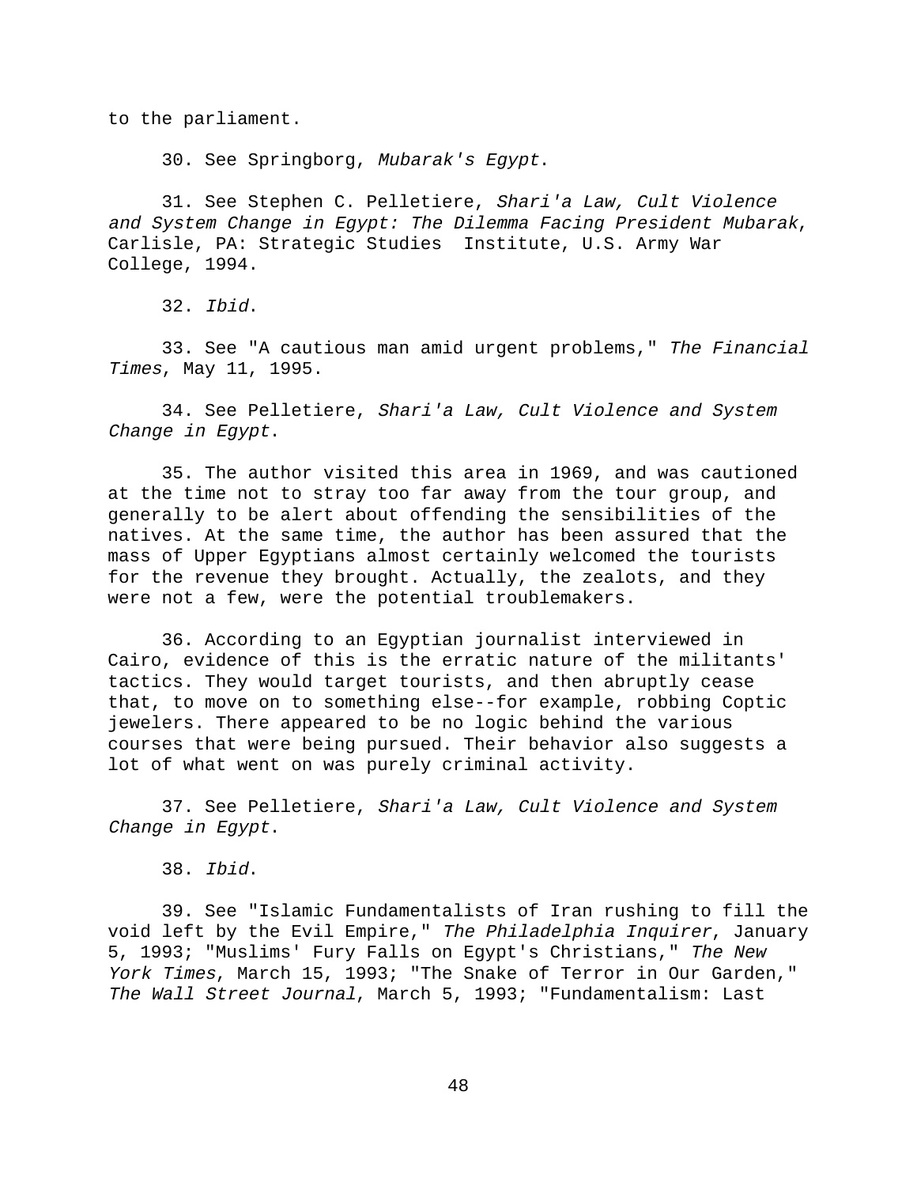to the parliament.

30. See Springborg, *Mubarak's Egypt*.

31. See Stephen C. Pelletiere, *Shari'a Law, Cult Violence and System Change in Egypt: The Dilemma Facing President Mubarak*, Carlisle, PA: Strategic Studies Institute, U.S. Army War College, 1994.

32. *Ibid*.

33. See "A cautious man amid urgent problems," *The Financial Times*, May 11, 1995.

34. See Pelletiere, *Shari'a Law, Cult Violence and System Change in Egypt*.

35. The author visited this area in 1969, and was cautioned at the time not to stray too far away from the tour group, and generally to be alert about offending the sensibilities of the natives. At the same time, the author has been assured that the mass of Upper Egyptians almost certainly welcomed the tourists for the revenue they brought. Actually, the zealots, and they were not a few, were the potential troublemakers.

36. According to an Egyptian journalist interviewed in Cairo, evidence of this is the erratic nature of the militants' tactics. They would target tourists, and then abruptly cease that, to move on to something else--for example, robbing Coptic jewelers. There appeared to be no logic behind the various courses that were being pursued. Their behavior also suggests a lot of what went on was purely criminal activity.

37. See Pelletiere, *Shari'a Law, Cult Violence and System Change in Egypt*.

38. *Ibid*.

39. See "Islamic Fundamentalists of Iran rushing to fill the void left by the Evil Empire," *The Philadelphia Inquirer*, January 5, 1993; "Muslims' Fury Falls on Egypt's Christians," *The New York Times*, March 15, 1993; "The Snake of Terror in Our Garden," *The Wall Street Journal*, March 5, 1993; "Fundamentalism: Last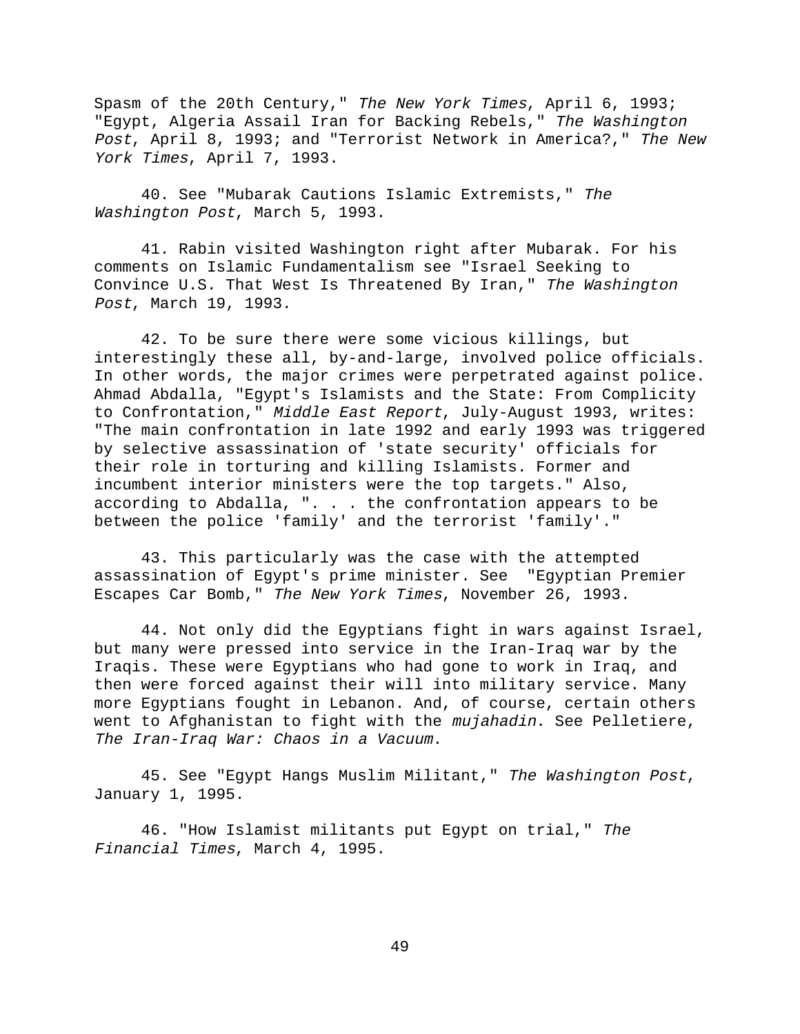Spasm of the 20th Century," *The New York Times*, April 6, 1993; "Egypt, Algeria Assail Iran for Backing Rebels," *The Washington Post*, April 8, 1993; and "Terrorist Network in America?," *The New York Times*, April 7, 1993.

40. See "Mubarak Cautions Islamic Extremists," *The Washington Post*, March 5, 1993.

41. Rabin visited Washington right after Mubarak. For his comments on Islamic Fundamentalism see "Israel Seeking to Convince U.S. That West Is Threatened By Iran," *The Washington Post*, March 19, 1993.

42. To be sure there were some vicious killings, but interestingly these all, by-and-large, involved police officials. In other words, the major crimes were perpetrated against police. Ahmad Abdalla, "Egypt's Islamists and the State: From Complicity to Confrontation," *Middle East Report*, July-August 1993, writes: "The main confrontation in late 1992 and early 1993 was triggered by selective assassination of 'state security' officials for their role in torturing and killing Islamists. Former and incumbent interior ministers were the top targets." Also, according to Abdalla, ". . . the confrontation appears to be between the police 'family' and the terrorist 'family'."

43. This particularly was the case with the attempted assassination of Egypt's prime minister. See "Egyptian Premier Escapes Car Bomb," *The New York Times*, November 26, 1993.

44. Not only did the Egyptians fight in wars against Israel, but many were pressed into service in the Iran-Iraq war by the Iraqis. These were Egyptians who had gone to work in Iraq, and then were forced against their will into military service. Many more Egyptians fought in Lebanon. And, of course, certain others went to Afghanistan to fight with the *mujahadin*. See Pelletiere, *The Iran-Iraq War: Chaos in a Vacuum.*

45. See "Egypt Hangs Muslim Militant," *The Washington Post*, January 1, 1995.

46. "How Islamist militants put Egypt on trial," *The Financial Times*, March 4, 1995.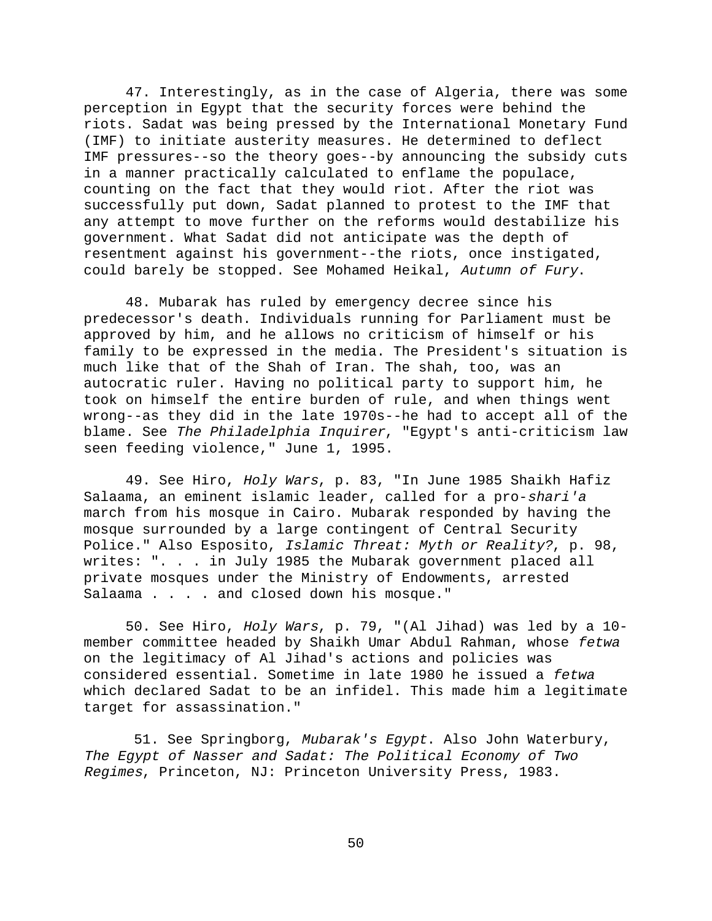47. Interestingly, as in the case of Algeria, there was some perception in Egypt that the security forces were behind the riots. Sadat was being pressed by the International Monetary Fund (IMF) to initiate austerity measures. He determined to deflect IMF pressures--so the theory goes--by announcing the subsidy cuts in a manner practically calculated to enflame the populace, counting on the fact that they would riot. After the riot was successfully put down, Sadat planned to protest to the IMF that any attempt to move further on the reforms would destabilize his government. What Sadat did not anticipate was the depth of resentment against his government--the riots, once instigated, could barely be stopped. See Mohamed Heikal, *Autumn of Fury*.

48. Mubarak has ruled by emergency decree since his predecessor's death. Individuals running for Parliament must be approved by him, and he allows no criticism of himself or his family to be expressed in the media. The President's situation is much like that of the Shah of Iran. The shah, too, was an autocratic ruler. Having no political party to support him, he took on himself the entire burden of rule, and when things went wrong--as they did in the late 1970s--he had to accept all of the blame. See *The Philadelphia Inquirer*, "Egypt's anti-criticism law seen feeding violence," June 1, 1995.

49. See Hiro, *Holy Wars*, p. 83, "In June 1985 Shaikh Hafiz Salaama, an eminent islamic leader, called for a pro-*shari'a* march from his mosque in Cairo. Mubarak responded by having the mosque surrounded by a large contingent of Central Security Police." Also Esposito, *Islamic Threat: Myth or Reality?*, p. 98, writes: ". . . in July 1985 the Mubarak government placed all private mosques under the Ministry of Endowments, arrested Salaama . . . . and closed down his mosque."

50. See Hiro, *Holy Wars*, p. 79, "(Al Jihad) was led by a 10-member committee headed by Shaikh Umar Abdul Rahman, whose *fetwa* on the legitimacy of Al Jihad's actions and policies was considered essential. Sometime in late 1980 he issued a *fetwa* which declared Sadat to be an infidel. This made him a legitimate target for assassination."

51. See Springborg, *Mubarak's Egypt*. Also John Waterbury, *The Egypt of Nasser and Sadat: The Political Economy of Two Regimes*, Princeton, NJ: Princeton University Press, 1983.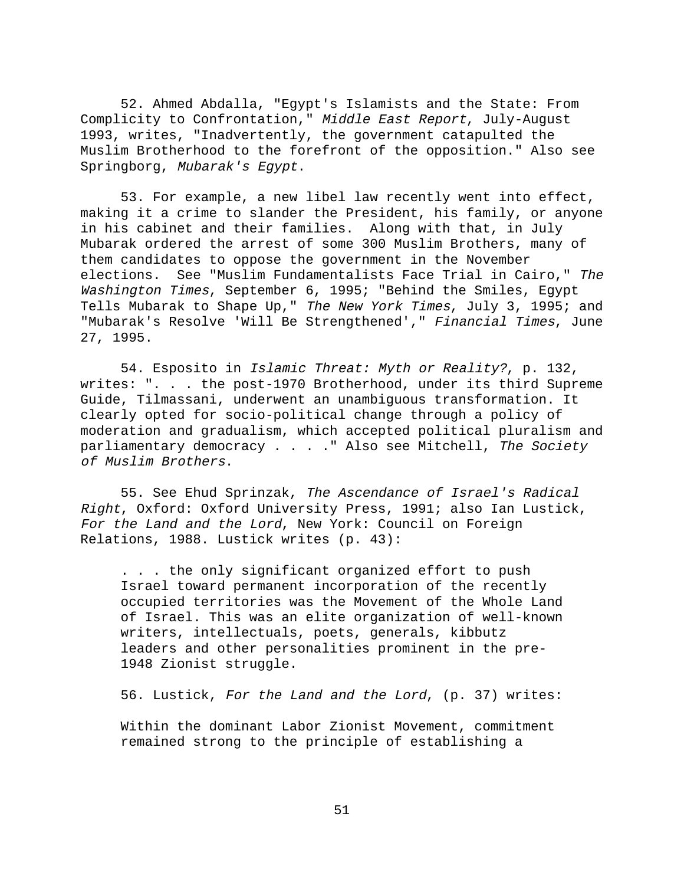52. Ahmed Abdalla, "Egypt's Islamists and the State: From Complicity to Confrontation," *Middle East Report*, July-August 1993, writes, "Inadvertently, the government catapulted the Muslim Brotherhood to the forefront of the opposition." Also see Springborg, *Mubarak's Egypt*.

53. For example, a new libel law recently went into effect, making it a crime to slander the President, his family, or anyone in his cabinet and their families. Along with that, in July Mubarak ordered the arrest of some 300 Muslim Brothers, many of them candidates to oppose the government in the November elections. See "Muslim Fundamentalists Face Trial in Cairo," *The Washington Times*, September 6, 1995; "Behind the Smiles, Egypt Tells Mubarak to Shape Up," *The New York Times*, July 3, 1995; and "Mubarak's Resolve 'Will Be Strengthened'," *Financial Times*, June 27, 1995.

54. Esposito in *Islamic Threat: Myth or Reality?*, p. 132, writes: ". . . the post-1970 Brotherhood, under its third Supreme Guide, Tilmassani, underwent an unambiguous transformation. It clearly opted for socio-political change through a policy of moderation and gradualism, which accepted political pluralism and parliamentary democracy . . . ." Also see Mitchell, *The Society of Muslim Brothers*.

55. See Ehud Sprinzak, *The Ascendance of Israel's Radical Right*, Oxford: Oxford University Press, 1991; also Ian Lustick, *For the Land and the Lord*, New York: Council on Foreign Relations, 1988. Lustick writes (p. 43):

> . . . the only significant organized effort to push Israel toward permanent incorporation of the recently occupied territories was the Movement of the Whole Land of Israel. This was an elite organization of well-known writers, intellectuals, poets, generals, kibbutz leaders and other personalities prominent in the pre-1948 Zionist struggle.

56. Lustick, *For the Land and the Lord*, (p. 37) writes:

> Within the dominant Labor Zionist Movement, commitment remained strong to the principle of establishing a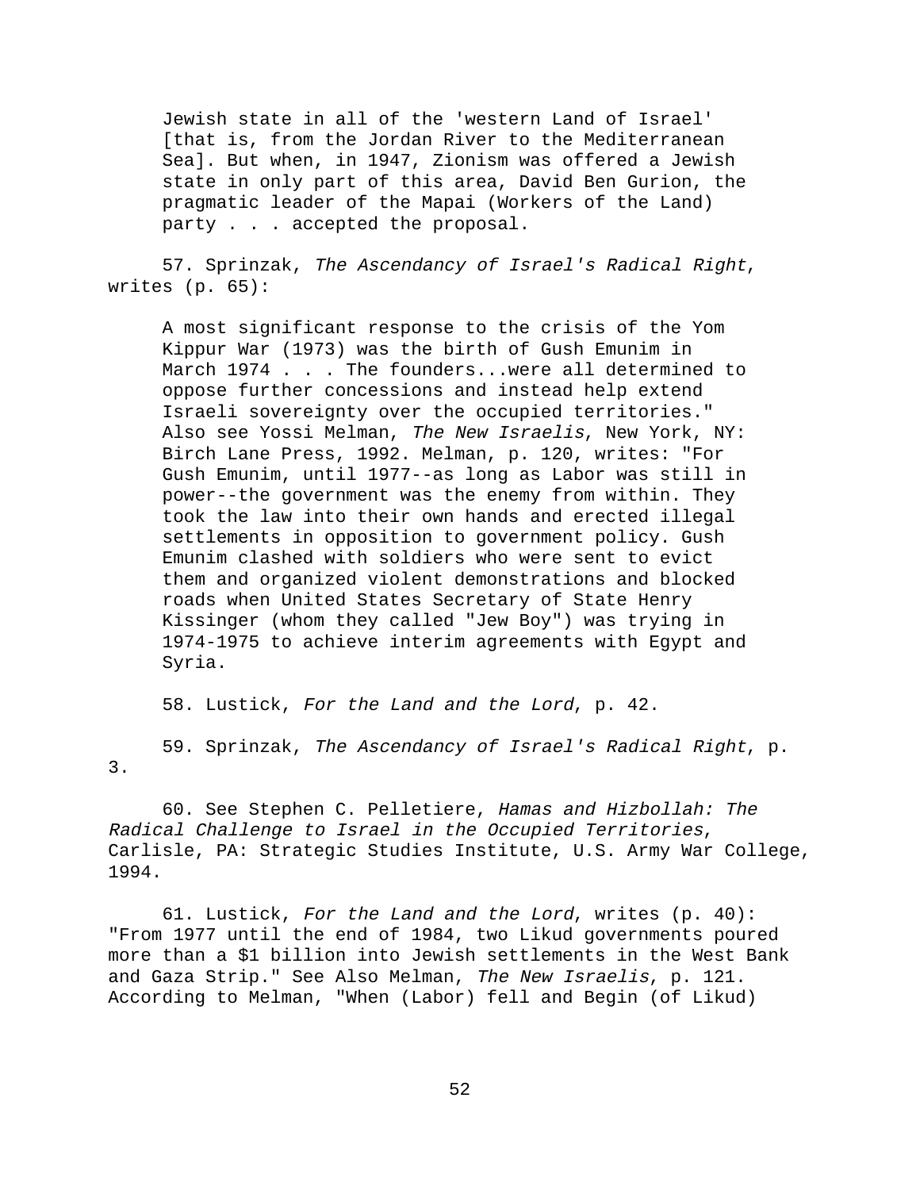> Jewish state in all of the 'western Land of Israel' [that is, from the Jordan River to the Mediterranean Sea]. But when, in 1947, Zionism was offered a Jewish state in only part of this area, David Ben Gurion, the pragmatic leader of the Mapai (Workers of the Land) party . . . accepted the proposal.

57. Sprinzak, *The Ascendancy of Israel's Radical Right*, writes (p. 65):

> A most significant response to the crisis of the Yom Kippur War (1973) was the birth of Gush Emunim in March 1974 . . . The founders...were all determined to oppose further concessions and instead help extend Israeli sovereignty over the occupied territories." Also see Yossi Melman, *The New Israelis*, New York, NY: Birch Lane Press, 1992. Melman, p. 120, writes: "For Gush Emunim, until 1977--as long as Labor was still in power--the government was the enemy from within. They took the law into their own hands and erected illegal settlements in opposition to government policy. Gush Emunim clashed with soldiers who were sent to evict them and organized violent demonstrations and blocked roads when United States Secretary of State Henry Kissinger (whom they called "Jew Boy") was trying in 1974-1975 to achieve interim agreements with Egypt and Syria.

58. Lustick, *For the Land and the Lord*, p. 42.

59. Sprinzak, *The Ascendancy of Israel's Radical Right*, p. 3.

60. See Stephen C. Pelletiere, *Hamas and Hizbollah: The Radical Challenge to Israel in the Occupied Territories*, Carlisle, PA: Strategic Studies Institute, U.S. Army War College, 1994.

61. Lustick, *For the Land and the Lord*, writes (p. 40): "From 1977 until the end of 1984, two Likud governments poured more than a $1 billion into Jewish settlements in the West Bank and Gaza Strip." See Also Melman, *The New Israelis*, p. 121. According to Melman, "When (Labor) fell and Begin (of Likud)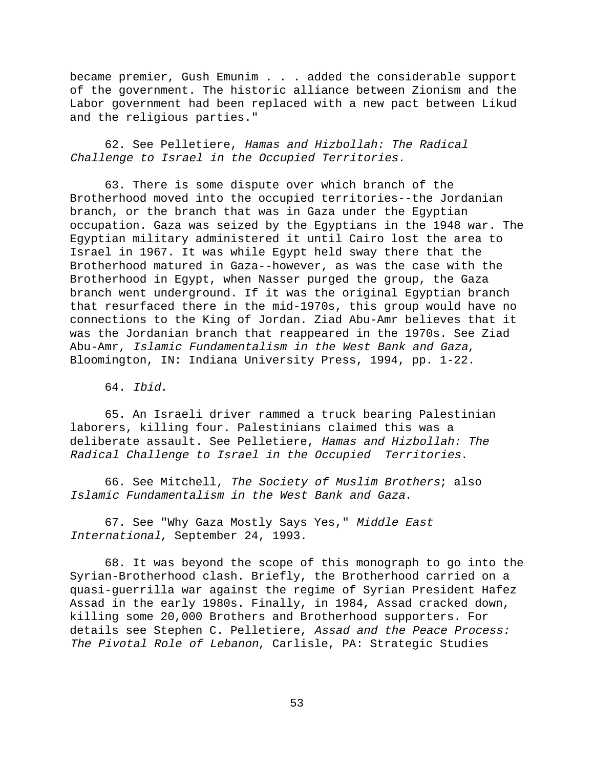became premier, Gush Emunim . . . added the considerable support of the government. The historic alliance between Zionism and the Labor government had been replaced with a new pact between Likud and the religious parties."

62. See Pelletiere, *Hamas and Hizbollah: The Radical Challenge to Israel in the Occupied Territories.*

63. There is some dispute over which branch of the Brotherhood moved into the occupied territories--the Jordanian branch, or the branch that was in Gaza under the Egyptian occupation. Gaza was seized by the Egyptians in the 1948 war. The Egyptian military administered it until Cairo lost the area to Israel in 1967. It was while Egypt held sway there that the Brotherhood matured in Gaza--however, as was the case with the Brotherhood in Egypt, when Nasser purged the group, the Gaza branch went underground. If it was the original Egyptian branch that resurfaced there in the mid-1970s, this group would have no connections to the King of Jordan. Ziad Abu-Amr believes that it was the Jordanian branch that reappeared in the 1970s. See Ziad Abu-Amr, *Islamic Fundamentalism in the West Bank and Gaza*, Bloomington, IN: Indiana University Press, 1994, pp. 1-22.

64. *Ibid*.

65. An Israeli driver rammed a truck bearing Palestinian laborers, killing four. Palestinians claimed this was a deliberate assault. See Pelletiere, *Hamas and Hizbollah: The Radical Challenge to Israel in the Occupied Territories*.

66. See Mitchell, *The Society of Muslim Brothers*; also *Islamic Fundamentalism in the West Bank and Gaza*.

67. See "Why Gaza Mostly Says Yes," *Middle East International*, September 24, 1993.

68. It was beyond the scope of this monograph to go into the Syrian-Brotherhood clash. Briefly, the Brotherhood carried on a quasi-guerrilla war against the regime of Syrian President Hafez Assad in the early 1980s. Finally, in 1984, Assad cracked down, killing some 20,000 Brothers and Brotherhood supporters. For details see Stephen C. Pelletiere, *Assad and the Peace Process: The Pivotal Role of Lebanon*, Carlisle, PA: Strategic Studies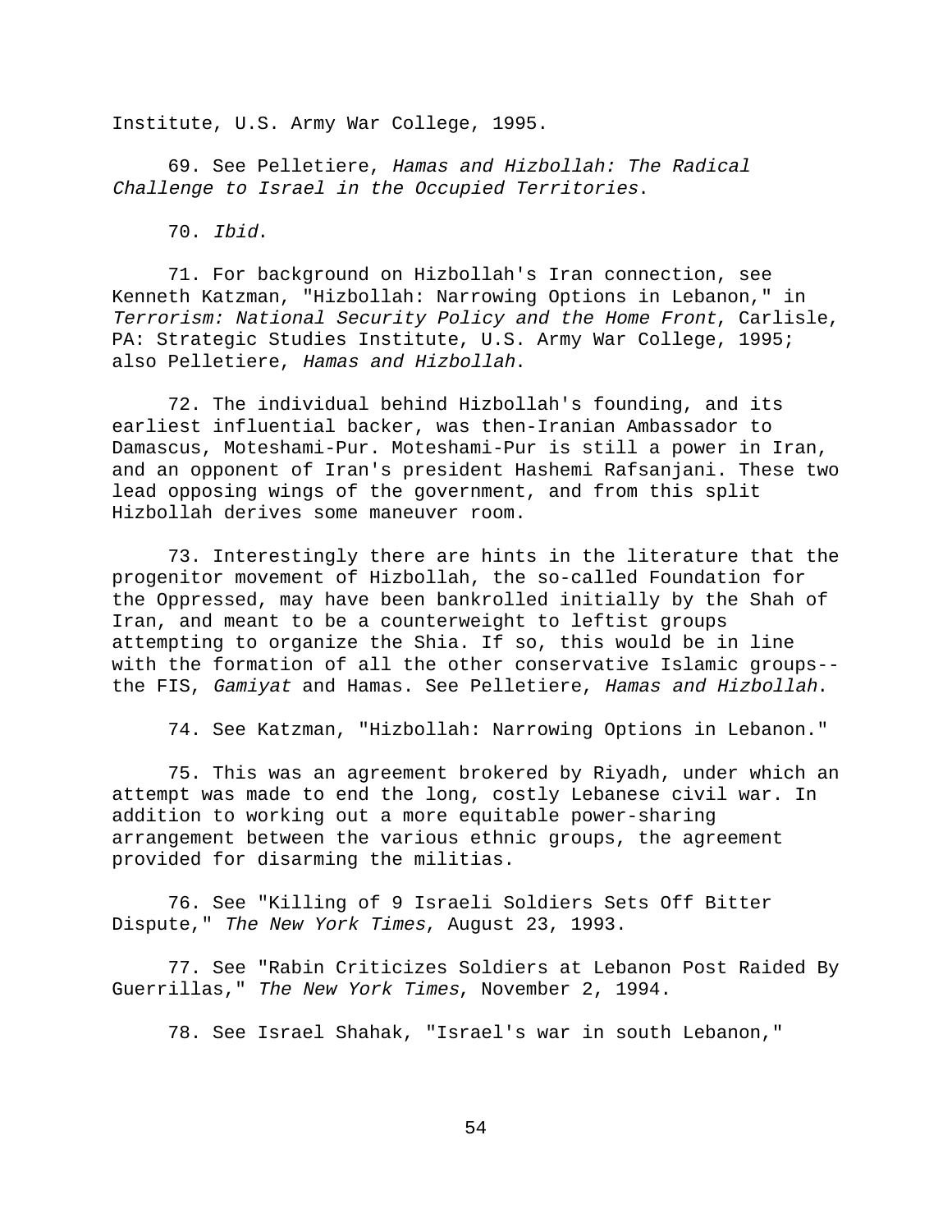Institute, U.S. Army War College, 1995.

69. See Pelletiere, *Hamas and Hizbollah: The Radical Challenge to Israel in the Occupied Territories*.

70. *Ibid*.

71. For background on Hizbollah's Iran connection, see Kenneth Katzman, "Hizbollah: Narrowing Options in Lebanon," in *Terrorism: National Security Policy and the Home Front*, Carlisle, PA: Strategic Studies Institute, U.S. Army War College, 1995; also Pelletiere, *Hamas and Hizbollah*.

72. The individual behind Hizbollah's founding, and its earliest influential backer, was then-Iranian Ambassador to Damascus, Moteshami-Pur. Moteshami-Pur is still a power in Iran, and an opponent of Iran's president Hashemi Rafsanjani. These two lead opposing wings of the government, and from this split Hizbollah derives some maneuver room.

73. Interestingly there are hints in the literature that the progenitor movement of Hizbollah, the so-called Foundation for the Oppressed, may have been bankrolled initially by the Shah of Iran, and meant to be a counterweight to leftist groups attempting to organize the Shia. If so, this would be in line with the formation of all the other conservative Islamic groups--the FIS, *Gamiyat* and Hamas. See Pelletiere, *Hamas and Hizbollah*.

74. See Katzman, "Hizbollah: Narrowing Options in Lebanon."

75. This was an agreement brokered by Riyadh, under which an attempt was made to end the long, costly Lebanese civil war. In addition to working out a more equitable power-sharing arrangement between the various ethnic groups, the agreement provided for disarming the militias.

76. See "Killing of 9 Israeli Soldiers Sets Off Bitter Dispute," *The New York Times*, August 23, 1993.

77. See "Rabin Criticizes Soldiers at Lebanon Post Raided By Guerrillas," *The New York Times*, November 2, 1994.

78. See Israel Shahak, "Israel's war in south Lebanon,"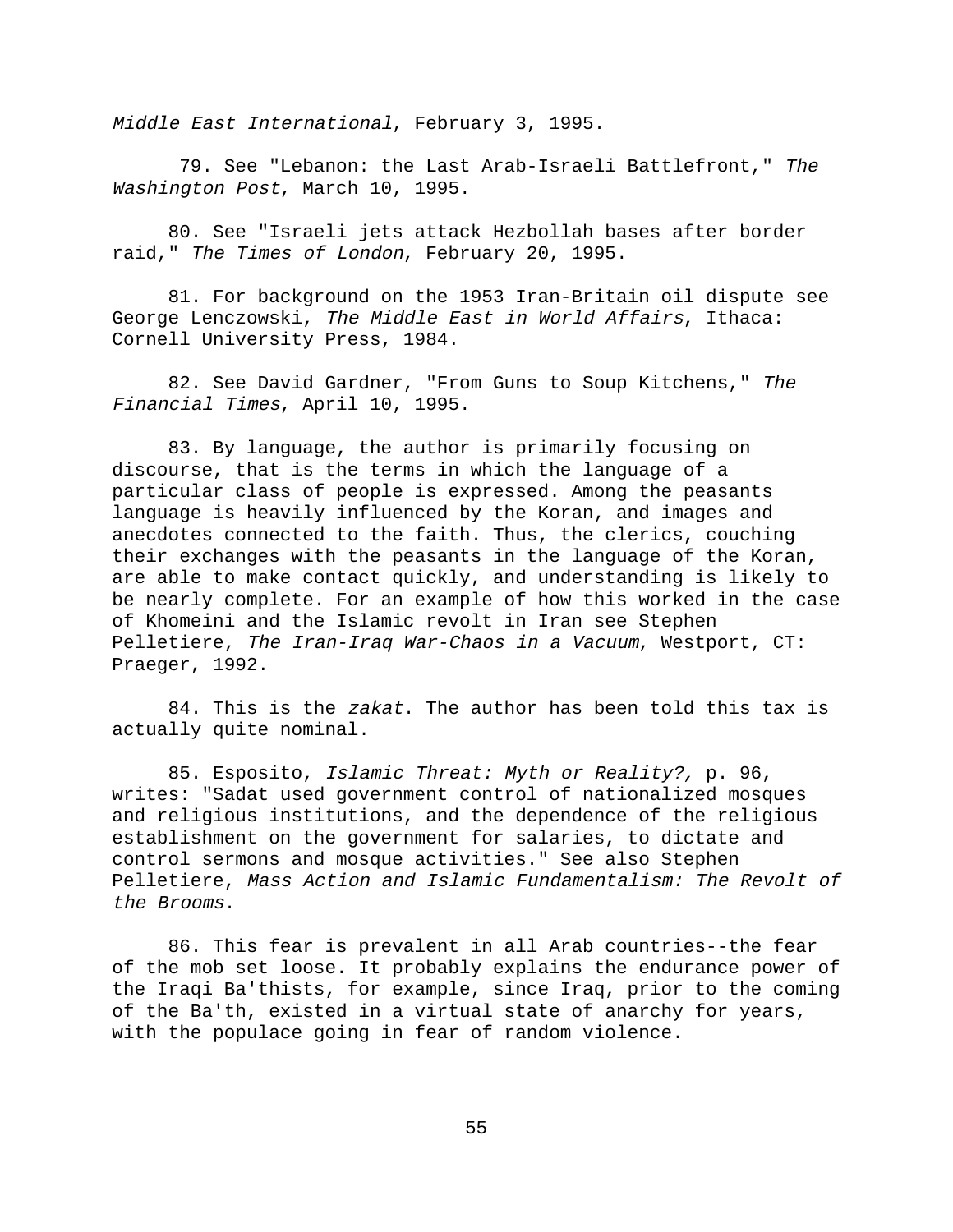*Middle East International*, February 3, 1995.

79. See "Lebanon: the Last Arab-Israeli Battlefront," *The Washington Post*, March 10, 1995.

80. See "Israeli jets attack Hezbollah bases after border raid," *The Times of London*, February 20, 1995.

81. For background on the 1953 Iran-Britain oil dispute see George Lenczowski, *The Middle East in World Affairs*, Ithaca: Cornell University Press, 1984.

82. See David Gardner, "From Guns to Soup Kitchens," *The Financial Times*, April 10, 1995.

83. By language, the author is primarily focusing on discourse, that is the terms in which the language of a particular class of people is expressed. Among the peasants language is heavily influenced by the Koran, and images and anecdotes connected to the faith. Thus, the clerics, couching their exchanges with the peasants in the language of the Koran, are able to make contact quickly, and understanding is likely to be nearly complete. For an example of how this worked in the case of Khomeini and the Islamic revolt in Iran see Stephen Pelletiere, *The Iran-Iraq War-Chaos in a Vacuum*, Westport, CT: Praeger, 1992.

84. This is the *zakat*. The author has been told this tax is actually quite nominal.

85. Esposito, *Islamic Threat: Myth or Reality?,* p. 96, writes: "Sadat used government control of nationalized mosques and religious institutions, and the dependence of the religious establishment on the government for salaries, to dictate and control sermons and mosque activities." See also Stephen Pelletiere, *Mass Action and Islamic Fundamentalism: The Revolt of the Brooms*.

86. This fear is prevalent in all Arab countries--the fear of the mob set loose. It probably explains the endurance power of the Iraqi Ba'thists, for example, since Iraq, prior to the coming of the Ba'th, existed in a virtual state of anarchy for years, with the populace going in fear of random violence.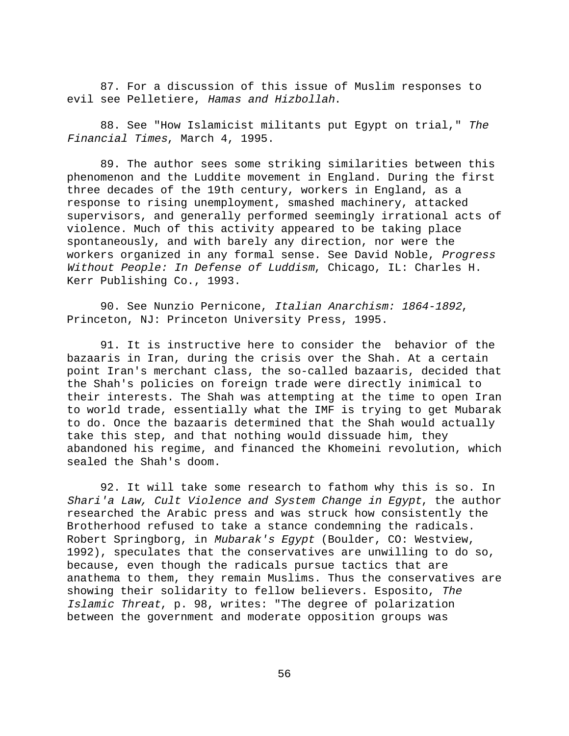87. For a discussion of this issue of Muslim responses to evil see Pelletiere, *Hamas and Hizbollah*.

88. See "How Islamicist militants put Egypt on trial," *The Financial Times*, March 4, 1995.

89. The author sees some striking similarities between this phenomenon and the Luddite movement in England. During the first three decades of the 19th century, workers in England, as a response to rising unemployment, smashed machinery, attacked supervisors, and generally performed seemingly irrational acts of violence. Much of this activity appeared to be taking place spontaneously, and with barely any direction, nor were the workers organized in any formal sense. See David Noble, *Progress Without People: In Defense of Luddism*, Chicago, IL: Charles H. Kerr Publishing Co., 1993.

90. See Nunzio Pernicone, *Italian Anarchism: 1864-1892*, Princeton, NJ: Princeton University Press, 1995.

91. It is instructive here to consider the behavior of the bazaaris in Iran, during the crisis over the Shah. At a certain point Iran's merchant class, the so-called bazaaris, decided that the Shah's policies on foreign trade were directly inimical to their interests. The Shah was attempting at the time to open Iran to world trade, essentially what the IMF is trying to get Mubarak to do. Once the bazaaris determined that the Shah would actually take this step, and that nothing would dissuade him, they abandoned his regime, and financed the Khomeini revolution, which sealed the Shah's doom.

92. It will take some research to fathom why this is so. In *Shari'a Law, Cult Violence and System Change in Egypt*, the author researched the Arabic press and was struck how consistently the Brotherhood refused to take a stance condemning the radicals. Robert Springborg, in *Mubarak's Egypt* (Boulder, CO: Westview, 1992), speculates that the conservatives are unwilling to do so, because, even though the radicals pursue tactics that are anathema to them, they remain Muslims. Thus the conservatives are showing their solidarity to fellow believers. Esposito, *The Islamic Threat*, p. 98, writes: "The degree of polarization between the government and moderate opposition groups was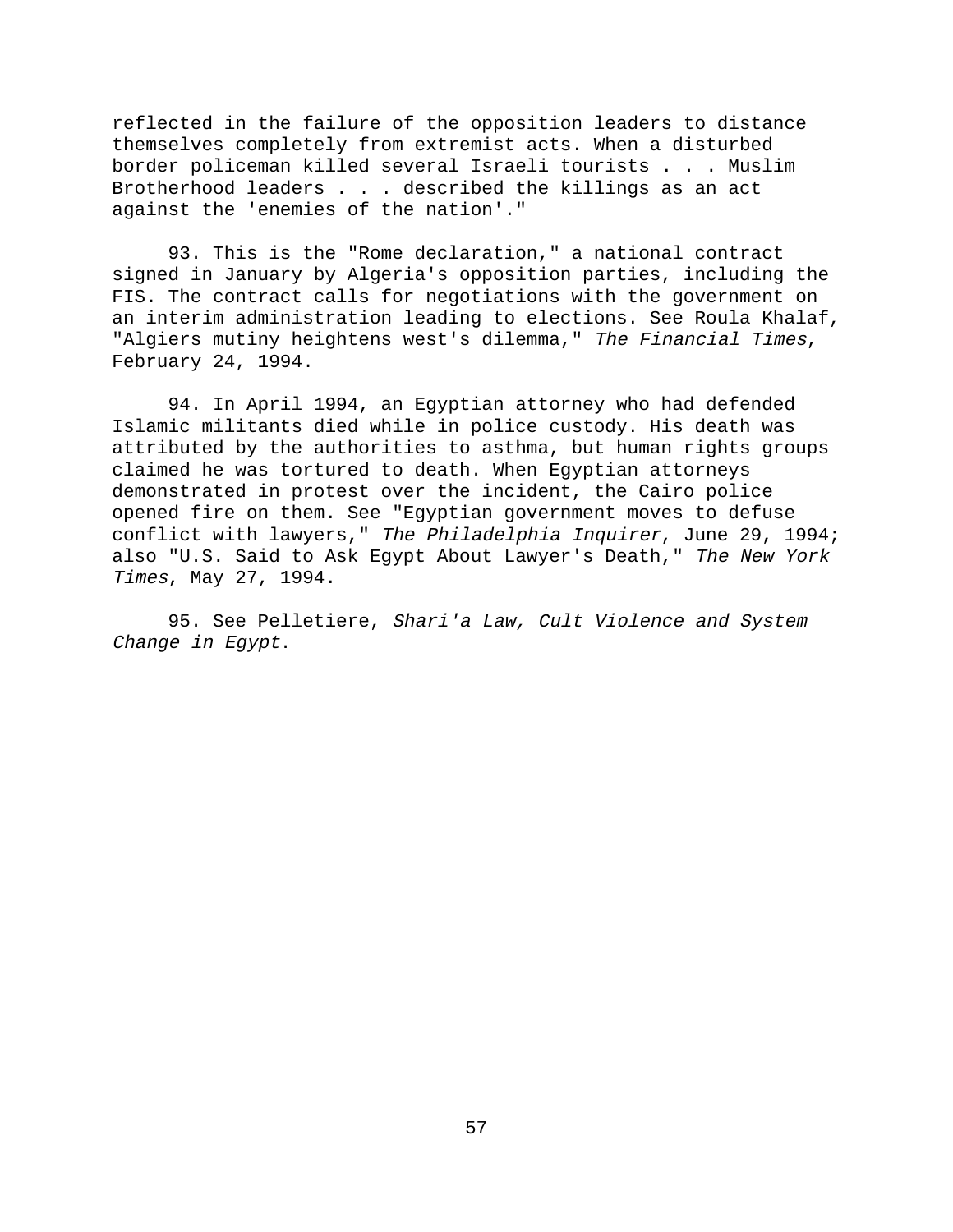reflected in the failure of the opposition leaders to distance themselves completely from extremist acts. When a disturbed border policeman killed several Israeli tourists . . . Muslim Brotherhood leaders . . . described the killings as an act against the 'enemies of the nation'."

93. This is the "Rome declaration," a national contract signed in January by Algeria's opposition parties, including the FIS. The contract calls for negotiations with the government on an interim administration leading to elections. See Roula Khalaf, "Algiers mutiny heightens west's dilemma," *The Financial Times*, February 24, 1994.

94. In April 1994, an Egyptian attorney who had defended Islamic militants died while in police custody. His death was attributed by the authorities to asthma, but human rights groups claimed he was tortured to death. When Egyptian attorneys demonstrated in protest over the incident, the Cairo police opened fire on them. See "Egyptian government moves to defuse conflict with lawyers," *The Philadelphia Inquirer*, June 29, 1994; also "U.S. Said to Ask Egypt About Lawyer's Death," *The New York Times*, May 27, 1994.

95. See Pelletiere, *Shari'a Law, Cult Violence and System Change in Egypt*.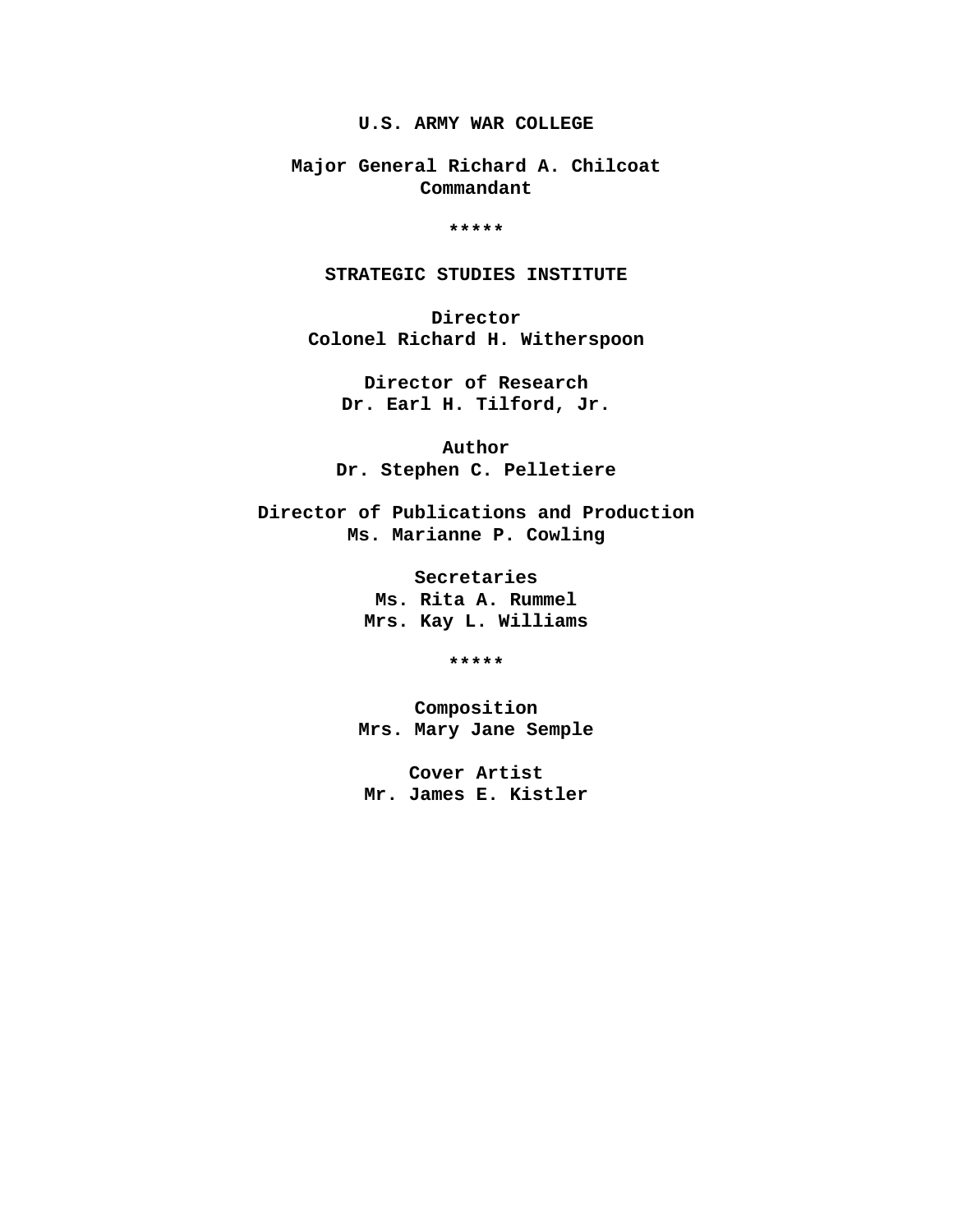**U.S. ARMY WAR COLLEGE**

**Major General Richard A. Chilcoat**
**Commandant**

**\*\*\*\*\***

**STRATEGIC STUDIES INSTITUTE**

**Director**
**Colonel Richard H. Witherspoon**

**Director of Research**
**Dr. Earl H. Tilford, Jr.**

**Author**
**Dr. Stephen C. Pelletiere**

**Director of Publications and Production**
**Ms. Marianne P. Cowling**

**Secretaries**
**Ms. Rita A. Rummel**
**Mrs. Kay L. Williams**

**\*\*\*\*\***

**Composition**
**Mrs. Mary Jane Semple**

**Cover Artist**
**Mr. James E. Kistler**